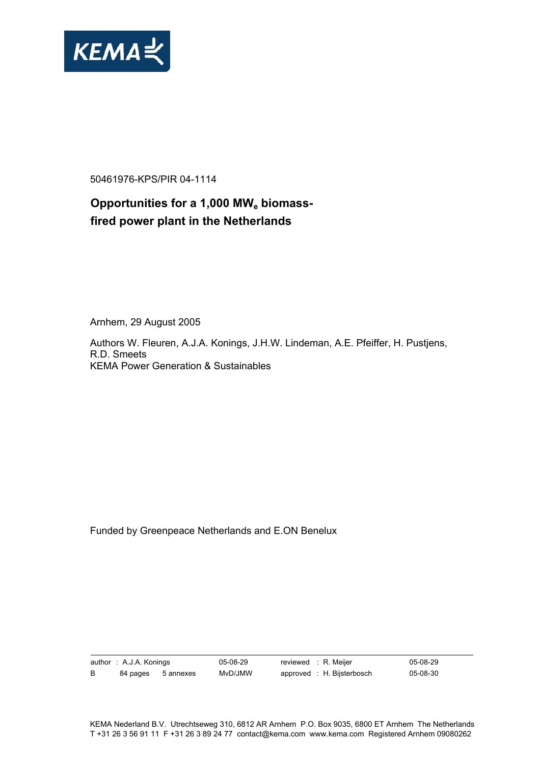KEMA

50461976-KPS/PIR 04-1114

# Opportunities for a 1,000 $MW_e$ biomass-fired power plant in the Netherlands

Arnhem, 29 August 2005

Authors W. Fleuren, A.J.A. Konings, J.H.W. Lindeman, A.E. Pfeiffer, H. Pustjens, R.D. Smeets
KEMA Power Generation & Sustainables

Funded by Greenpeace Netherlands and E.ON Benelux

| author : A.J.A. Konings | | 05-08-29 | reviewed : R. Meijer | 05-08-29 |
|---|---|---|---|---|
| B | 84 pages 5 annexes | MvD/JMW | approved : H. Bijsterbosch | 05-08-30 |

KEMA Nederland B.V. Utrechtseweg 310, 6812 AR Arnhem P.O. Box 9035, 6800 ET Arnhem The Netherlands
T +31 26 3 56 91 11 F +31 26 3 89 24 77 contact@kema.com www.kema.com Registered Arnhem 09080262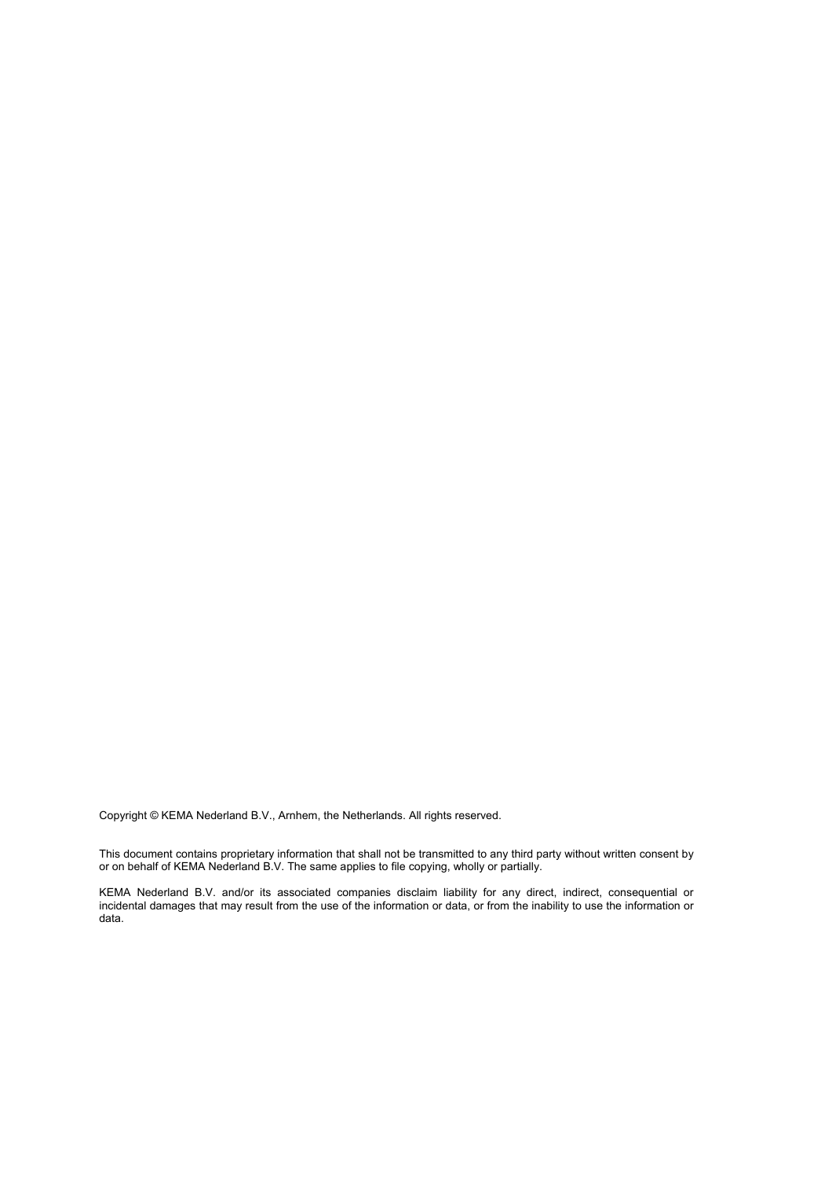Copyright © KEMA Nederland B.V., Arnhem, the Netherlands. All rights reserved.

This document contains proprietary information that shall not be transmitted to any third party without written consent by or on behalf of KEMA Nederland B.V. The same applies to file copying, wholly or partially.

KEMA Nederland B.V. and/or its associated companies disclaim liability for any direct, indirect, consequential or incidental damages that may result from the use of the information or data, or from the inability to use the information or data.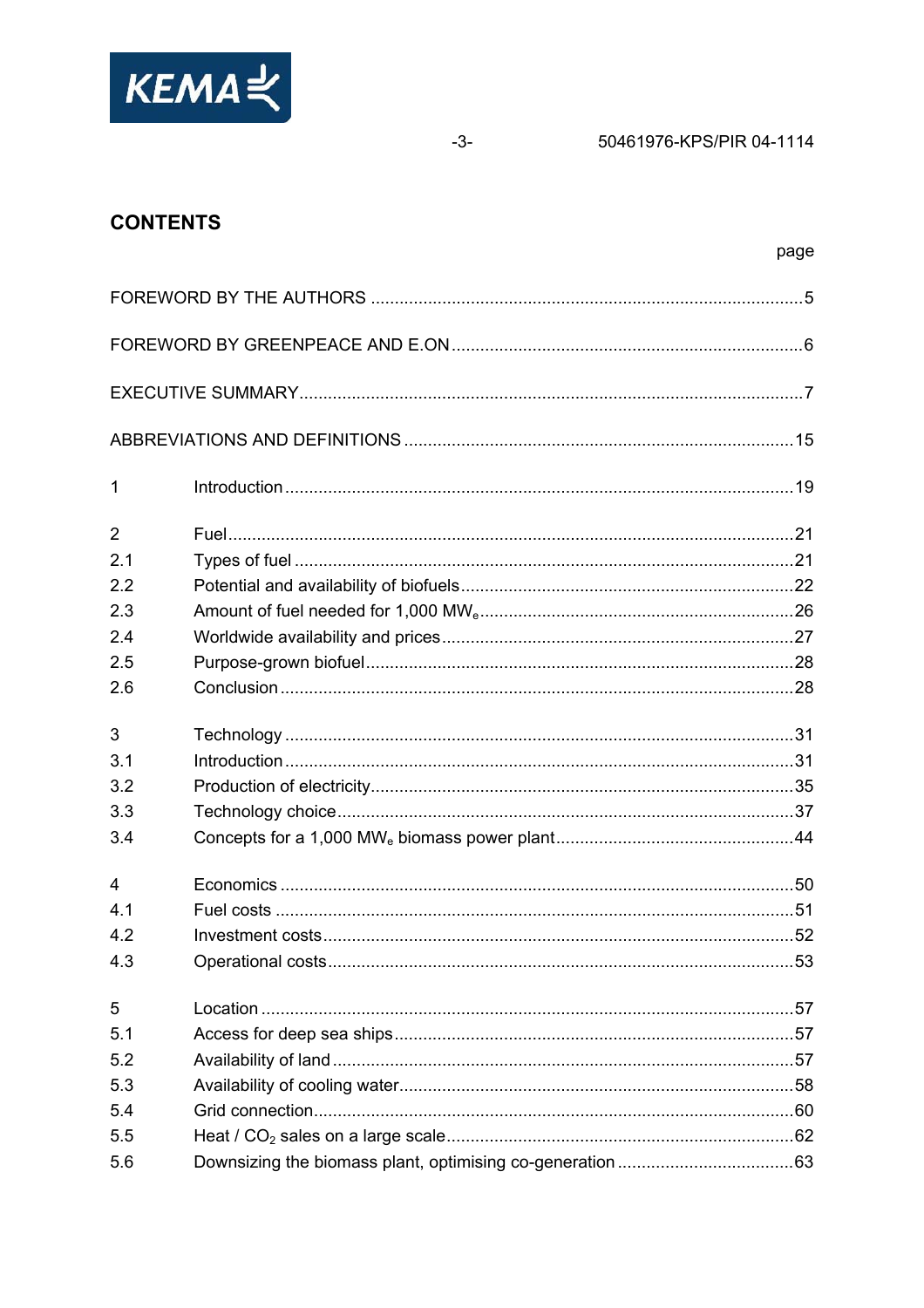## CONTENTS

page

FOREWORD BY THE AUTHORS ..........5

FOREWORD BY GREENPEACE AND E.ON ..........6

EXECUTIVE SUMMARY ..........7

ABBREVIATIONS AND DEFINITIONS ..........15

1 Introduction ..........19

2 Fuel ..........21
2.1 Types of fuel ..........21
2.2 Potential and availability of biofuels ..........22
2.3 Amount of fuel needed for 1,000 $MW_e$ ..........26
2.4 Worldwide availability and prices ..........27
2.5 Purpose-grown biofuel ..........28
2.6 Conclusion ..........28

3 Technology ..........31
3.1 Introduction ..........31
3.2 Production of electricity ..........35
3.3 Technology choice ..........37
3.4 Concepts for a 1,000 $MW_e$ biomass power plant ..........44

4 Economics ..........50
4.1 Fuel costs ..........51
4.2 Investment costs ..........52
4.3 Operational costs ..........53

5 Location ..........57
5.1 Access for deep sea ships ..........57
5.2 Availability of land ..........57
5.3 Availability of cooling water ..........58
5.4 Grid connection ..........60
5.5 Heat / $CO_2$ sales on a large scale ..........62
5.6 Downsizing the biomass plant, optimising co-generation ..........63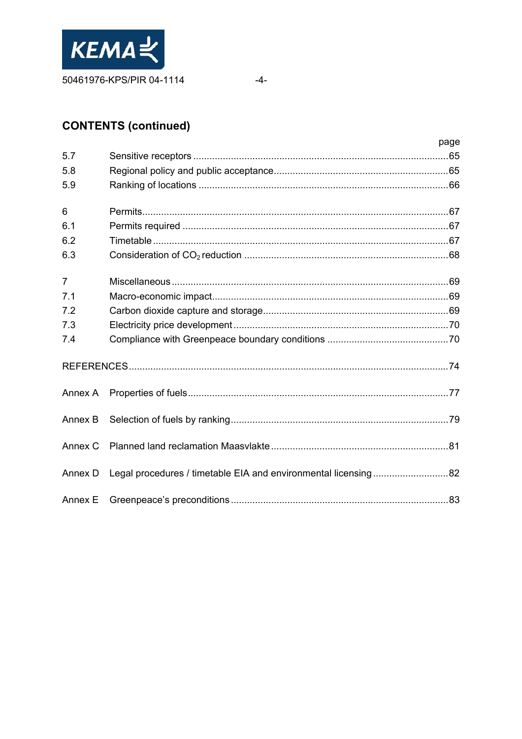## CONTENTS (continued)

| | | page |
|---|---|---|
| 5.7 | Sensitive receptors | 65 |
| 5.8 | Regional policy and public acceptance | 65 |
| 5.9 | Ranking of locations | 66 |
| 6 | Permits | 67 |
| 6.1 | Permits required | 67 |
| 6.2 | Timetable | 67 |
| 6.3 | Consideration of $CO_2$ reduction | 68 |
| 7 | Miscellaneous | 69 |
| 7.1 | Macro-economic impact | 69 |
| 7.2 | Carbon dioxide capture and storage | 69 |
| 7.3 | Electricity price development | 70 |
| 7.4 | Compliance with Greenpeace boundary conditions | 70 |
| REFERENCES | | 74 |
| Annex A | Properties of fuels | 77 |
| Annex B | Selection of fuels by ranking | 79 |
| Annex C | Planned land reclamation Maasvlakte | 81 |
| Annex D | Legal procedures / timetable EIA and environmental licensing | 82 |
| Annex E | Greenpeace's preconditions | 83 |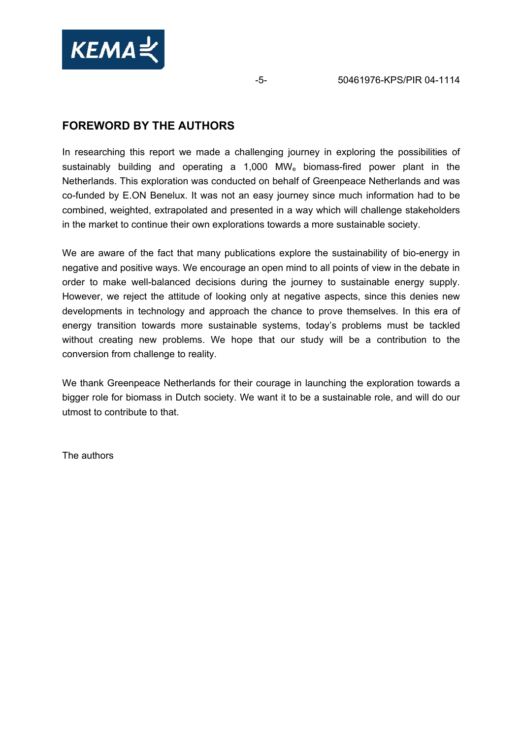## FOREWORD BY THE AUTHORS

In researching this report we made a challenging journey in exploring the possibilities of sustainably building and operating a 1,000 $MW_e$ biomass-fired power plant in the Netherlands. This exploration was conducted on behalf of Greenpeace Netherlands and was co-funded by E.ON Benelux. It was not an easy journey since much information had to be combined, weighted, extrapolated and presented in a way which will challenge stakeholders in the market to continue their own explorations towards a more sustainable society.

We are aware of the fact that many publications explore the sustainability of bio-energy in negative and positive ways. We encourage an open mind to all points of view in the debate in order to make well-balanced decisions during the journey to sustainable energy supply. However, we reject the attitude of looking only at negative aspects, since this denies new developments in technology and approach the chance to prove themselves. In this era of energy transition towards more sustainable systems, today's problems must be tackled without creating new problems. We hope that our study will be a contribution to the conversion from challenge to reality.

We thank Greenpeace Netherlands for their courage in launching the exploration towards a bigger role for biomass in Dutch society. We want it to be a sustainable role, and will do our utmost to contribute to that.

The authors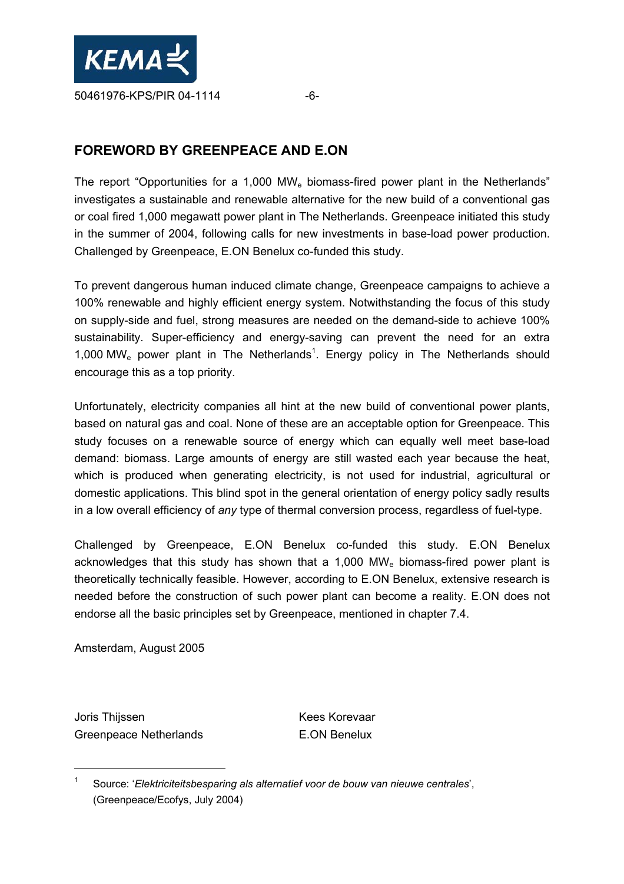## FOREWORD BY GREENPEACE AND E.ON

The report "Opportunities for a 1,000 $MW_e$ biomass-fired power plant in the Netherlands" investigates a sustainable and renewable alternative for the new build of a conventional gas or coal fired 1,000 megawatt power plant in The Netherlands. Greenpeace initiated this study in the summer of 2004, following calls for new investments in base-load power production. Challenged by Greenpeace, E.ON Benelux co-funded this study.

To prevent dangerous human induced climate change, Greenpeace campaigns to achieve a 100% renewable and highly efficient energy system. Notwithstanding the focus of this study on supply-side and fuel, strong measures are needed on the demand-side to achieve 100% sustainability. Super-efficiency and energy-saving can prevent the need for an extra 1,000 $MW_e$ power plant in The Netherlands[1]. Energy policy in The Netherlands should encourage this as a top priority.

Unfortunately, electricity companies all hint at the new build of conventional power plants, based on natural gas and coal. None of these are an acceptable option for Greenpeace. This study focuses on a renewable source of energy which can equally well meet base-load demand: biomass. Large amounts of energy are still wasted each year because the heat, which is produced when generating electricity, is not used for industrial, agricultural or domestic applications. This blind spot in the general orientation of energy policy sadly results in a low overall efficiency of *any* type of thermal conversion process, regardless of fuel-type.

Challenged by Greenpeace, E.ON Benelux co-funded this study. E.ON Benelux acknowledges that this study has shown that a 1,000 $MW_e$ biomass-fired power plant is theoretically technically feasible. However, according to E.ON Benelux, extensive research is needed before the construction of such power plant can become a reality. E.ON does not endorse all the basic principles set by Greenpeace, mentioned in chapter 7.4.

Amsterdam, August 2005

Joris Thijssen
Greenpeace Netherlands

Kees Korevaar
E.ON Benelux

[1] Source: '*Elektriciteitsbesparing als alternatief voor de bouw van nieuwe centrales*', (Greenpeace/Ecofys, July 2004)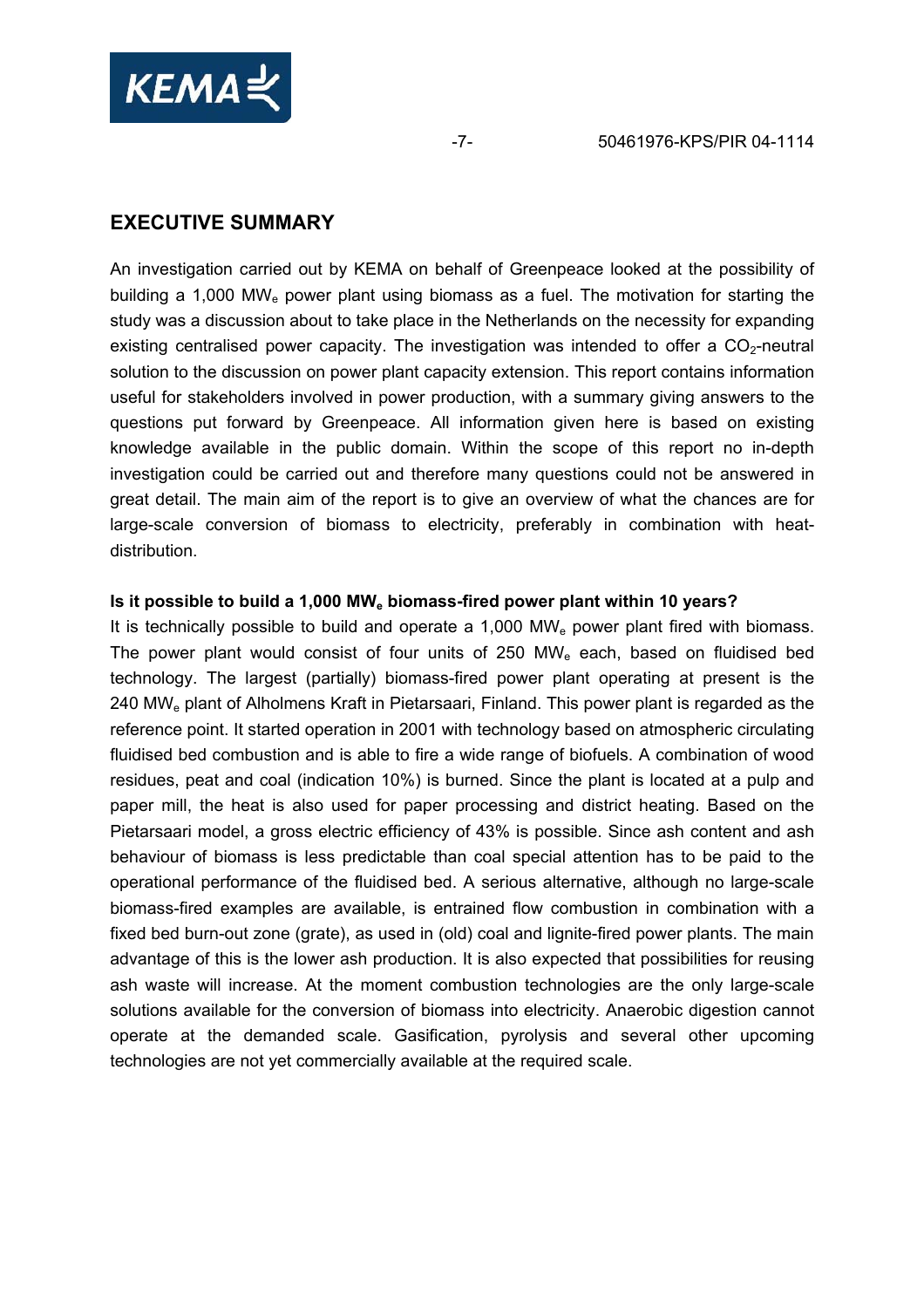## EXECUTIVE SUMMARY

An investigation carried out by KEMA on behalf of Greenpeace looked at the possibility of building a 1,000 $MW_e$ power plant using biomass as a fuel. The motivation for starting the study was a discussion about to take place in the Netherlands on the necessity for expanding existing centralised power capacity. The investigation was intended to offer a $CO_2$-neutral solution to the discussion on power plant capacity extension. This report contains information useful for stakeholders involved in power production, with a summary giving answers to the questions put forward by Greenpeace. All information given here is based on existing knowledge available in the public domain. Within the scope of this report no in-depth investigation could be carried out and therefore many questions could not be answered in great detail. The main aim of the report is to give an overview of what the chances are for large-scale conversion of biomass to electricity, preferably in combination with heat-distribution.

**Is it possible to build a 1,000 $MW_e$ biomass-fired power plant within 10 years?**

It is technically possible to build and operate a 1,000 $MW_e$ power plant fired with biomass. The power plant would consist of four units of 250 $MW_e$ each, based on fluidised bed technology. The largest (partially) biomass-fired power plant operating at present is the 240 $MW_e$ plant of Alholmens Kraft in Pietarsaari, Finland. This power plant is regarded as the reference point. It started operation in 2001 with technology based on atmospheric circulating fluidised bed combustion and is able to fire a wide range of biofuels. A combination of wood residues, peat and coal (indication 10%) is burned. Since the plant is located at a pulp and paper mill, the heat is also used for paper processing and district heating. Based on the Pietarsaari model, a gross electric efficiency of 43% is possible. Since ash content and ash behaviour of biomass is less predictable than coal special attention has to be paid to the operational performance of the fluidised bed. A serious alternative, although no large-scale biomass-fired examples are available, is entrained flow combustion in combination with a fixed bed burn-out zone (grate), as used in (old) coal and lignite-fired power plants. The main advantage of this is the lower ash production. It is also expected that possibilities for reusing ash waste will increase. At the moment combustion technologies are the only large-scale solutions available for the conversion of biomass into electricity. Anaerobic digestion cannot operate at the demanded scale. Gasification, pyrolysis and several other upcoming technologies are not yet commercially available at the required scale.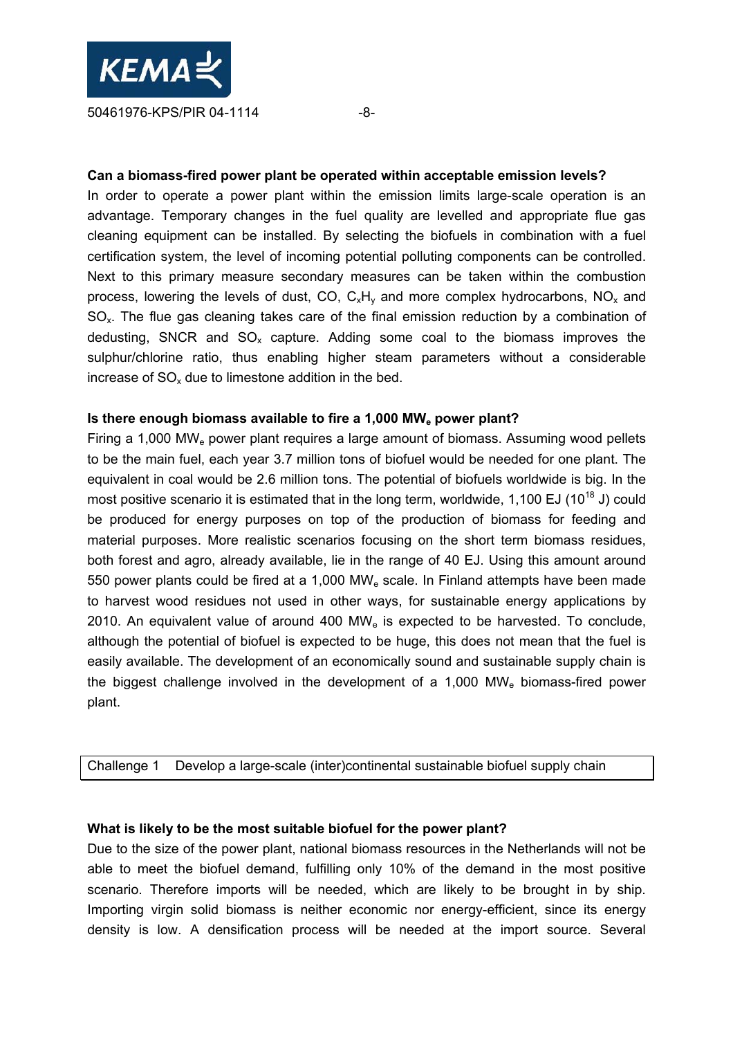**Can a biomass-fired power plant be operated within acceptable emission levels?**

In order to operate a power plant within the emission limits large-scale operation is an advantage. Temporary changes in the fuel quality are levelled and appropriate flue gas cleaning equipment can be installed. By selecting the biofuels in combination with a fuel certification system, the level of incoming potential polluting components can be controlled. Next to this primary measure secondary measures can be taken within the combustion process, lowering the levels of dust, CO, $C_xH_y$ and more complex hydrocarbons, $NO_x$ and $SO_x$. The flue gas cleaning takes care of the final emission reduction by a combination of dedusting, SNCR and $SO_x$ capture. Adding some coal to the biomass improves the sulphur/chlorine ratio, thus enabling higher steam parameters without a considerable increase of $SO_x$ due to limestone addition in the bed.

**Is there enough biomass available to fire a 1,000 MW$_e$ power plant?**

Firing a 1,000 MW$_e$ power plant requires a large amount of biomass. Assuming wood pellets to be the main fuel, each year 3.7 million tons of biofuel would be needed for one plant. The equivalent in coal would be 2.6 million tons. The potential of biofuels worldwide is big. In the most positive scenario it is estimated that in the long term, worldwide, 1,100 EJ ($10^{18}$ J) could be produced for energy purposes on top of the production of biomass for feeding and material purposes. More realistic scenarios focusing on the short term biomass residues, both forest and agro, already available, lie in the range of 40 EJ. Using this amount around 550 power plants could be fired at a 1,000 MW$_e$ scale. In Finland attempts have been made to harvest wood residues not used in other ways, for sustainable energy applications by 2010. An equivalent value of around 400 MW$_e$ is expected to be harvested. To conclude, although the potential of biofuel is expected to be huge, this does not mean that the fuel is easily available. The development of an economically sound and sustainable supply chain is the biggest challenge involved in the development of a 1,000 MW$_e$ biomass-fired power plant.

| Challenge 1 | Develop a large-scale (inter)continental sustainable biofuel supply chain |
|---|---|

**What is likely to be the most suitable biofuel for the power plant?**

Due to the size of the power plant, national biomass resources in the Netherlands will not be able to meet the biofuel demand, fulfilling only 10% of the demand in the most positive scenario. Therefore imports will be needed, which are likely to be brought in by ship. Importing virgin solid biomass is neither economic nor energy-efficient, since its energy density is low. A densification process will be needed at the import source. Several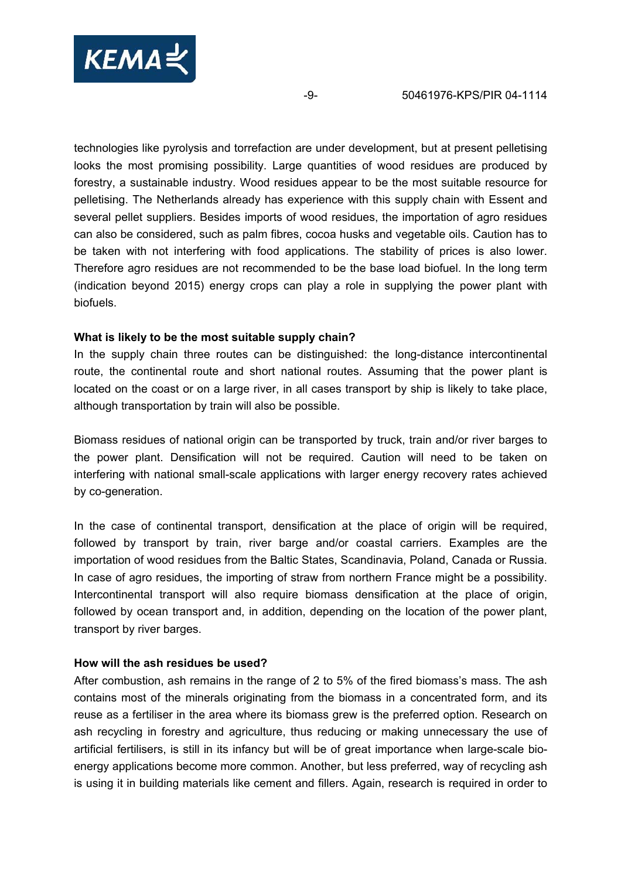technologies like pyrolysis and torrefaction are under development, but at present pelletising looks the most promising possibility. Large quantities of wood residues are produced by forestry, a sustainable industry. Wood residues appear to be the most suitable resource for pelletising. The Netherlands already has experience with this supply chain with Essent and several pellet suppliers. Besides imports of wood residues, the importation of agro residues can also be considered, such as palm fibres, cocoa husks and vegetable oils. Caution has to be taken with not interfering with food applications. The stability of prices is also lower. Therefore agro residues are not recommended to be the base load biofuel. In the long term (indication beyond 2015) energy crops can play a role in supplying the power plant with biofuels.

**What is likely to be the most suitable supply chain?**

In the supply chain three routes can be distinguished: the long-distance intercontinental route, the continental route and short national routes. Assuming that the power plant is located on the coast or on a large river, in all cases transport by ship is likely to take place, although transportation by train will also be possible.

Biomass residues of national origin can be transported by truck, train and/or river barges to the power plant. Densification will not be required. Caution will need to be taken on interfering with national small-scale applications with larger energy recovery rates achieved by co-generation.

In the case of continental transport, densification at the place of origin will be required, followed by transport by train, river barge and/or coastal carriers. Examples are the importation of wood residues from the Baltic States, Scandinavia, Poland, Canada or Russia. In case of agro residues, the importing of straw from northern France might be a possibility. Intercontinental transport will also require biomass densification at the place of origin, followed by ocean transport and, in addition, depending on the location of the power plant, transport by river barges.

**How will the ash residues be used?**

After combustion, ash remains in the range of 2 to 5% of the fired biomass's mass. The ash contains most of the minerals originating from the biomass in a concentrated form, and its reuse as a fertiliser in the area where its biomass grew is the preferred option. Research on ash recycling in forestry and agriculture, thus reducing or making unnecessary the use of artificial fertilisers, is still in its infancy but will be of great importance when large-scale bio-energy applications become more common. Another, but less preferred, way of recycling ash is using it in building materials like cement and fillers. Again, research is required in order to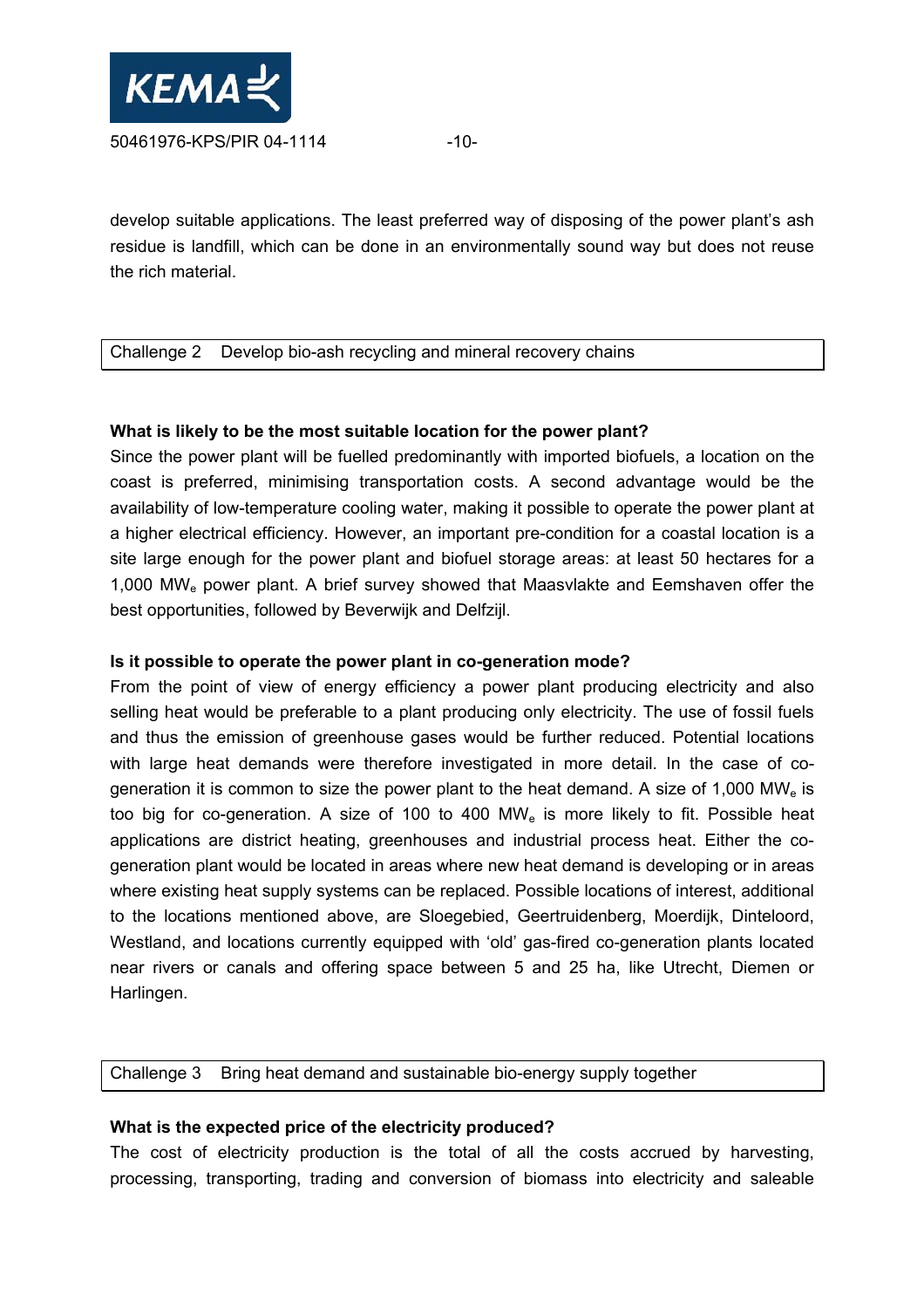develop suitable applications. The least preferred way of disposing of the power plant's ash residue is landfill, which can be done in an environmentally sound way but does not reuse the rich material.

| Challenge 2 | Develop bio-ash recycling and mineral recovery chains |
| --- | --- |

**What is likely to be the most suitable location for the power plant?**

Since the power plant will be fuelled predominantly with imported biofuels, a location on the coast is preferred, minimising transportation costs. A second advantage would be the availability of low-temperature cooling water, making it possible to operate the power plant at a higher electrical efficiency. However, an important pre-condition for a coastal location is a site large enough for the power plant and biofuel storage areas: at least 50 hectares for a 1,000 $MW_e$ power plant. A brief survey showed that Maasvlakte and Eemshaven offer the best opportunities, followed by Beverwijk and Delfzijl.

**Is it possible to operate the power plant in co-generation mode?**

From the point of view of energy efficiency a power plant producing electricity and also selling heat would be preferable to a plant producing only electricity. The use of fossil fuels and thus the emission of greenhouse gases would be further reduced. Potential locations with large heat demands were therefore investigated in more detail. In the case of co-generation it is common to size the power plant to the heat demand. A size of 1,000 $MW_e$ is too big for co-generation. A size of 100 to 400 $MW_e$ is more likely to fit. Possible heat applications are district heating, greenhouses and industrial process heat. Either the co-generation plant would be located in areas where new heat demand is developing or in areas where existing heat supply systems can be replaced. Possible locations of interest, additional to the locations mentioned above, are Sloegebied, Geertruidenberg, Moerdijk, Dinteloord, Westland, and locations currently equipped with 'old' gas-fired co-generation plants located near rivers or canals and offering space between 5 and 25 ha, like Utrecht, Diemen or Harlingen.

| Challenge 3 | Bring heat demand and sustainable bio-energy supply together |
| --- | --- |

**What is the expected price of the electricity produced?**

The cost of electricity production is the total of all the costs accrued by harvesting, processing, transporting, trading and conversion of biomass into electricity and saleable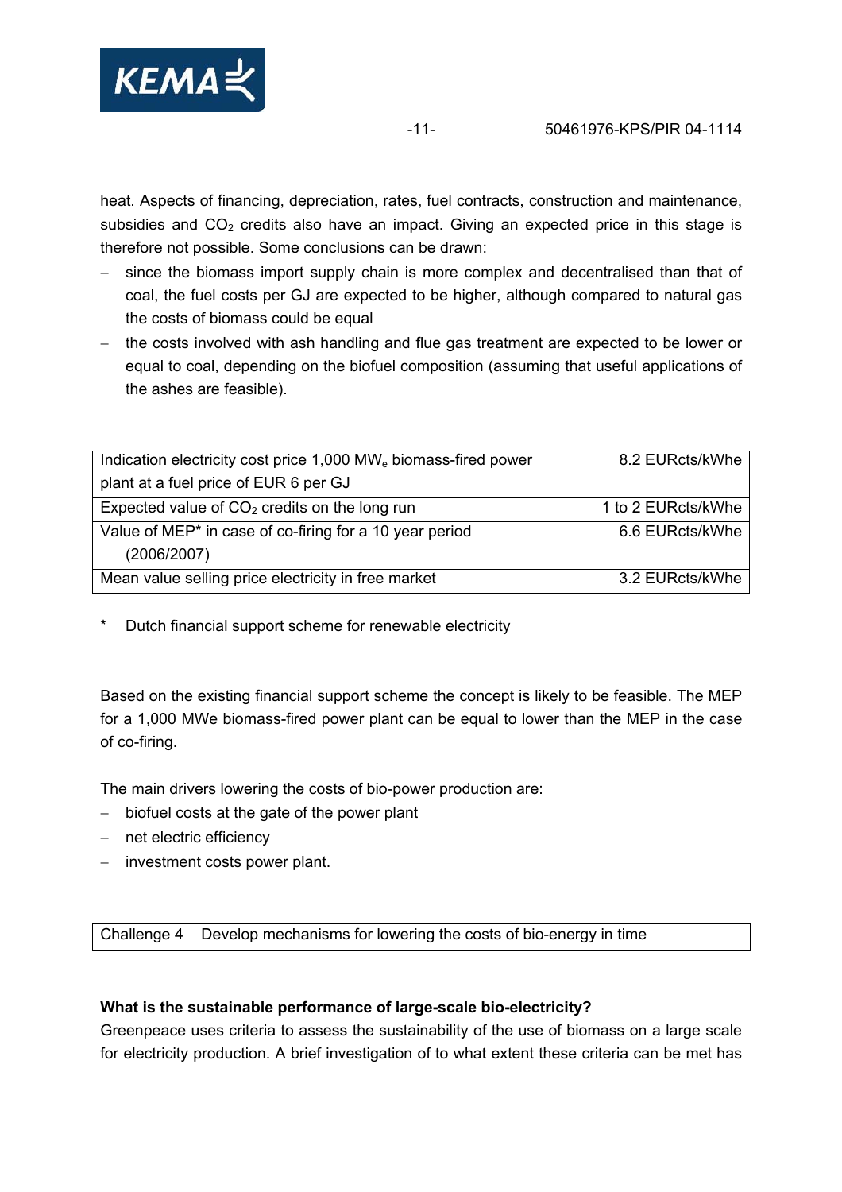heat. Aspects of financing, depreciation, rates, fuel contracts, construction and maintenance, subsidies and $CO_2$ credits also have an impact. Giving an expected price in this stage is therefore not possible. Some conclusions can be drawn:

- since the biomass import supply chain is more complex and decentralised than that of coal, the fuel costs per GJ are expected to be higher, although compared to natural gas the costs of biomass could be equal
- the costs involved with ash handling and flue gas treatment are expected to be lower or equal to coal, depending on the biofuel composition (assuming that useful applications of the ashes are feasible).

| | |
|---|---|
| Indication electricity cost price 1,000 $MW_e$ biomass-fired power plant at a fuel price of EUR 6 per GJ | 8.2 EURcts/kWhe |
| Expected value of $CO_2$ credits on the long run | 1 to 2 EURcts/kWhe |
| Value of MEP* in case of co-firing for a 10 year period (2006/2007) | 6.6 EURcts/kWhe |
| Mean value selling price electricity in free market | 3.2 EURcts/kWhe |

\* Dutch financial support scheme for renewable electricity

Based on the existing financial support scheme the concept is likely to be feasible. The MEP for a 1,000 MWe biomass-fired power plant can be equal to lower than the MEP in the case of co-firing.

The main drivers lowering the costs of bio-power production are:

- biofuel costs at the gate of the power plant
- net electric efficiency
- investment costs power plant.

| Challenge 4 | Develop mechanisms for lowering the costs of bio-energy in time |
|---|---|

**What is the sustainable performance of large-scale bio-electricity?**

Greenpeace uses criteria to assess the sustainability of the use of biomass on a large scale for electricity production. A brief investigation of to what extent these criteria can be met has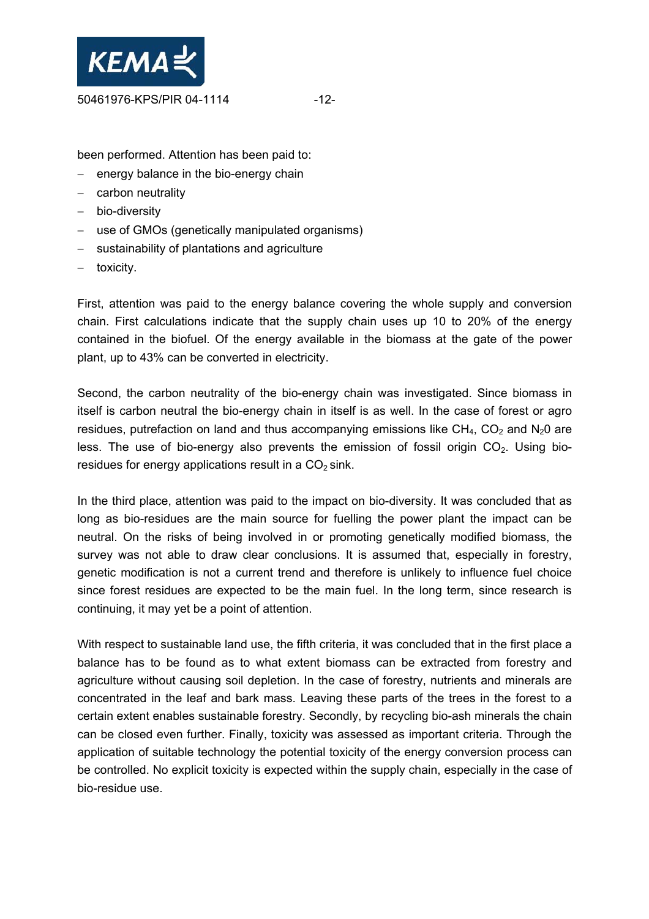been performed. Attention has been paid to:

- energy balance in the bio-energy chain
- carbon neutrality
- bio-diversity
- use of GMOs (genetically manipulated organisms)
- sustainability of plantations and agriculture
- toxicity.

First, attention was paid to the energy balance covering the whole supply and conversion chain. First calculations indicate that the supply chain uses up 10 to 20% of the energy contained in the biofuel. Of the energy available in the biomass at the gate of the power plant, up to 43% can be converted in electricity.

Second, the carbon neutrality of the bio-energy chain was investigated. Since biomass in itself is carbon neutral the bio-energy chain in itself is as well. In the case of forest or agro residues, putrefaction on land and thus accompanying emissions like $CH_4$, $CO_2$ and $N_20$ are less. The use of bio-energy also prevents the emission of fossil origin $CO_2$. Using bio-residues for energy applications result in a $CO_2$ sink.

In the third place, attention was paid to the impact on bio-diversity. It was concluded that as long as bio-residues are the main source for fuelling the power plant the impact can be neutral. On the risks of being involved in or promoting genetically modified biomass, the survey was not able to draw clear conclusions. It is assumed that, especially in forestry, genetic modification is not a current trend and therefore is unlikely to influence fuel choice since forest residues are expected to be the main fuel. In the long term, since research is continuing, it may yet be a point of attention.

With respect to sustainable land use, the fifth criteria, it was concluded that in the first place a balance has to be found as to what extent biomass can be extracted from forestry and agriculture without causing soil depletion. In the case of forestry, nutrients and minerals are concentrated in the leaf and bark mass. Leaving these parts of the trees in the forest to a certain extent enables sustainable forestry. Secondly, by recycling bio-ash minerals the chain can be closed even further. Finally, toxicity was assessed as important criteria. Through the application of suitable technology the potential toxicity of the energy conversion process can be controlled. No explicit toxicity is expected within the supply chain, especially in the case of bio-residue use.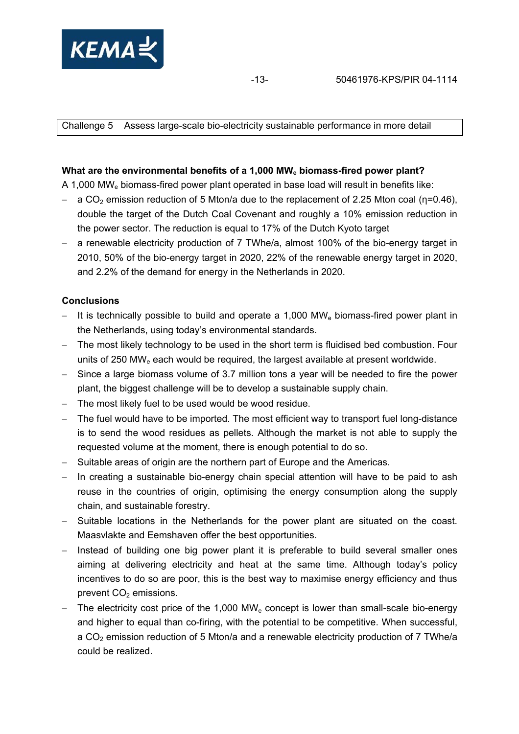Challenge 5 Assess large-scale bio-electricity sustainable performance in more detail

**What are the environmental benefits of a 1,000 $MW_e$ biomass-fired power plant?**

A 1,000 $MW_e$ biomass-fired power plant operated in base load will result in benefits like:

- a $CO_2$ emission reduction of 5 Mton/a due to the replacement of 2.25 Mton coal ($\eta$=0.46), double the target of the Dutch Coal Covenant and roughly a 10% emission reduction in the power sector. The reduction is equal to 17% of the Dutch Kyoto target
- a renewable electricity production of 7 TWhe/a, almost 100% of the bio-energy target in 2010, 50% of the bio-energy target in 2020, 22% of the renewable energy target in 2020, and 2.2% of the demand for energy in the Netherlands in 2020.

**Conclusions**

- It is technically possible to build and operate a 1,000 $MW_e$ biomass-fired power plant in the Netherlands, using today's environmental standards.
- The most likely technology to be used in the short term is fluidised bed combustion. Four units of 250 $MW_e$ each would be required, the largest available at present worldwide.
- Since a large biomass volume of 3.7 million tons a year will be needed to fire the power plant, the biggest challenge will be to develop a sustainable supply chain.
- The most likely fuel to be used would be wood residue.
- The fuel would have to be imported. The most efficient way to transport fuel long-distance is to send the wood residues as pellets. Although the market is not able to supply the requested volume at the moment, there is enough potential to do so.
- Suitable areas of origin are the northern part of Europe and the Americas.
- In creating a sustainable bio-energy chain special attention will have to be paid to ash reuse in the countries of origin, optimising the energy consumption along the supply chain, and sustainable forestry.
- Suitable locations in the Netherlands for the power plant are situated on the coast. Maasvlakte and Eemshaven offer the best opportunities.
- Instead of building one big power plant it is preferable to build several smaller ones aiming at delivering electricity and heat at the same time. Although today's policy incentives to do so are poor, this is the best way to maximise energy efficiency and thus prevent $CO_2$ emissions.
- The electricity cost price of the 1,000 $MW_e$ concept is lower than small-scale bio-energy and higher to equal than co-firing, with the potential to be competitive. When successful, a $CO_2$ emission reduction of 5 Mton/a and a renewable electricity production of 7 TWhe/a could be realized.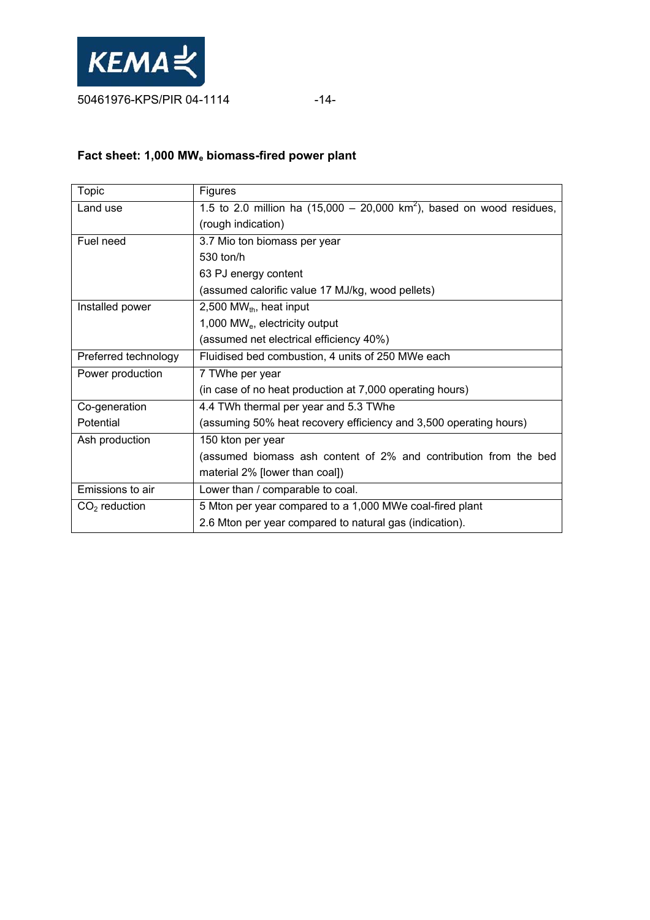**Fact sheet: 1,000 $MW_e$ biomass-fired power plant**

| Topic | Figures |
|---|---|
| Land use | 1.5 to 2.0 million ha (15,000 – 20,000 $km^2$), based on wood residues, (rough indication) |
| Fuel need | 3.7 Mio ton biomass per year<br>530 ton/h<br>63 PJ energy content<br>(assumed calorific value 17 MJ/kg, wood pellets) |
| Installed power | 2,500 $MW_{th}$, heat input<br>1,000 $MW_e$, electricity output<br>(assumed net electrical efficiency 40%) |
| Preferred technology | Fluidised bed combustion, 4 units of 250 MWe each |
| Power production | 7 TWhe per year<br>(in case of no heat production at 7,000 operating hours) |
| Co-generation Potential | 4.4 TWh thermal per year and 5.3 TWhe<br>(assuming 50% heat recovery efficiency and 3,500 operating hours) |
| Ash production | 150 kton per year<br>(assumed biomass ash content of 2% and contribution from the bed material 2% [lower than coal]) |
| Emissions to air | Lower than / comparable to coal. |
| $CO_2$ reduction | 5 Mton per year compared to a 1,000 MWe coal-fired plant<br>2.6 Mton per year compared to natural gas (indication). |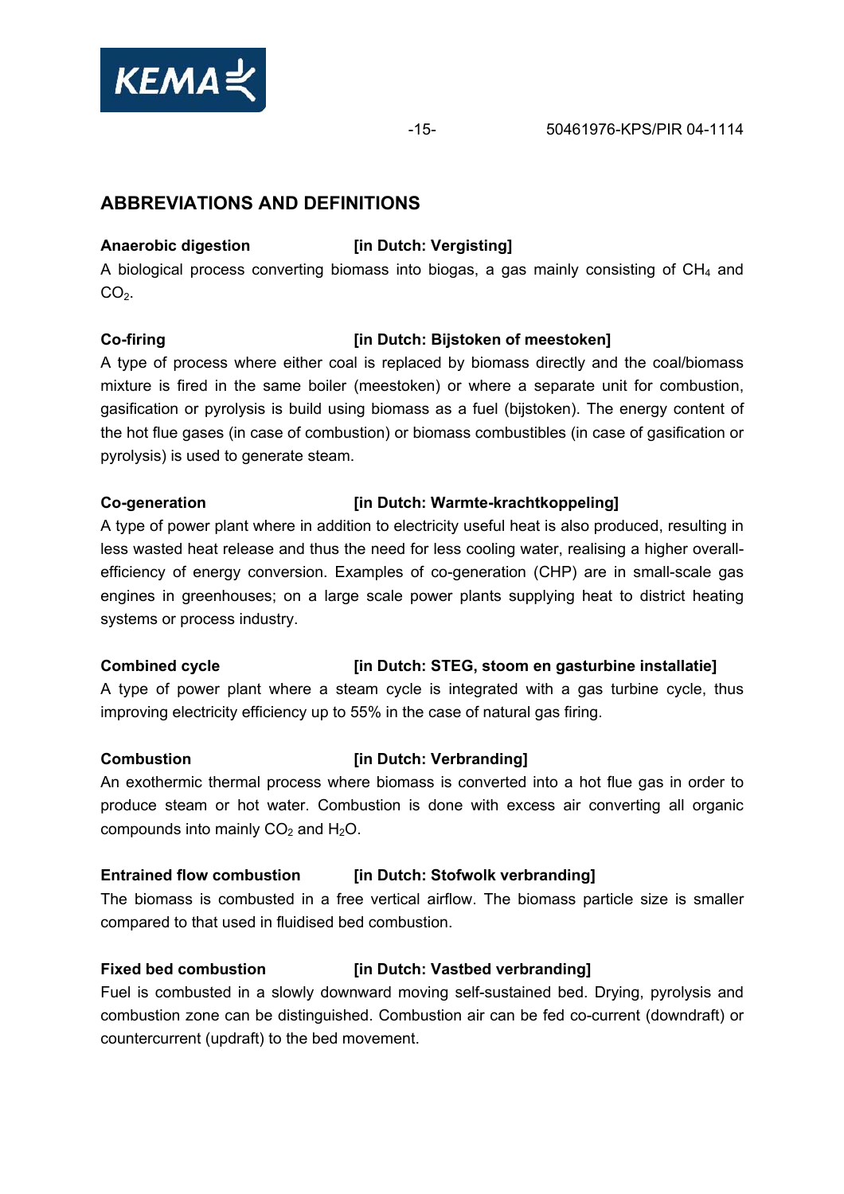## ABBREVIATIONS AND DEFINITIONS

**Anaerobic digestion** **[in Dutch: Vergisting]**

A biological process converting biomass into biogas, a gas mainly consisting of $CH_4$ and $CO_2$.

**Co-firing** **[in Dutch: Bijstoken of meestoken]**

A type of process where either coal is replaced by biomass directly and the coal/biomass mixture is fired in the same boiler (meestoken) or where a separate unit for combustion, gasification or pyrolysis is build using biomass as a fuel (bijstoken). The energy content of the hot flue gases (in case of combustion) or biomass combustibles (in case of gasification or pyrolysis) is used to generate steam.

**Co-generation** **[in Dutch: Warmte-krachtkoppeling]**

A type of power plant where in addition to electricity useful heat is also produced, resulting in less wasted heat release and thus the need for less cooling water, realising a higher overall-efficiency of energy conversion. Examples of co-generation (CHP) are in small-scale gas engines in greenhouses; on a large scale power plants supplying heat to district heating systems or process industry.

**Combined cycle** **[in Dutch: STEG, stoom en gasturbine installatie]**

A type of power plant where a steam cycle is integrated with a gas turbine cycle, thus improving electricity efficiency up to 55% in the case of natural gas firing.

**Combustion** **[in Dutch: Verbranding]**

An exothermic thermal process where biomass is converted into a hot flue gas in order to produce steam or hot water. Combustion is done with excess air converting all organic compounds into mainly $CO_2$ and $H_2O$.

**Entrained flow combustion** **[in Dutch: Stofwolk verbranding]**

The biomass is combusted in a free vertical airflow. The biomass particle size is smaller compared to that used in fluidised bed combustion.

**Fixed bed combustion** **[in Dutch: Vastbed verbranding]**

Fuel is combusted in a slowly downward moving self-sustained bed. Drying, pyrolysis and combustion zone can be distinguished. Combustion air can be fed co-current (downdraft) or countercurrent (updraft) to the bed movement.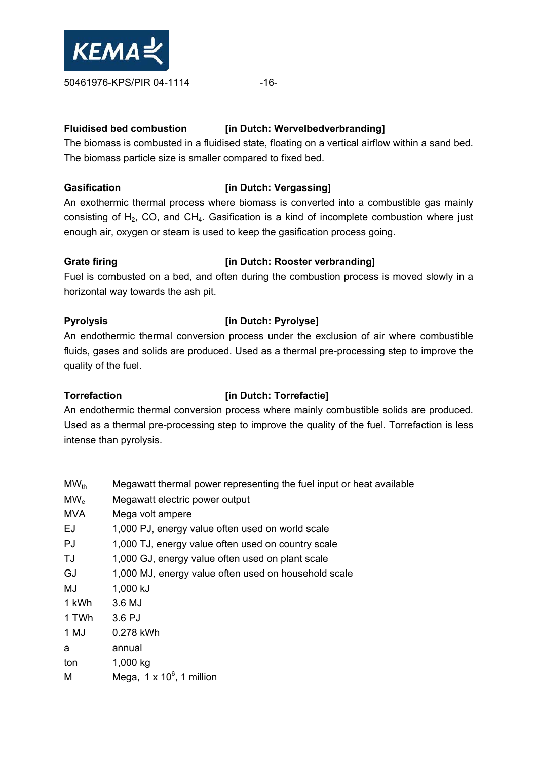**Fluidised bed combustion** **[in Dutch: Wervelbedverbranding]**
The biomass is combusted in a fluidised state, floating on a vertical airflow within a sand bed. The biomass particle size is smaller compared to fixed bed.

**Gasification** **[in Dutch: Vergassing]**
An exothermic thermal process where biomass is converted into a combustible gas mainly consisting of $H_2$, CO, and $CH_4$. Gasification is a kind of incomplete combustion where just enough air, oxygen or steam is used to keep the gasification process going.

**Grate firing** **[in Dutch: Rooster verbranding]**
Fuel is combusted on a bed, and often during the combustion process is moved slowly in a horizontal way towards the ash pit.

**Pyrolysis** **[in Dutch: Pyrolyse]**
An endothermic thermal conversion process under the exclusion of air where combustible fluids, gases and solids are produced. Used as a thermal pre-processing step to improve the quality of the fuel.

**Torrefaction** **[in Dutch: Torrefactie]**
An endothermic thermal conversion process where mainly combustible solids are produced. Used as a thermal pre-processing step to improve the quality of the fuel. Torrefaction is less intense than pyrolysis.

| | |
|---|---|
| $MW_{th}$ | Megawatt thermal power representing the fuel input or heat available |
| $MW_e$ | Megawatt electric power output |
| MVA | Mega volt ampere |
| EJ | 1,000 PJ, energy value often used on world scale |
| PJ | 1,000 TJ, energy value often used on country scale |
| TJ | 1,000 GJ, energy value often used on plant scale |
| GJ | 1,000 MJ, energy value often used on household scale |
| MJ | 1,000 kJ |
| 1 kWh | 3.6 MJ |
| 1 TWh | 3.6 PJ |
| 1 MJ | 0.278 kWh |
| a | annual |
| ton | 1,000 kg |
| M | Mega, $1 \times 10^6$, 1 million |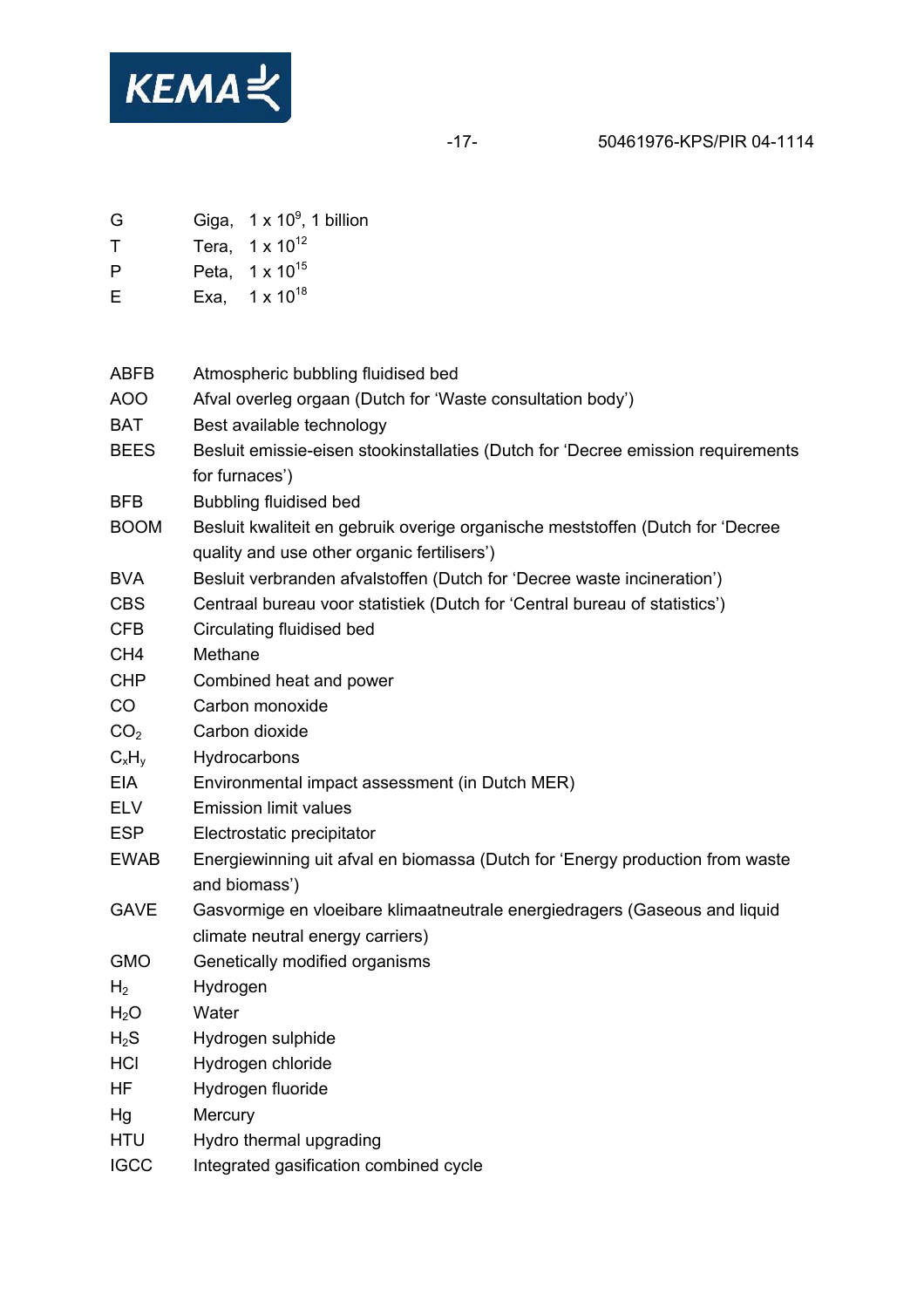| | |
|---|---|
| G | Giga, $1 \times 10^9$, 1 billion |
| T | Tera, $1 \times 10^{12}$ |
| P | Peta, $1 \times 10^{15}$ |
| E | Exa, $1 \times 10^{18}$ |

| | |
|---|---|
| ABFB | Atmospheric bubbling fluidised bed |
| AOO | Afval overleg orgaan (Dutch for 'Waste consultation body') |
| BAT | Best available technology |
| BEES | Besluit emissie-eisen stookinstallaties (Dutch for 'Decree emission requirements for furnaces') |
| BFB | Bubbling fluidised bed |
| BOOM | Besluit kwaliteit en gebruik overige organische meststoffen (Dutch for 'Decree quality and use other organic fertilisers') |
| BVA | Besluit verbranden afvalstoffen (Dutch for 'Decree waste incineration') |
| CBS | Centraal bureau voor statistiek (Dutch for 'Central bureau of statistics') |
| CFB | Circulating fluidised bed |
| CH4 | Methane |
| CHP | Combined heat and power |
| CO | Carbon monoxide |
| $CO_2$ | Carbon dioxide |
| $C_xH_y$ | Hydrocarbons |
| EIA | Environmental impact assessment (in Dutch MER) |
| ELV | Emission limit values |
| ESP | Electrostatic precipitator |
| EWAB | Energiewinning uit afval en biomassa (Dutch for 'Energy production from waste and biomass') |
| GAVE | Gasvormige en vloeibare klimaatneutrale energiedragers (Gaseous and liquid climate neutral energy carriers) |
| GMO | Genetically modified organisms |
| $H_2$ | Hydrogen |
| $H_2O$ | Water |
| $H_2S$ | Hydrogen sulphide |
| HCl | Hydrogen chloride |
| HF | Hydrogen fluoride |
| Hg | Mercury |
| HTU | Hydro thermal upgrading |
| IGCC | Integrated gasification combined cycle |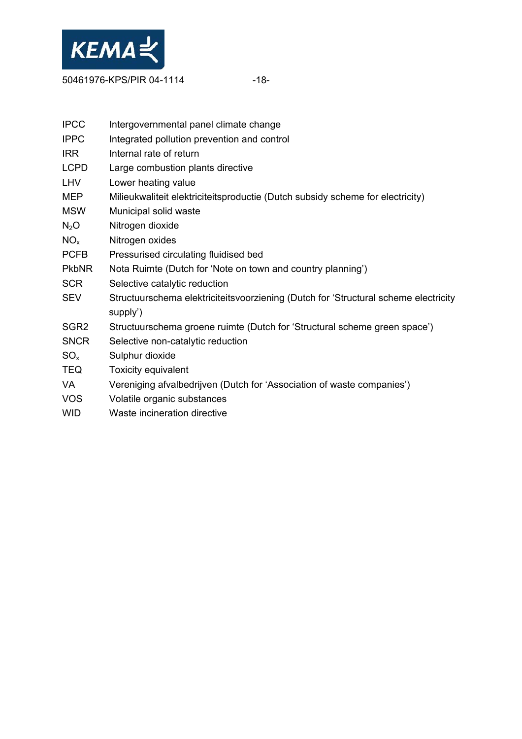| | |
|---|---|
| IPCC | Intergovernmental panel climate change |
| IPPC | Integrated pollution prevention and control |
| IRR | Internal rate of return |
| LCPD | Large combustion plants directive |
| LHV | Lower heating value |
| MEP | Milieukwaliteit elektriciteitsproductie (Dutch subsidy scheme for electricity) |
| MSW | Municipal solid waste |
| $N_2O$ | Nitrogen dioxide |
| $NO_x$ | Nitrogen oxides |
| PCFB | Pressurised circulating fluidised bed |
| PkbNR | Nota Ruimte (Dutch for 'Note on town and country planning') |
| SCR | Selective catalytic reduction |
| SEV | Structuurschema elektriciteitsvoorziening (Dutch for 'Structural scheme electricity supply') |
| SGR2 | Structuurschema groene ruimte (Dutch for 'Structural scheme green space') |
| SNCR | Selective non-catalytic reduction |
| $SO_x$ | Sulphur dioxide |
| TEQ | Toxicity equivalent |
| VA | Vereniging afvalbedrijven (Dutch for 'Association of waste companies') |
| VOS | Volatile organic substances |
| WID | Waste incineration directive |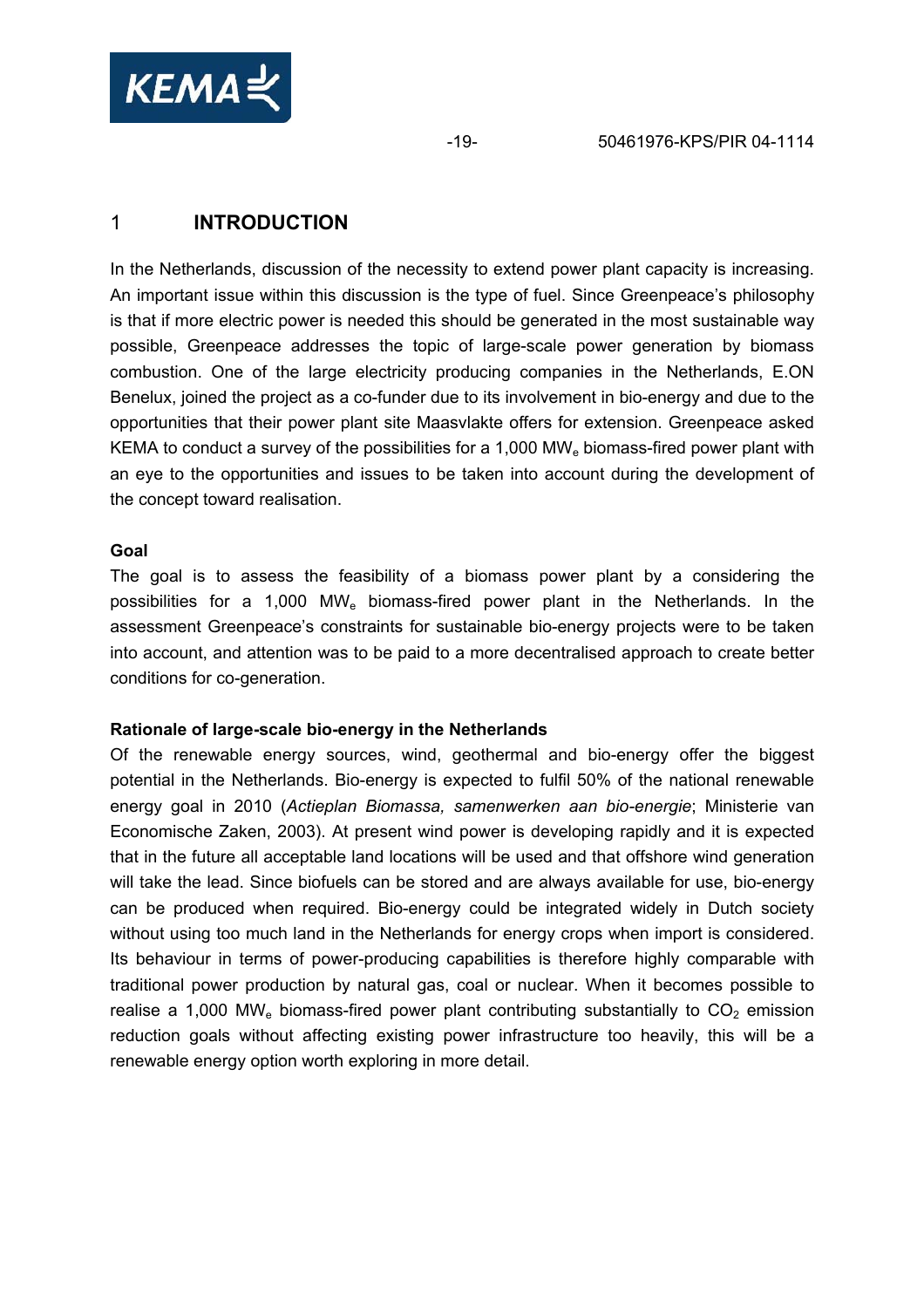# 1 INTRODUCTION

In the Netherlands, discussion of the necessity to extend power plant capacity is increasing. An important issue within this discussion is the type of fuel. Since Greenpeace's philosophy is that if more electric power is needed this should be generated in the most sustainable way possible, Greenpeace addresses the topic of large-scale power generation by biomass combustion. One of the large electricity producing companies in the Netherlands, E.ON Benelux, joined the project as a co-funder due to its involvement in bio-energy and due to the opportunities that their power plant site Maasvlakte offers for extension. Greenpeace asked KEMA to conduct a survey of the possibilities for a 1,000 $MW_e$ biomass-fired power plant with an eye to the opportunities and issues to be taken into account during the development of the concept toward realisation.

**Goal**

The goal is to assess the feasibility of a biomass power plant by a considering the possibilities for a 1,000 $MW_e$ biomass-fired power plant in the Netherlands. In the assessment Greenpeace's constraints for sustainable bio-energy projects were to be taken into account, and attention was to be paid to a more decentralised approach to create better conditions for co-generation.

**Rationale of large-scale bio-energy in the Netherlands**

Of the renewable energy sources, wind, geothermal and bio-energy offer the biggest potential in the Netherlands. Bio-energy is expected to fulfil 50% of the national renewable energy goal in 2010 (*Actieplan Biomassa, samenwerken aan bio-energie*; Ministerie van Economische Zaken, 2003). At present wind power is developing rapidly and it is expected that in the future all acceptable land locations will be used and that offshore wind generation will take the lead. Since biofuels can be stored and are always available for use, bio-energy can be produced when required. Bio-energy could be integrated widely in Dutch society without using too much land in the Netherlands for energy crops when import is considered. Its behaviour in terms of power-producing capabilities is therefore highly comparable with traditional power production by natural gas, coal or nuclear. When it becomes possible to realise a 1,000 $MW_e$ biomass-fired power plant contributing substantially to $CO_2$ emission reduction goals without affecting existing power infrastructure too heavily, this will be a renewable energy option worth exploring in more detail.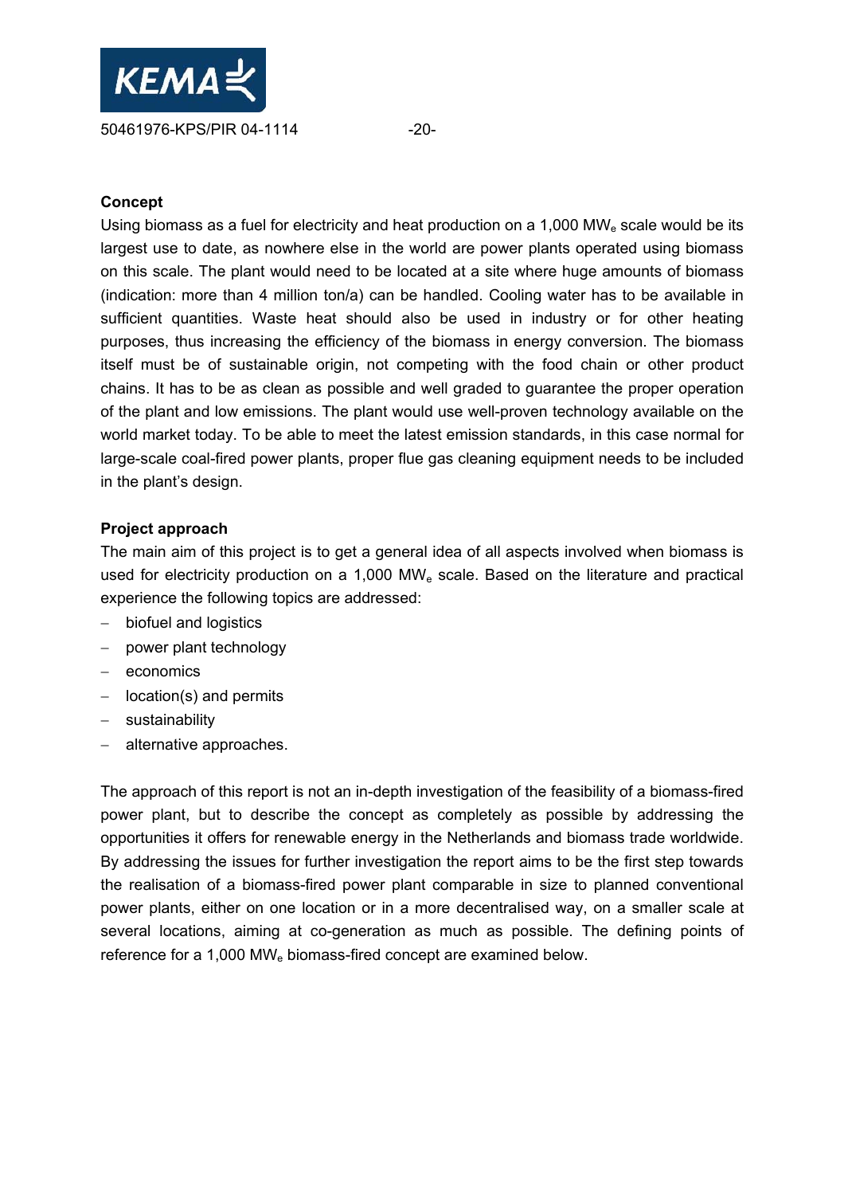**Concept**

Using biomass as a fuel for electricity and heat production on a 1,000 $MW_e$ scale would be its largest use to date, as nowhere else in the world are power plants operated using biomass on this scale. The plant would need to be located at a site where huge amounts of biomass (indication: more than 4 million ton/a) can be handled. Cooling water has to be available in sufficient quantities. Waste heat should also be used in industry or for other heating purposes, thus increasing the efficiency of the biomass in energy conversion. The biomass itself must be of sustainable origin, not competing with the food chain or other product chains. It has to be as clean as possible and well graded to guarantee the proper operation of the plant and low emissions. The plant would use well-proven technology available on the world market today. To be able to meet the latest emission standards, in this case normal for large-scale coal-fired power plants, proper flue gas cleaning equipment needs to be included in the plant's design.

**Project approach**

The main aim of this project is to get a general idea of all aspects involved when biomass is used for electricity production on a 1,000 $MW_e$ scale. Based on the literature and practical experience the following topics are addressed:

- biofuel and logistics
- power plant technology
- economics
- location(s) and permits
- sustainability
- alternative approaches.

The approach of this report is not an in-depth investigation of the feasibility of a biomass-fired power plant, but to describe the concept as completely as possible by addressing the opportunities it offers for renewable energy in the Netherlands and biomass trade worldwide. By addressing the issues for further investigation the report aims to be the first step towards the realisation of a biomass-fired power plant comparable in size to planned conventional power plants, either on one location or in a more decentralised way, on a smaller scale at several locations, aiming at co-generation as much as possible. The defining points of reference for a 1,000 $MW_e$ biomass-fired concept are examined below.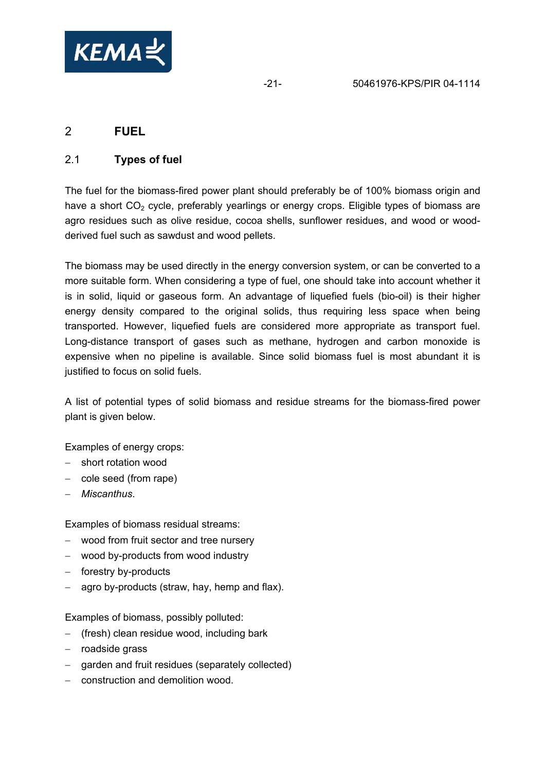# 2 FUEL

## 2.1 Types of fuel

The fuel for the biomass-fired power plant should preferably be of 100% biomass origin and have a short $CO_2$ cycle, preferably yearlings or energy crops. Eligible types of biomass are agro residues such as olive residue, cocoa shells, sunflower residues, and wood or wood-derived fuel such as sawdust and wood pellets.

The biomass may be used directly in the energy conversion system, or can be converted to a more suitable form. When considering a type of fuel, one should take into account whether it is in solid, liquid or gaseous form. An advantage of liquefied fuels (bio-oil) is their higher energy density compared to the original solids, thus requiring less space when being transported. However, liquefied fuels are considered more appropriate as transport fuel. Long-distance transport of gases such as methane, hydrogen and carbon monoxide is expensive when no pipeline is available. Since solid biomass fuel is most abundant it is justified to focus on solid fuels.

A list of potential types of solid biomass and residue streams for the biomass-fired power plant is given below.

Examples of energy crops:
- short rotation wood
- cole seed (from rape)
- *Miscanthus*.

Examples of biomass residual streams:
- wood from fruit sector and tree nursery
- wood by-products from wood industry
- forestry by-products
- agro by-products (straw, hay, hemp and flax).

Examples of biomass, possibly polluted:
- (fresh) clean residue wood, including bark
- roadside grass
- garden and fruit residues (separately collected)
- construction and demolition wood.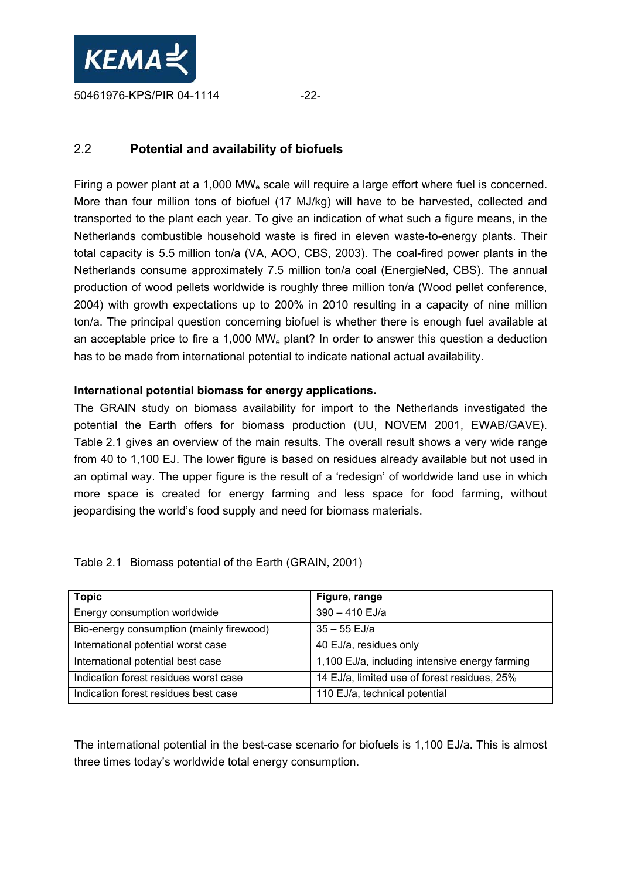## 2.2 Potential and availability of biofuels

Firing a power plant at a 1,000 $MW_e$ scale will require a large effort where fuel is concerned. More than four million tons of biofuel (17 MJ/kg) will have to be harvested, collected and transported to the plant each year. To give an indication of what such a figure means, in the Netherlands combustible household waste is fired in eleven waste-to-energy plants. Their total capacity is 5.5 million ton/a (VA, AOO, CBS, 2003). The coal-fired power plants in the Netherlands consume approximately 7.5 million ton/a coal (EnergieNed, CBS). The annual production of wood pellets worldwide is roughly three million ton/a (Wood pellet conference, 2004) with growth expectations up to 200% in 2010 resulting in a capacity of nine million ton/a. The principal question concerning biofuel is whether there is enough fuel available at an acceptable price to fire a 1,000 $MW_e$ plant? In order to answer this question a deduction has to be made from international potential to indicate national actual availability.

**International potential biomass for energy applications.**

The GRAIN study on biomass availability for import to the Netherlands investigated the potential the Earth offers for biomass production (UU, NOVEM 2001, EWAB/GAVE). Table 2.1 gives an overview of the main results. The overall result shows a very wide range from 40 to 1,100 EJ. The lower figure is based on residues already available but not used in an optimal way. The upper figure is the result of a 'redesign' of worldwide land use in which more space is created for energy farming and less space for food farming, without jeopardising the world's food supply and need for biomass materials.

Table 2.1 Biomass potential of the Earth (GRAIN, 2001)

| Topic | Figure, range |
|---|---|
| Energy consumption worldwide | 390 – 410 EJ/a |
| Bio-energy consumption (mainly firewood) | 35 – 55 EJ/a |
| International potential worst case | 40 EJ/a, residues only |
| International potential best case | 1,100 EJ/a, including intensive energy farming |
| Indication forest residues worst case | 14 EJ/a, limited use of forest residues, 25% |
| Indication forest residues best case | 110 EJ/a, technical potential |

The international potential in the best-case scenario for biofuels is 1,100 EJ/a. This is almost three times today's worldwide total energy consumption.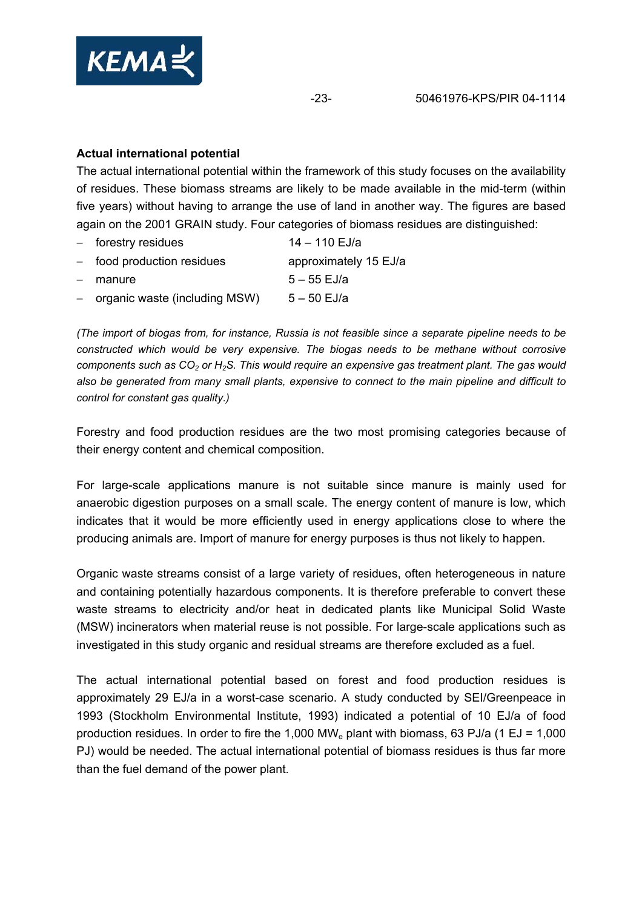**Actual international potential**

The actual international potential within the framework of this study focuses on the availability of residues. These biomass streams are likely to be made available in the mid-term (within five years) without having to arrange the use of land in another way. The figures are based again on the 2001 GRAIN study. Four categories of biomass residues are distinguished:

- forestry residues 14 – 110 EJ/a
- food production residues approximately 15 EJ/a
- manure 5 – 55 EJ/a
- organic waste (including MSW) 5 – 50 EJ/a

*(The import of biogas from, for instance, Russia is not feasible since a separate pipeline needs to be constructed which would be very expensive. The biogas needs to be methane without corrosive components such as $CO_2$ or $H_2S$. This would require an expensive gas treatment plant. The gas would also be generated from many small plants, expensive to connect to the main pipeline and difficult to control for constant gas quality.)*

Forestry and food production residues are the two most promising categories because of their energy content and chemical composition.

For large-scale applications manure is not suitable since manure is mainly used for anaerobic digestion purposes on a small scale. The energy content of manure is low, which indicates that it would be more efficiently used in energy applications close to where the producing animals are. Import of manure for energy purposes is thus not likely to happen.

Organic waste streams consist of a large variety of residues, often heterogeneous in nature and containing potentially hazardous components. It is therefore preferable to convert these waste streams to electricity and/or heat in dedicated plants like Municipal Solid Waste (MSW) incinerators when material reuse is not possible. For large-scale applications such as investigated in this study organic and residual streams are therefore excluded as a fuel.

The actual international potential based on forest and food production residues is approximately 29 EJ/a in a worst-case scenario. A study conducted by SEI/Greenpeace in 1993 (Stockholm Environmental Institute, 1993) indicated a potential of 10 EJ/a of food production residues. In order to fire the 1,000 $MW_e$ plant with biomass, 63 PJ/a (1 EJ = 1,000 PJ) would be needed. The actual international potential of biomass residues is thus far more than the fuel demand of the power plant.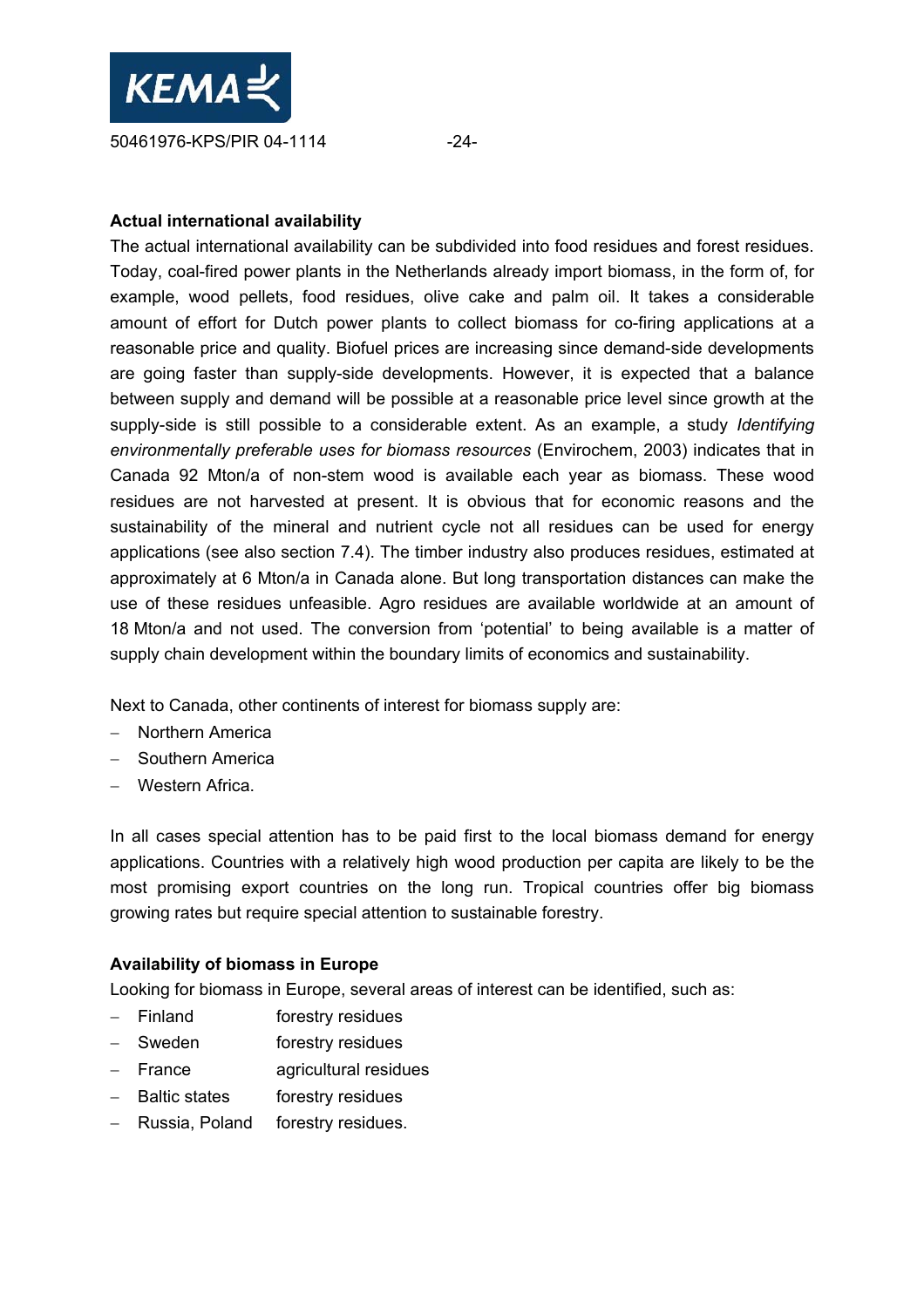**Actual international availability**

The actual international availability can be subdivided into food residues and forest residues. Today, coal-fired power plants in the Netherlands already import biomass, in the form of, for example, wood pellets, food residues, olive cake and palm oil. It takes a considerable amount of effort for Dutch power plants to collect biomass for co-firing applications at a reasonable price and quality. Biofuel prices are increasing since demand-side developments are going faster than supply-side developments. However, it is expected that a balance between supply and demand will be possible at a reasonable price level since growth at the supply-side is still possible to a considerable extent. As an example, a study *Identifying environmentally preferable uses for biomass resources* (Envirochem, 2003) indicates that in Canada 92 Mton/a of non-stem wood is available each year as biomass. These wood residues are not harvested at present. It is obvious that for economic reasons and the sustainability of the mineral and nutrient cycle not all residues can be used for energy applications (see also section 7.4). The timber industry also produces residues, estimated at approximately at 6 Mton/a in Canada alone. But long transportation distances can make the use of these residues unfeasible. Agro residues are available worldwide at an amount of 18 Mton/a and not used. The conversion from 'potential' to being available is a matter of supply chain development within the boundary limits of economics and sustainability.

Next to Canada, other continents of interest for biomass supply are:

- Northern America
- Southern America
- Western Africa.

In all cases special attention has to be paid first to the local biomass demand for energy applications. Countries with a relatively high wood production per capita are likely to be the most promising export countries on the long run. Tropical countries offer big biomass growing rates but require special attention to sustainable forestry.

**Availability of biomass in Europe**

Looking for biomass in Europe, several areas of interest can be identified, such as:

- Finland forestry residues
- Sweden forestry residues
- France agricultural residues
- Baltic states forestry residues
- Russia, Poland forestry residues.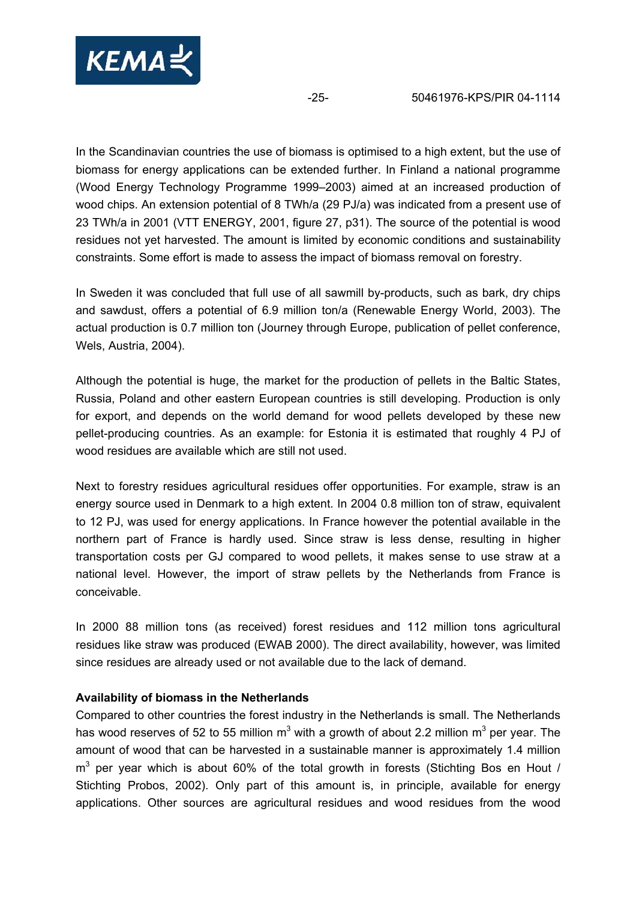In the Scandinavian countries the use of biomass is optimised to a high extent, but the use of biomass for energy applications can be extended further. In Finland a national programme (Wood Energy Technology Programme 1999–2003) aimed at an increased production of wood chips. An extension potential of 8 TWh/a (29 PJ/a) was indicated from a present use of 23 TWh/a in 2001 (VTT ENERGY, 2001, figure 27, p31). The source of the potential is wood residues not yet harvested. The amount is limited by economic conditions and sustainability constraints. Some effort is made to assess the impact of biomass removal on forestry.

In Sweden it was concluded that full use of all sawmill by-products, such as bark, dry chips and sawdust, offers a potential of 6.9 million ton/a (Renewable Energy World, 2003). The actual production is 0.7 million ton (Journey through Europe, publication of pellet conference, Wels, Austria, 2004).

Although the potential is huge, the market for the production of pellets in the Baltic States, Russia, Poland and other eastern European countries is still developing. Production is only for export, and depends on the world demand for wood pellets developed by these new pellet-producing countries. As an example: for Estonia it is estimated that roughly 4 PJ of wood residues are available which are still not used.

Next to forestry residues agricultural residues offer opportunities. For example, straw is an energy source used in Denmark to a high extent. In 2004 0.8 million ton of straw, equivalent to 12 PJ, was used for energy applications. In France however the potential available in the northern part of France is hardly used. Since straw is less dense, resulting in higher transportation costs per GJ compared to wood pellets, it makes sense to use straw at a national level. However, the import of straw pellets by the Netherlands from France is conceivable.

In 2000 88 million tons (as received) forest residues and 112 million tons agricultural residues like straw was produced (EWAB 2000). The direct availability, however, was limited since residues are already used or not available due to the lack of demand.

**Availability of biomass in the Netherlands**

Compared to other countries the forest industry in the Netherlands is small. The Netherlands has wood reserves of 52 to 55 million $m^3$ with a growth of about 2.2 million $m^3$ per year. The amount of wood that can be harvested in a sustainable manner is approximately 1.4 million $m^3$ per year which is about 60% of the total growth in forests (Stichting Bos en Hout / Stichting Probos, 2002). Only part of this amount is, in principle, available for energy applications. Other sources are agricultural residues and wood residues from the wood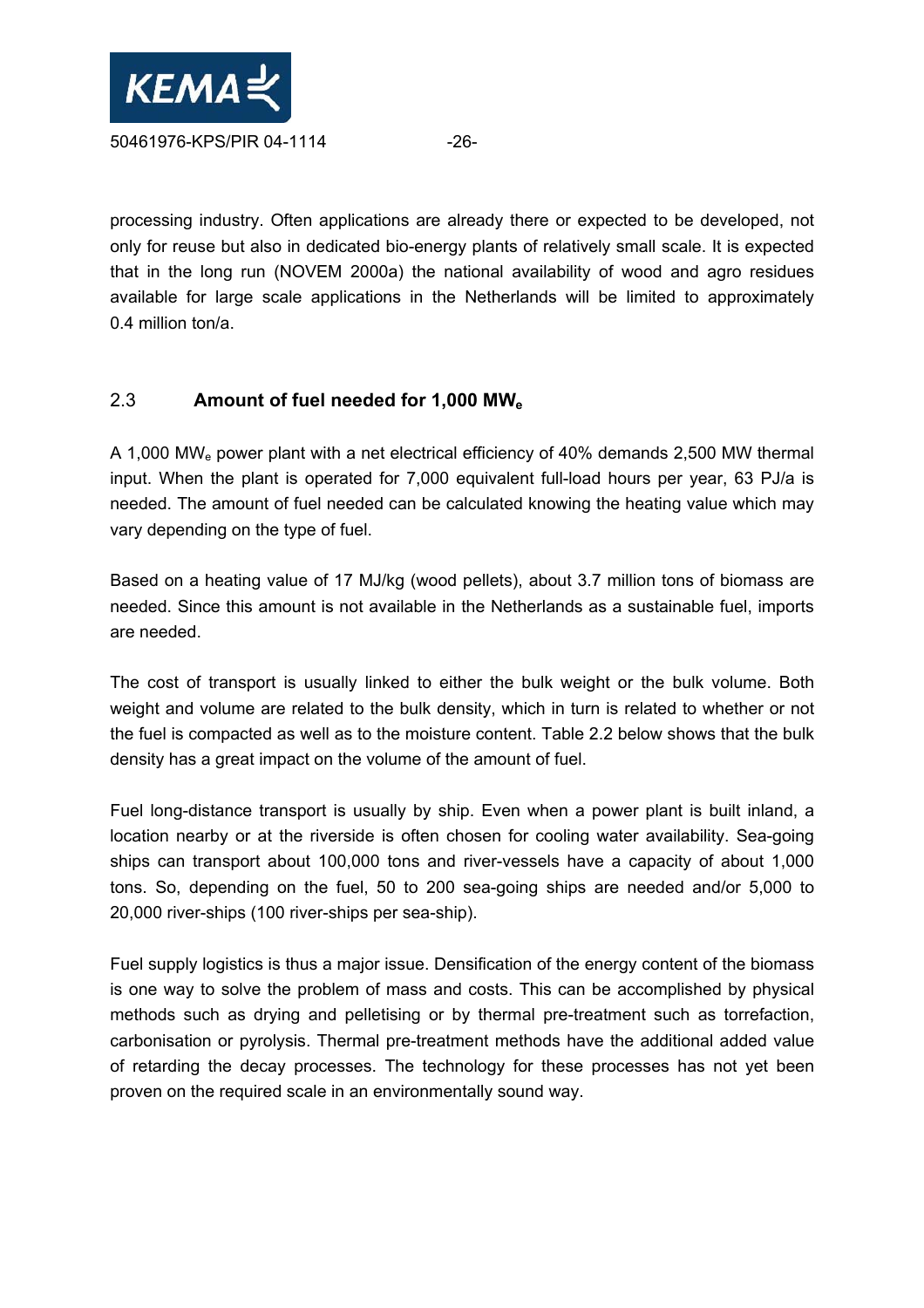processing industry. Often applications are already there or expected to be developed, not only for reuse but also in dedicated bio-energy plants of relatively small scale. It is expected that in the long run (NOVEM 2000a) the national availability of wood and agro residues available for large scale applications in the Netherlands will be limited to approximately 0.4 million ton/a.

## 2.3 Amount of fuel needed for 1,000 $MW_e$

A 1,000 $MW_e$ power plant with a net electrical efficiency of 40% demands 2,500 MW thermal input. When the plant is operated for 7,000 equivalent full-load hours per year, 63 PJ/a is needed. The amount of fuel needed can be calculated knowing the heating value which may vary depending on the type of fuel.

Based on a heating value of 17 MJ/kg (wood pellets), about 3.7 million tons of biomass are needed. Since this amount is not available in the Netherlands as a sustainable fuel, imports are needed.

The cost of transport is usually linked to either the bulk weight or the bulk volume. Both weight and volume are related to the bulk density, which in turn is related to whether or not the fuel is compacted as well as to the moisture content. Table 2.2 below shows that the bulk density has a great impact on the volume of the amount of fuel.

Fuel long-distance transport is usually by ship. Even when a power plant is built inland, a location nearby or at the riverside is often chosen for cooling water availability. Sea-going ships can transport about 100,000 tons and river-vessels have a capacity of about 1,000 tons. So, depending on the fuel, 50 to 200 sea-going ships are needed and/or 5,000 to 20,000 river-ships (100 river-ships per sea-ship).

Fuel supply logistics is thus a major issue. Densification of the energy content of the biomass is one way to solve the problem of mass and costs. This can be accomplished by physical methods such as drying and pelletising or by thermal pre-treatment such as torrefaction, carbonisation or pyrolysis. Thermal pre-treatment methods have the additional added value of retarding the decay processes. The technology for these processes has not yet been proven on the required scale in an environmentally sound way.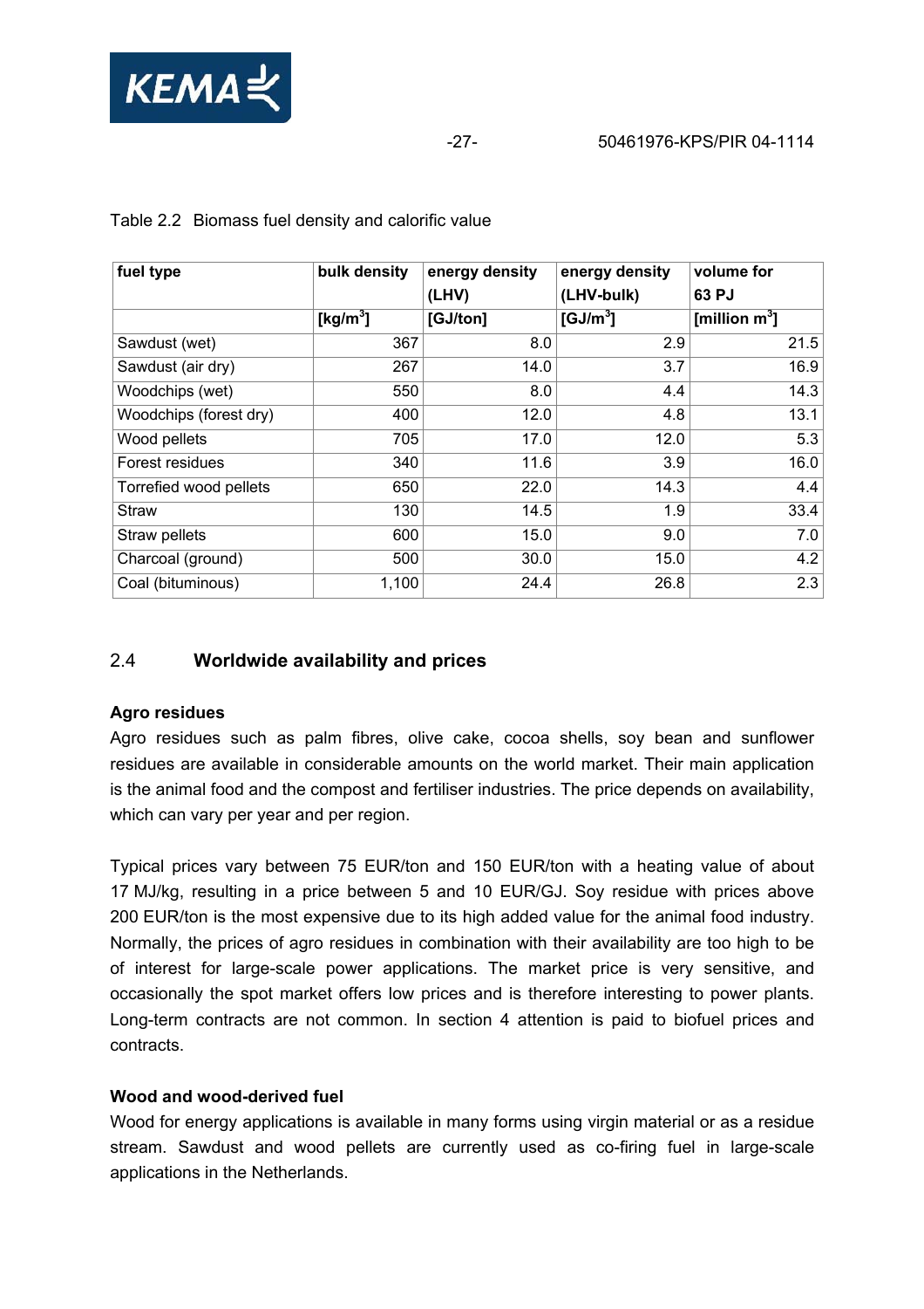Table 2.2 Biomass fuel density and calorific value

| fuel type | bulk density | energy density (LHV) | energy density (LHV-bulk) | volume for 63 PJ |
|---|---|---|---|---|
| | [kg/m$^3$] | [GJ/ton] | [GJ/m$^3$] | [million m$^3$] |
| Sawdust (wet) | 367 | 8.0 | 2.9 | 21.5 |
| Sawdust (air dry) | 267 | 14.0 | 3.7 | 16.9 |
| Woodchips (wet) | 550 | 8.0 | 4.4 | 14.3 |
| Woodchips (forest dry) | 400 | 12.0 | 4.8 | 13.1 |
| Wood pellets | 705 | 17.0 | 12.0 | 5.3 |
| Forest residues | 340 | 11.6 | 3.9 | 16.0 |
| Torrefied wood pellets | 650 | 22.0 | 14.3 | 4.4 |
| Straw | 130 | 14.5 | 1.9 | 33.4 |
| Straw pellets | 600 | 15.0 | 9.0 | 7.0 |
| Charcoal (ground) | 500 | 30.0 | 15.0 | 4.2 |
| Coal (bituminous) | 1,100 | 24.4 | 26.8 | 2.3 |

## 2.4 Worldwide availability and prices

**Agro residues**

Agro residues such as palm fibres, olive cake, cocoa shells, soy bean and sunflower residues are available in considerable amounts on the world market. Their main application is the animal food and the compost and fertiliser industries. The price depends on availability, which can vary per year and per region.

Typical prices vary between 75 EUR/ton and 150 EUR/ton with a heating value of about 17 MJ/kg, resulting in a price between 5 and 10 EUR/GJ. Soy residue with prices above 200 EUR/ton is the most expensive due to its high added value for the animal food industry. Normally, the prices of agro residues in combination with their availability are too high to be of interest for large-scale power applications. The market price is very sensitive, and occasionally the spot market offers low prices and is therefore interesting to power plants. Long-term contracts are not common. In section 4 attention is paid to biofuel prices and contracts.

**Wood and wood-derived fuel**

Wood for energy applications is available in many forms using virgin material or as a residue stream. Sawdust and wood pellets are currently used as co-firing fuel in large-scale applications in the Netherlands.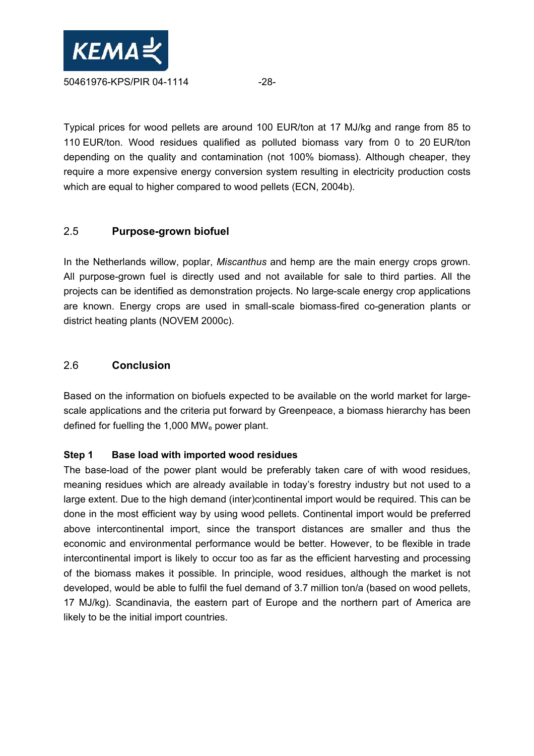Typical prices for wood pellets are around 100 EUR/ton at 17 MJ/kg and range from 85 to 110 EUR/ton. Wood residues qualified as polluted biomass vary from 0 to 20 EUR/ton depending on the quality and contamination (not 100% biomass). Although cheaper, they require a more expensive energy conversion system resulting in electricity production costs which are equal to higher compared to wood pellets (ECN, 2004b).

## 2.5 Purpose-grown biofuel

In the Netherlands willow, poplar, *Miscanthus* and hemp are the main energy crops grown. All purpose-grown fuel is directly used and not available for sale to third parties. All the projects can be identified as demonstration projects. No large-scale energy crop applications are known. Energy crops are used in small-scale biomass-fired co-generation plants or district heating plants (NOVEM 2000c).

## 2.6 Conclusion

Based on the information on biofuels expected to be available on the world market for large-scale applications and the criteria put forward by Greenpeace, a biomass hierarchy has been defined for fuelling the 1,000 $MW_e$ power plant.

**Step 1 Base load with imported wood residues**

The base-load of the power plant would be preferably taken care of with wood residues, meaning residues which are already available in today's forestry industry but not used to a large extent. Due to the high demand (inter)continental import would be required. This can be done in the most efficient way by using wood pellets. Continental import would be preferred above intercontinental import, since the transport distances are smaller and thus the economic and environmental performance would be better. However, to be flexible in trade intercontinental import is likely to occur too as far as the efficient harvesting and processing of the biomass makes it possible. In principle, wood residues, although the market is not developed, would be able to fulfil the fuel demand of 3.7 million ton/a (based on wood pellets, 17 MJ/kg). Scandinavia, the eastern part of Europe and the northern part of America are likely to be the initial import countries.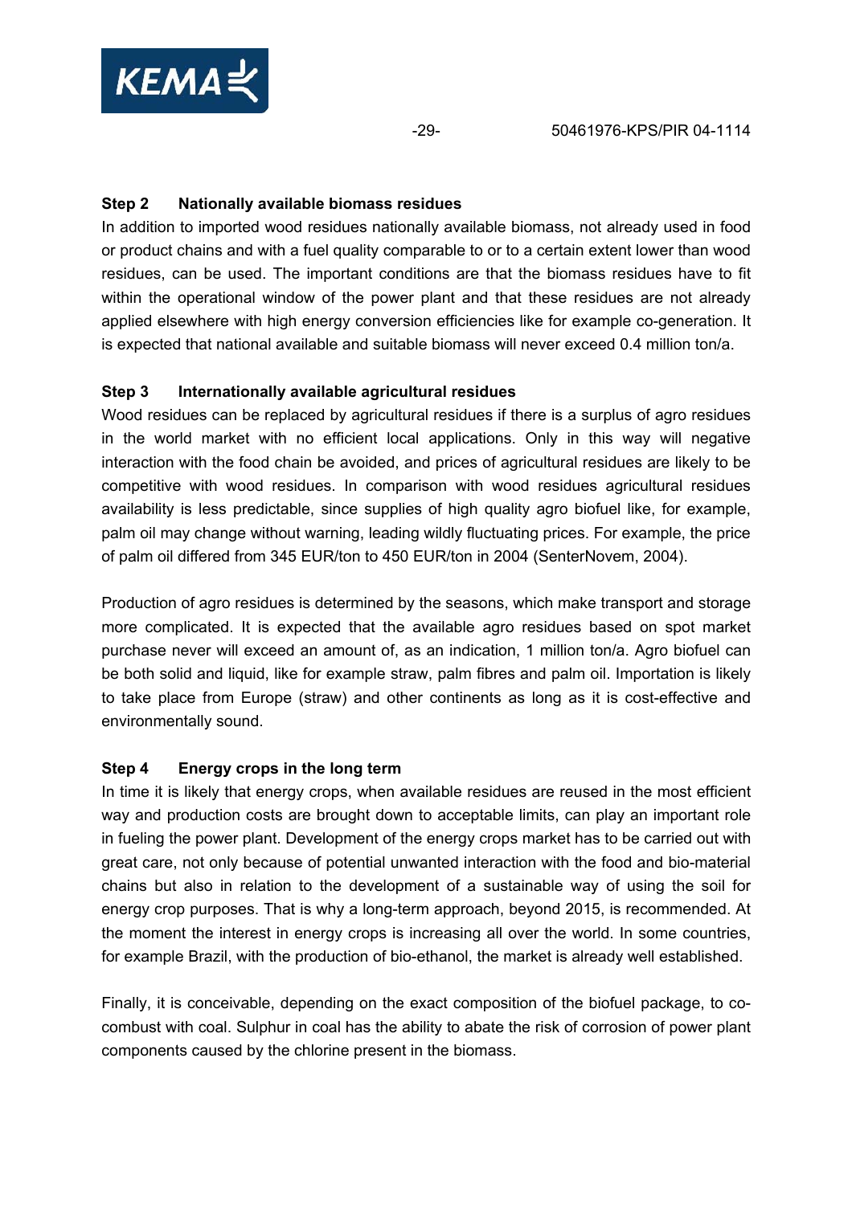### Step 2 Nationally available biomass residues

In addition to imported wood residues nationally available biomass, not already used in food or product chains and with a fuel quality comparable to or to a certain extent lower than wood residues, can be used. The important conditions are that the biomass residues have to fit within the operational window of the power plant and that these residues are not already applied elsewhere with high energy conversion efficiencies like for example co-generation. It is expected that national available and suitable biomass will never exceed 0.4 million ton/a.

### Step 3 Internationally available agricultural residues

Wood residues can be replaced by agricultural residues if there is a surplus of agro residues in the world market with no efficient local applications. Only in this way will negative interaction with the food chain be avoided, and prices of agricultural residues are likely to be competitive with wood residues. In comparison with wood residues agricultural residues availability is less predictable, since supplies of high quality agro biofuel like, for example, palm oil may change without warning, leading wildly fluctuating prices. For example, the price of palm oil differed from 345 EUR/ton to 450 EUR/ton in 2004 (SenterNovem, 2004).

Production of agro residues is determined by the seasons, which make transport and storage more complicated. It is expected that the available agro residues based on spot market purchase never will exceed an amount of, as an indication, 1 million ton/a. Agro biofuel can be both solid and liquid, like for example straw, palm fibres and palm oil. Importation is likely to take place from Europe (straw) and other continents as long as it is cost-effective and environmentally sound.

### Step 4 Energy crops in the long term

In time it is likely that energy crops, when available residues are reused in the most efficient way and production costs are brought down to acceptable limits, can play an important role in fueling the power plant. Development of the energy crops market has to be carried out with great care, not only because of potential unwanted interaction with the food and bio-material chains but also in relation to the development of a sustainable way of using the soil for energy crop purposes. That is why a long-term approach, beyond 2015, is recommended. At the moment the interest in energy crops is increasing all over the world. In some countries, for example Brazil, with the production of bio-ethanol, the market is already well established.

Finally, it is conceivable, depending on the exact composition of the biofuel package, to co-combust with coal. Sulphur in coal has the ability to abate the risk of corrosion of power plant components caused by the chlorine present in the biomass.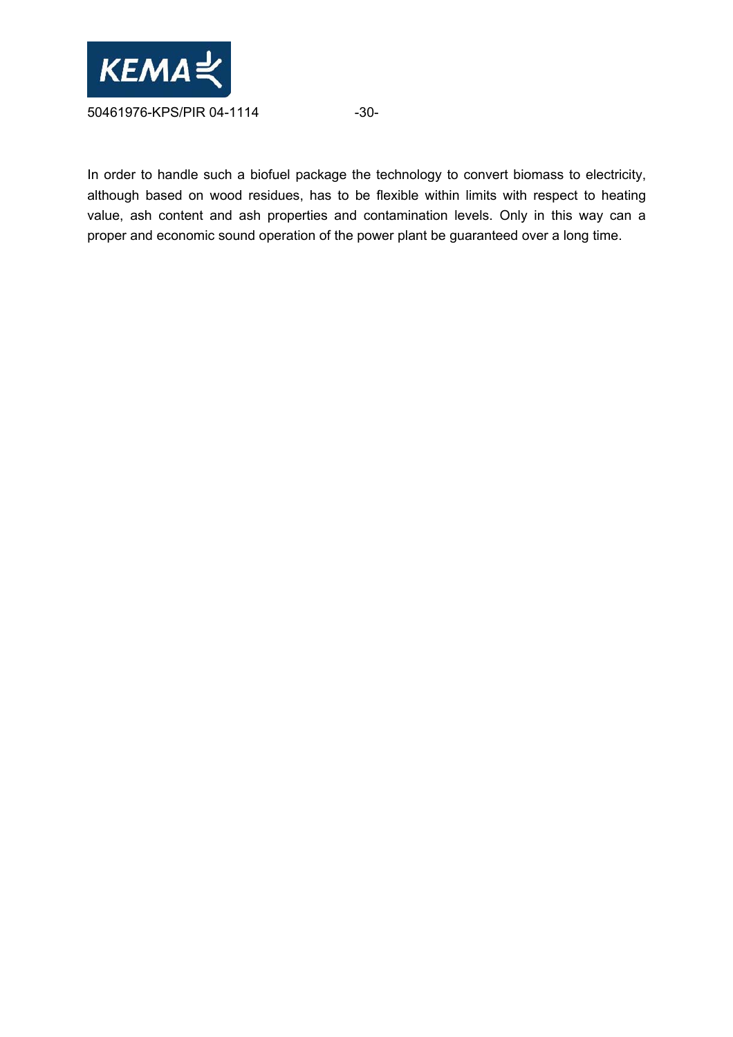In order to handle such a biofuel package the technology to convert biomass to electricity, although based on wood residues, has to be flexible within limits with respect to heating value, ash content and ash properties and contamination levels. Only in this way can a proper and economic sound operation of the power plant be guaranteed over a long time.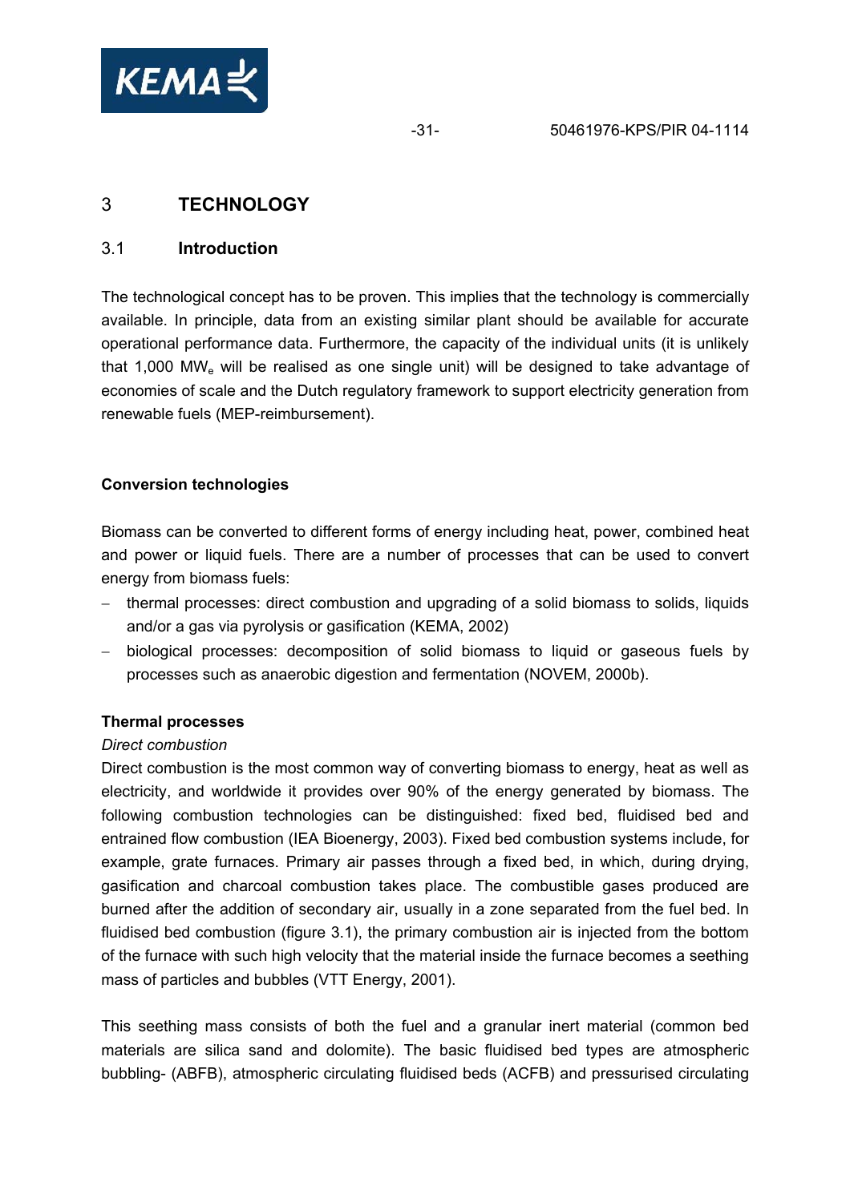# 3 TECHNOLOGY

## 3.1 Introduction

The technological concept has to be proven. This implies that the technology is commercially available. In principle, data from an existing similar plant should be available for accurate operational performance data. Furthermore, the capacity of the individual units (it is unlikely that 1,000 $MW_e$ will be realised as one single unit) will be designed to take advantage of economies of scale and the Dutch regulatory framework to support electricity generation from renewable fuels (MEP-reimbursement).

**Conversion technologies**

Biomass can be converted to different forms of energy including heat, power, combined heat and power or liquid fuels. There are a number of processes that can be used to convert energy from biomass fuels:

- thermal processes: direct combustion and upgrading of a solid biomass to solids, liquids and/or a gas via pyrolysis or gasification (KEMA, 2002)
- biological processes: decomposition of solid biomass to liquid or gaseous fuels by processes such as anaerobic digestion and fermentation (NOVEM, 2000b).

**Thermal processes**

*Direct combustion*

Direct combustion is the most common way of converting biomass to energy, heat as well as electricity, and worldwide it provides over 90% of the energy generated by biomass. The following combustion technologies can be distinguished: fixed bed, fluidised bed and entrained flow combustion (IEA Bioenergy, 2003). Fixed bed combustion systems include, for example, grate furnaces. Primary air passes through a fixed bed, in which, during drying, gasification and charcoal combustion takes place. The combustible gases produced are burned after the addition of secondary air, usually in a zone separated from the fuel bed. In fluidised bed combustion (figure 3.1), the primary combustion air is injected from the bottom of the furnace with such high velocity that the material inside the furnace becomes a seething mass of particles and bubbles (VTT Energy, 2001).

This seething mass consists of both the fuel and a granular inert material (common bed materials are silica sand and dolomite). The basic fluidised bed types are atmospheric bubbling- (ABFB), atmospheric circulating fluidised beds (ACFB) and pressurised circulating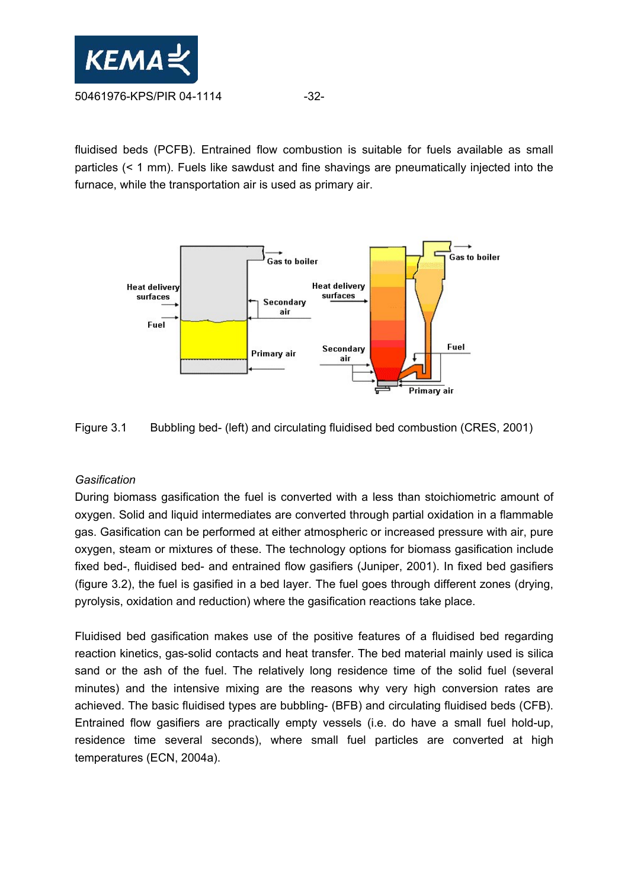fluidised beds (PCFB). Entrained flow combustion is suitable for fuels available as small particles (< 1 mm). Fuels like sawdust and fine shavings are pneumatically injected into the furnace, while the transportation air is used as primary air.

Figure 3.1 Bubbling bed- (left) and circulating fluidised bed combustion (CRES, 2001)

*Gasification*

During biomass gasification the fuel is converted with a less than stoichiometric amount of oxygen. Solid and liquid intermediates are converted through partial oxidation in a flammable gas. Gasification can be performed at either atmospheric or increased pressure with air, pure oxygen, steam or mixtures of these. The technology options for biomass gasification include fixed bed-, fluidised bed- and entrained flow gasifiers (Juniper, 2001). In fixed bed gasifiers (figure 3.2), the fuel is gasified in a bed layer. The fuel goes through different zones (drying, pyrolysis, oxidation and reduction) where the gasification reactions take place.

Fluidised bed gasification makes use of the positive features of a fluidised bed regarding reaction kinetics, gas-solid contacts and heat transfer. The bed material mainly used is silica sand or the ash of the fuel. The relatively long residence time of the solid fuel (several minutes) and the intensive mixing are the reasons why very high conversion rates are achieved. The basic fluidised types are bubbling- (BFB) and circulating fluidised beds (CFB). Entrained flow gasifiers are practically empty vessels (i.e. do have a small fuel hold-up, residence time several seconds), where small fuel particles are converted at high temperatures (ECN, 2004a).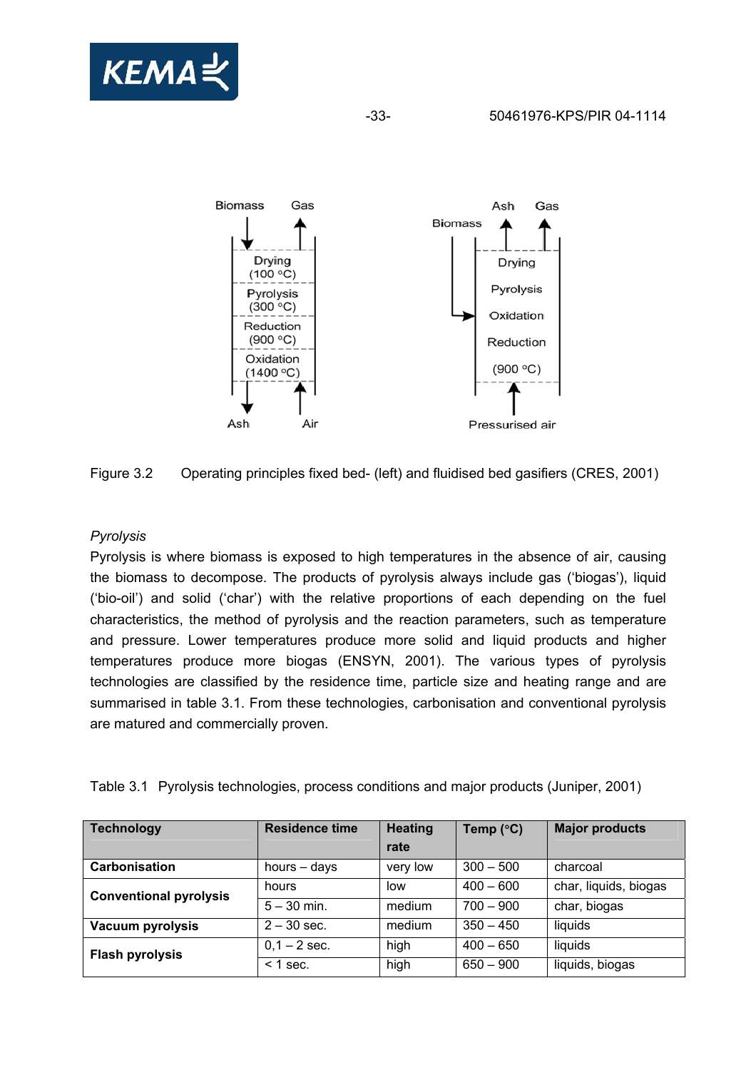Figure 3.2 Operating principles fixed bed- (left) and fluidised bed gasifiers (CRES, 2001)

*Pyrolysis*

Pyrolysis is where biomass is exposed to high temperatures in the absence of air, causing the biomass to decompose. The products of pyrolysis always include gas ('biogas'), liquid ('bio-oil') and solid ('char') with the relative proportions of each depending on the fuel characteristics, the method of pyrolysis and the reaction parameters, such as temperature and pressure. Lower temperatures produce more solid and liquid products and higher temperatures produce more biogas (ENSYN, 2001). The various types of pyrolysis technologies are classified by the residence time, particle size and heating range and are summarised in table 3.1. From these technologies, carbonisation and conventional pyrolysis are matured and commercially proven.

Table 3.1 Pyrolysis technologies, process conditions and major products (Juniper, 2001)

| Technology | Residence time | Heating rate | Temp (°C) | Major products |
|---|---|---|---|---|
| **Carbonisation** | hours – days | very low | 300 – 500 | charcoal |
| **Conventional pyrolysis** | hours | low | 400 – 600 | char, liquids, biogas |
| | 5 – 30 min. | medium | 700 – 900 | char, biogas |
| **Vacuum pyrolysis** | 2 – 30 sec. | medium | 350 – 450 | liquids |
| **Flash pyrolysis** | 0,1 – 2 sec. | high | 400 – 650 | liquids |
| | < 1 sec. | high | 650 – 900 | liquids, biogas |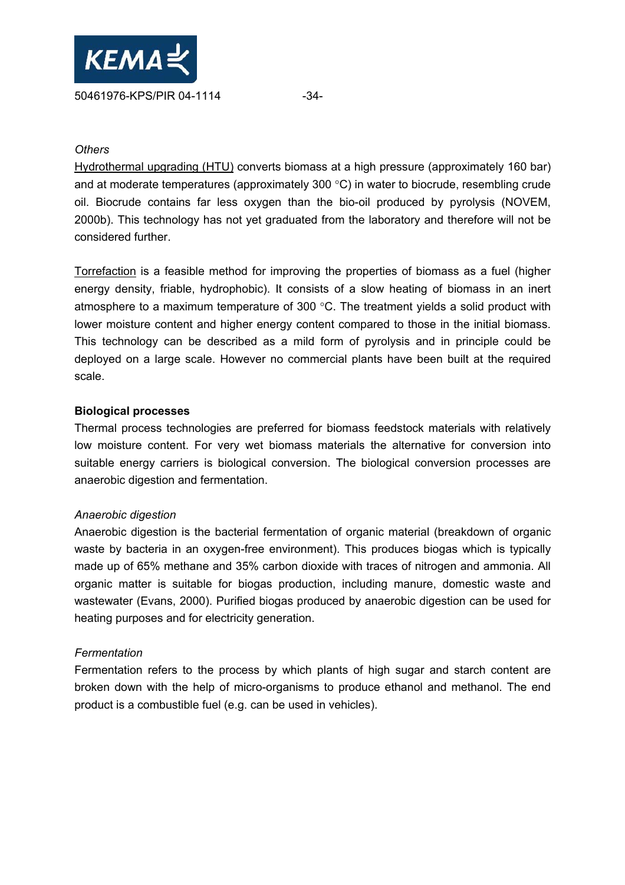*Others*

Hydrothermal upgrading (HTU) converts biomass at a high pressure (approximately 160 bar) and at moderate temperatures (approximately 300 °C) in water to biocrude, resembling crude oil. Biocrude contains far less oxygen than the bio-oil produced by pyrolysis (NOVEM, 2000b). This technology has not yet graduated from the laboratory and therefore will not be considered further.

Torrefaction is a feasible method for improving the properties of biomass as a fuel (higher energy density, friable, hydrophobic). It consists of a slow heating of biomass in an inert atmosphere to a maximum temperature of 300 °C. The treatment yields a solid product with lower moisture content and higher energy content compared to those in the initial biomass. This technology can be described as a mild form of pyrolysis and in principle could be deployed on a large scale. However no commercial plants have been built at the required scale.

**Biological processes**

Thermal process technologies are preferred for biomass feedstock materials with relatively low moisture content. For very wet biomass materials the alternative for conversion into suitable energy carriers is biological conversion. The biological conversion processes are anaerobic digestion and fermentation.

*Anaerobic digestion*

Anaerobic digestion is the bacterial fermentation of organic material (breakdown of organic waste by bacteria in an oxygen-free environment). This produces biogas which is typically made up of 65% methane and 35% carbon dioxide with traces of nitrogen and ammonia. All organic matter is suitable for biogas production, including manure, domestic waste and wastewater (Evans, 2000). Purified biogas produced by anaerobic digestion can be used for heating purposes and for electricity generation.

*Fermentation*

Fermentation refers to the process by which plants of high sugar and starch content are broken down with the help of micro-organisms to produce ethanol and methanol. The end product is a combustible fuel (e.g. can be used in vehicles).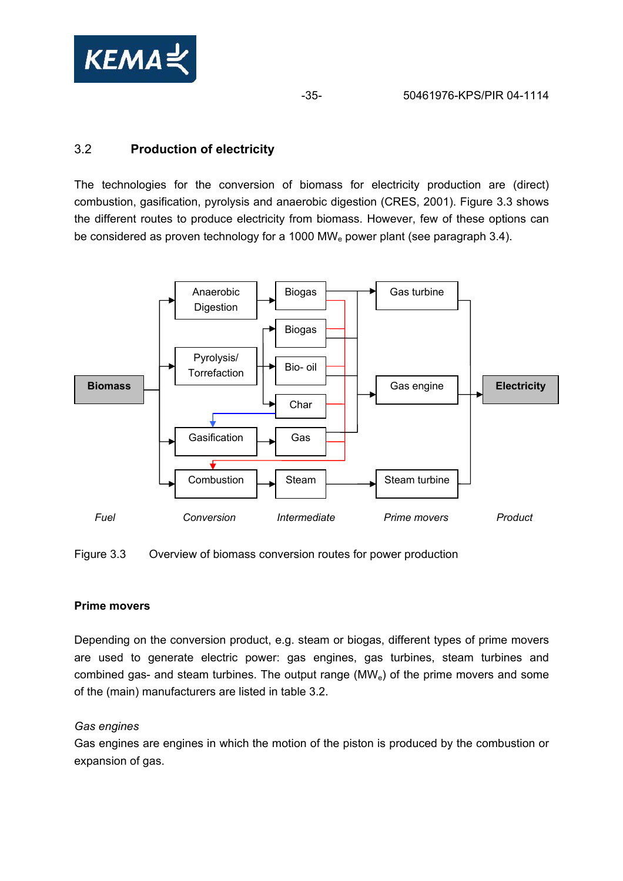## 3.2 Production of electricity

The technologies for the conversion of biomass for electricity production are (direct) combustion, gasification, pyrolysis and anaerobic digestion (CRES, 2001). Figure 3.3 shows the different routes to produce electricity from biomass. However, few of these options can be considered as proven technology for a 1000 $MW_e$ power plant (see paragraph 3.4).

Figure 3.3 Overview of biomass conversion routes for power production

**Prime movers**

Depending on the conversion product, e.g. steam or biogas, different types of prime movers are used to generate electric power: gas engines, gas turbines, steam turbines and combined gas- and steam turbines. The output range ($MW_e$) of the prime movers and some of the (main) manufacturers are listed in table 3.2.

*Gas engines*

Gas engines are engines in which the motion of the piston is produced by the combustion or expansion of gas.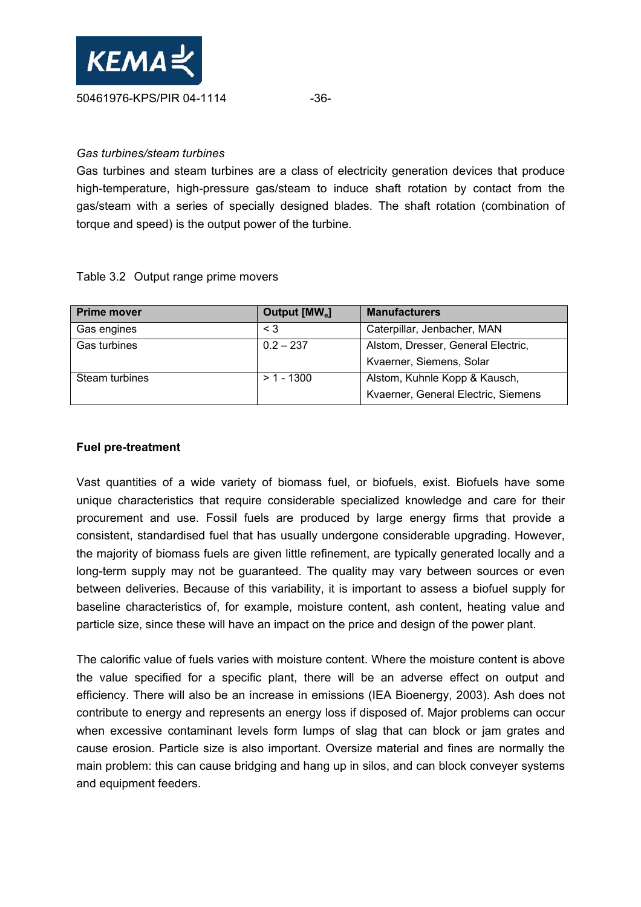*Gas turbines/steam turbines*

Gas turbines and steam turbines are a class of electricity generation devices that produce high-temperature, high-pressure gas/steam to induce shaft rotation by contact from the gas/steam with a series of specially designed blades. The shaft rotation (combination of torque and speed) is the output power of the turbine.

Table 3.2 Output range prime movers

| Prime mover | Output [$MW_e$] | Manufacturers |
|---|---|---|
| Gas engines | < 3 | Caterpillar, Jenbacher, MAN |
| Gas turbines | 0.2 – 237 | Alstom, Dresser, General Electric, Kvaerner, Siemens, Solar |
| Steam turbines | > 1 - 1300 | Alstom, Kuhnle Kopp & Kausch, Kvaerner, General Electric, Siemens |

**Fuel pre-treatment**

Vast quantities of a wide variety of biomass fuel, or biofuels, exist. Biofuels have some unique characteristics that require considerable specialized knowledge and care for their procurement and use. Fossil fuels are produced by large energy firms that provide a consistent, standardised fuel that has usually undergone considerable upgrading. However, the majority of biomass fuels are given little refinement, are typically generated locally and a long-term supply may not be guaranteed. The quality may vary between sources or even between deliveries. Because of this variability, it is important to assess a biofuel supply for baseline characteristics of, for example, moisture content, ash content, heating value and particle size, since these will have an impact on the price and design of the power plant.

The calorific value of fuels varies with moisture content. Where the moisture content is above the value specified for a specific plant, there will be an adverse effect on output and efficiency. There will also be an increase in emissions (IEA Bioenergy, 2003). Ash does not contribute to energy and represents an energy loss if disposed of. Major problems can occur when excessive contaminant levels form lumps of slag that can block or jam grates and cause erosion. Particle size is also important. Oversize material and fines are normally the main problem: this can cause bridging and hang up in silos, and can block conveyer systems and equipment feeders.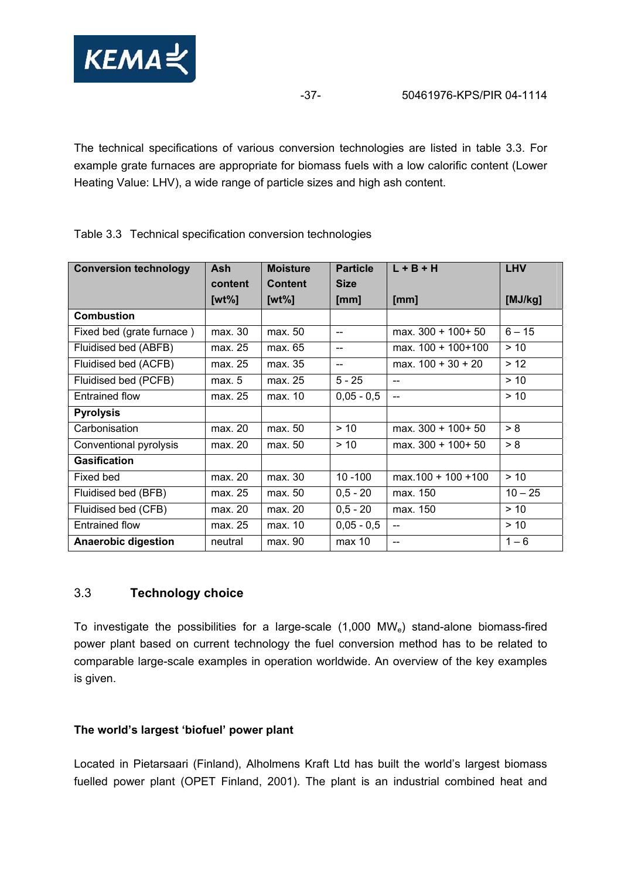The technical specifications of various conversion technologies are listed in table 3.3. For example grate furnaces are appropriate for biomass fuels with a low calorific content (Lower Heating Value: LHV), a wide range of particle sizes and high ash content.

Table 3.3 Technical specification conversion technologies

| Conversion technology | Ash content [wt%] | Moisture Content [wt%] | Particle Size [mm] | L + B + H [mm] | LHV [MJ/kg] |
|---|---|---|---|---|---|
| **Combustion** | | | | | |
| Fixed bed (grate furnace ) | max. 30 | max. 50 | -- | max. 300 + 100+ 50 | 6 – 15 |
| Fluidised bed (ABFB) | max. 25 | max. 65 | -- | max. 100 + 100+100 | > 10 |
| Fluidised bed (ACFB) | max. 25 | max. 35 | -- | max. 100 + 30 + 20 | > 12 |
| Fluidised bed (PCFB) | max. 5 | max. 25 | 5 - 25 | -- | > 10 |
| Entrained flow | max. 25 | max. 10 | 0,05 - 0,5 | -- | > 10 |
| **Pyrolysis** | | | | | |
| Carbonisation | max. 20 | max. 50 | > 10 | max. 300 + 100+ 50 | > 8 |
| Conventional pyrolysis | max. 20 | max. 50 | > 10 | max. 300 + 100+ 50 | > 8 |
| **Gasification** | | | | | |
| Fixed bed | max. 20 | max. 30 | 10 -100 | max.100 + 100 +100 | > 10 |
| Fluidised bed (BFB) | max. 25 | max. 50 | 0,5 - 20 | max. 150 | 10 – 25 |
| Fluidised bed (CFB) | max. 20 | max. 20 | 0,5 - 20 | max. 150 | > 10 |
| Entrained flow | max. 25 | max. 10 | 0,05 - 0,5 | -- | > 10 |
| **Anaerobic digestion** | neutral | max. 90 | max 10 | -- | 1 – 6 |

## 3.3 Technology choice

To investigate the possibilities for a large-scale (1,000 $MW_e$) stand-alone biomass-fired power plant based on current technology the fuel conversion method has to be related to comparable large-scale examples in operation worldwide. An overview of the key examples is given.

**The world's largest 'biofuel' power plant**

Located in Pietarsaari (Finland), Alholmens Kraft Ltd has built the world's largest biomass fuelled power plant (OPET Finland, 2001). The plant is an industrial combined heat and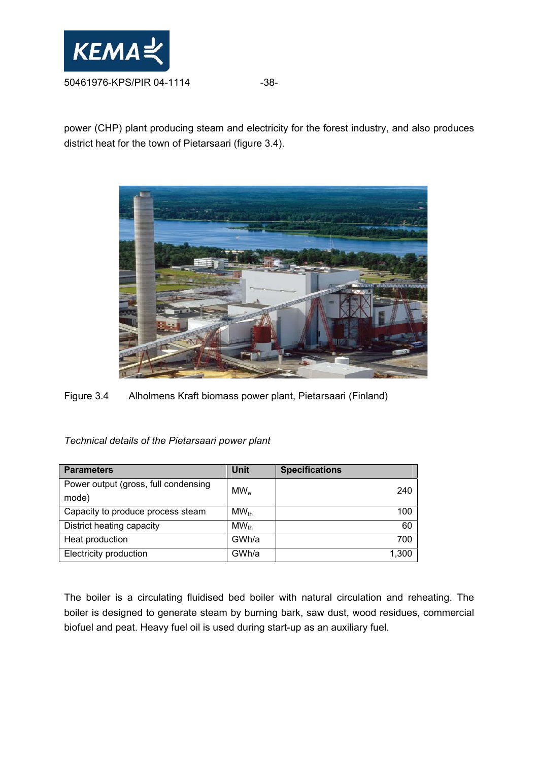power (CHP) plant producing steam and electricity for the forest industry, and also produces district heat for the town of Pietarsaari (figure 3.4).

Figure 3.4 Alholmens Kraft biomass power plant, Pietarsaari (Finland)

*Technical details of the Pietarsaari power plant*

| Parameters | Unit | Specifications |
|---|---|---|
| Power output (gross, full condensing mode) | $MW_e$ | 240 |
| Capacity to produce process steam | $MW_{th}$ | 100 |
| District heating capacity | $MW_{th}$ | 60 |
| Heat production | GWh/a | 700 |
| Electricity production | GWh/a | 1,300 |

The boiler is a circulating fluidised bed boiler with natural circulation and reheating. The boiler is designed to generate steam by burning bark, saw dust, wood residues, commercial biofuel and peat. Heavy fuel oil is used during start-up as an auxiliary fuel.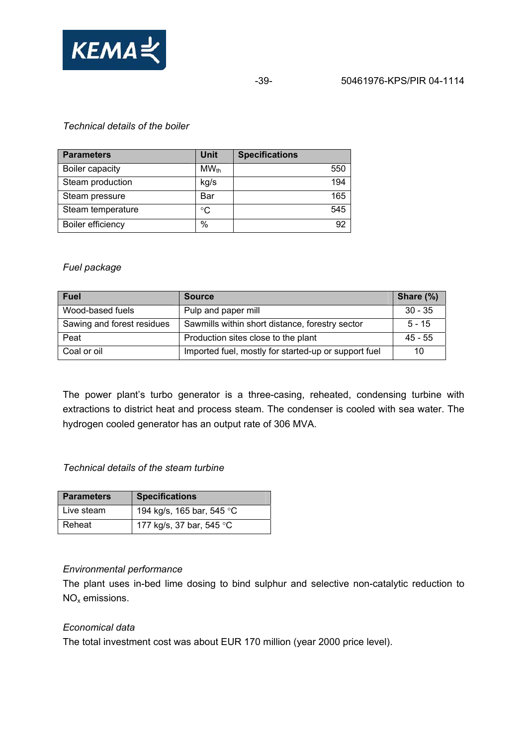*Technical details of the boiler*

| Parameters | Unit | Specifications |
|---|---|---|
| Boiler capacity | $MW_{th}$ | 550 |
| Steam production | kg/s | 194 |
| Steam pressure | Bar | 165 |
| Steam temperature | °C | 545 |
| Boiler efficiency | % | 92 |

*Fuel package*

| Fuel | Source | Share (%) |
|---|---|---|
| Wood-based fuels | Pulp and paper mill | 30 - 35 |
| Sawing and forest residues | Sawmills within short distance, forestry sector | 5 - 15 |
| Peat | Production sites close to the plant | 45 - 55 |
| Coal or oil | Imported fuel, mostly for started-up or support fuel | 10 |

The power plant's turbo generator is a three-casing, reheated, condensing turbine with extractions to district heat and process steam. The condenser is cooled with sea water. The hydrogen cooled generator has an output rate of 306 MVA.

*Technical details of the steam turbine*

| Parameters | Specifications |
|---|---|
| Live steam | 194 kg/s, 165 bar, 545 °C |
| Reheat | 177 kg/s, 37 bar, 545 °C |

*Environmental performance*

The plant uses in-bed lime dosing to bind sulphur and selective non-catalytic reduction to $NO_x$ emissions.

*Economical data*

The total investment cost was about EUR 170 million (year 2000 price level).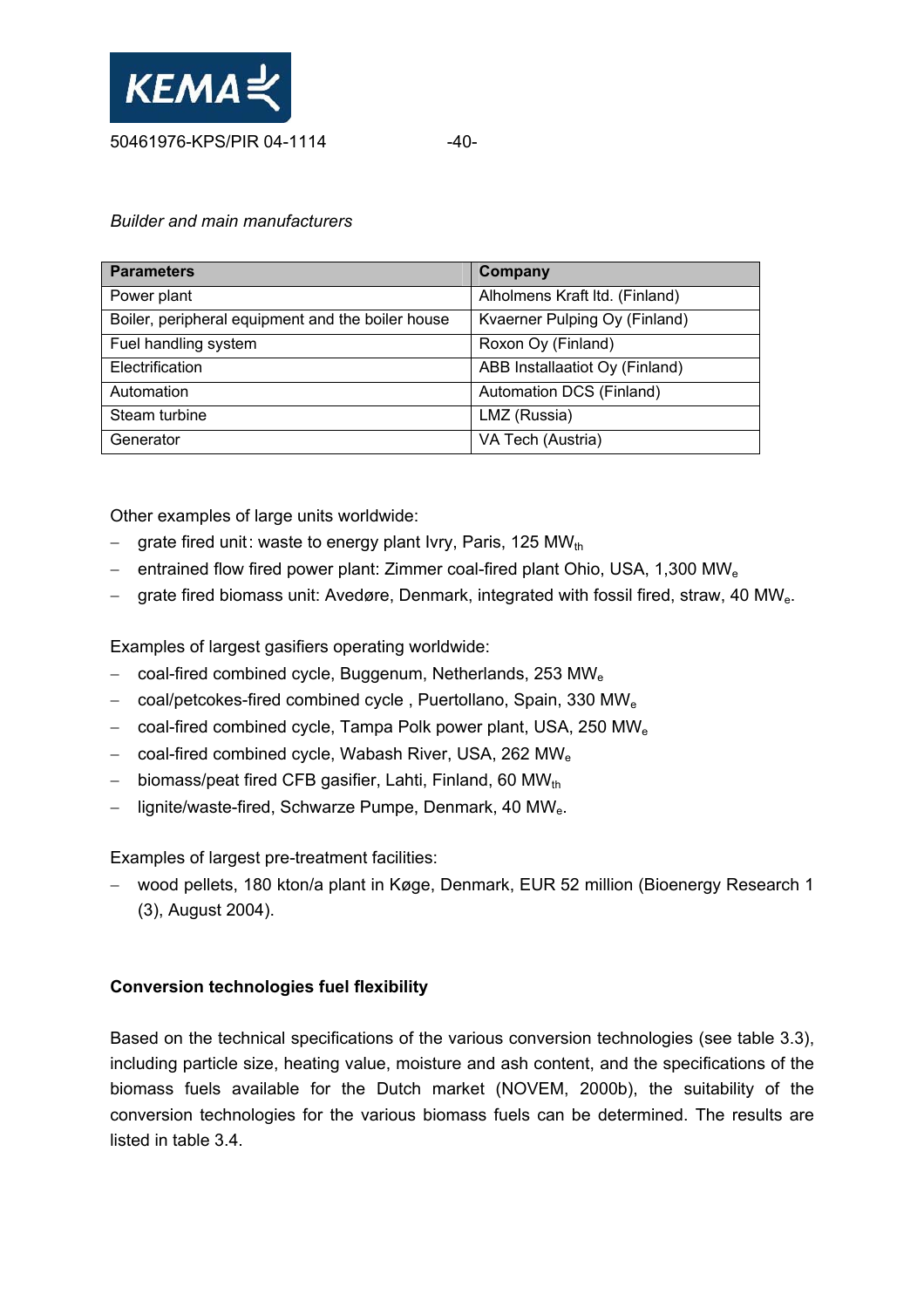*Builder and main manufacturers*

| Parameters | Company |
|---|---|
| Power plant | Alholmens Kraft ltd. (Finland) |
| Boiler, peripheral equipment and the boiler house | Kvaerner Pulping Oy (Finland) |
| Fuel handling system | Roxon Oy (Finland) |
| Electrification | ABB Installaatiot Oy (Finland) |
| Automation | Automation DCS (Finland) |
| Steam turbine | LMZ (Russia) |
| Generator | VA Tech (Austria) |

Other examples of large units worldwide:

- grate fired unit: waste to energy plant Ivry, Paris, 125 $MW_{th}$
- entrained flow fired power plant: Zimmer coal-fired plant Ohio, USA, 1,300 $MW_e$
- grate fired biomass unit: Avedøre, Denmark, integrated with fossil fired, straw, 40 $MW_e$.

Examples of largest gasifiers operating worldwide:

- coal-fired combined cycle, Buggenum, Netherlands, 253 $MW_e$
- coal/petcokes-fired combined cycle , Puertollano, Spain, 330 $MW_e$
- coal-fired combined cycle, Tampa Polk power plant, USA, 250 $MW_e$
- coal-fired combined cycle, Wabash River, USA, 262 $MW_e$
- biomass/peat fired CFB gasifier, Lahti, Finland, 60 $MW_{th}$
- lignite/waste-fired, Schwarze Pumpe, Denmark, 40 $MW_e$.

Examples of largest pre-treatment facilities:

- wood pellets, 180 kton/a plant in Køge, Denmark, EUR 52 million (Bioenergy Research 1 (3), August 2004).

**Conversion technologies fuel flexibility**

Based on the technical specifications of the various conversion technologies (see table 3.3), including particle size, heating value, moisture and ash content, and the specifications of the biomass fuels available for the Dutch market (NOVEM, 2000b), the suitability of the conversion technologies for the various biomass fuels can be determined. The results are listed in table 3.4.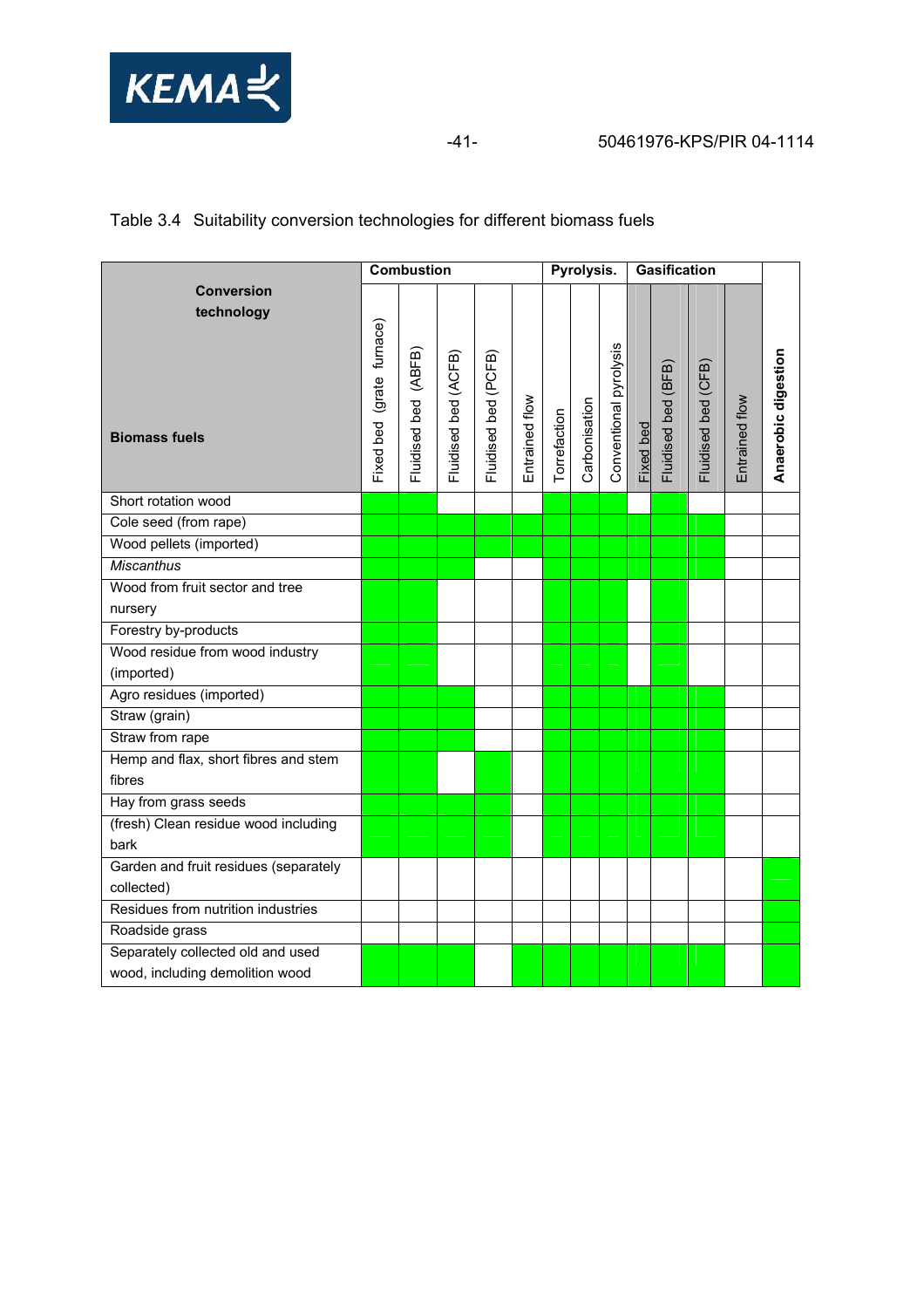Table 3.4 Suitability conversion technologies for different biomass fuels

| Conversion technology / Biomass fuels | Combustion | | | | | Pyrolysis. | | | Gasification | | | | Anaerobic digestion |
|---|---|---|---|---|---|---|---|---|---|---|---|---|---|
| | Fixed bed (grate furnace) | Fluidised bed (ABFB) | Fluidised bed (ACFB) | Fluidised bed (PCFB) | Entrained flow | Torrefaction | Carbonisation | Conventional pyrolysis | Fixed bed | Fluidised bed (BFB) | Fluidised bed (CFB) | Entrained flow | |
| Short rotation wood | X | X | | | | X | X | X | | X | | | |
| Cole seed (from rape) | X | X | X | X | X | X | X | X | X | X | X | | |
| Wood pellets (imported) | X | X | X | X | X | X | X | X | X | X | X | | |
| *Miscanthus* | X | X | X | | | X | X | X | X | X | X | | |
| Wood from fruit sector and tree nursery | X | X | | | | X | X | X | | | | | |
| Forestry by-products | X | X | | | | X | X | X | | X | | | |
| Wood residue from wood industry (imported) | X | X | | | | X | X | X | | X | | | |
| Agro residues (imported) | X | X | X | | | X | X | X | X | X | X | | |
| Straw (grain) | X | X | X | | | X | X | X | X | X | X | | |
| Straw from rape | X | X | X | | | X | X | X | X | X | X | | |
| Hemp and flax, short fibres and stem fibres | X | X | | X | | X | X | X | X | X | X | | |
| Hay from grass seeds | X | X | X | X | | X | X | X | X | X | X | | |
| (fresh) Clean residue wood including bark | X | X | X | X | | X | X | X | X | X | X | | |
| Garden and fruit residues (separately collected) | | | | | | | | | | | | | X |
| Residues from nutrition industries | | | | | | | | | | | | | X |
| Roadside grass | | | | | | | | | | | | | X |
| Separately collected old and used wood, including demolition wood | X | X | X | | X | X | X | X | X | X | X | | X |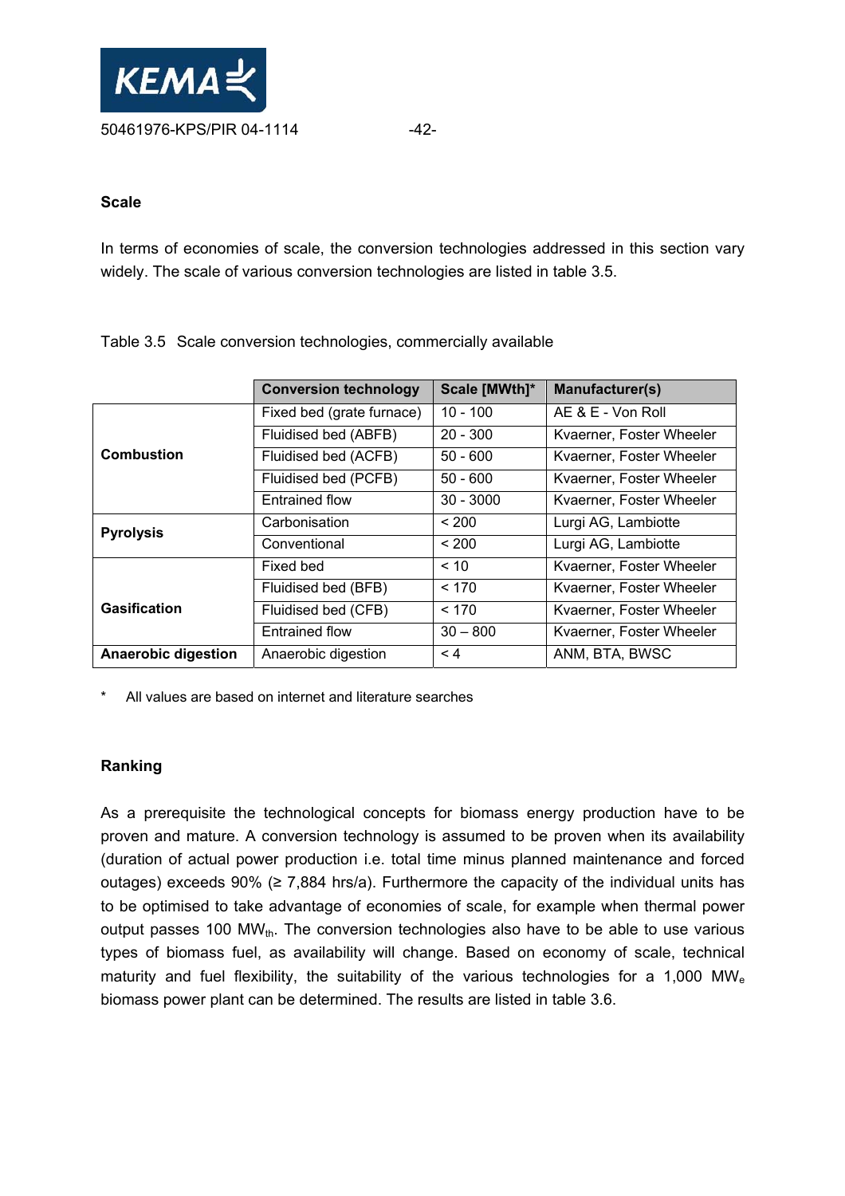### Scale

In terms of economies of scale, the conversion technologies addressed in this section vary widely. The scale of various conversion technologies are listed in table 3.5.

Table 3.5 Scale conversion technologies, commercially available

| | Conversion technology | Scale [MWth]* | Manufacturer(s) |
|---|---|---|---|
| **Combustion** | Fixed bed (grate furnace) | 10 - 100 | AE & E - Von Roll |
| | Fluidised bed (ABFB) | 20 - 300 | Kvaerner, Foster Wheeler |
| | Fluidised bed (ACFB) | 50 - 600 | Kvaerner, Foster Wheeler |
| | Fluidised bed (PCFB) | 50 - 600 | Kvaerner, Foster Wheeler |
| | Entrained flow | 30 - 3000 | Kvaerner, Foster Wheeler |
| **Pyrolysis** | Carbonisation | < 200 | Lurgi AG, Lambiotte |
| | Conventional | < 200 | Lurgi AG, Lambiotte |
| **Gasification** | Fixed bed | < 10 | Kvaerner, Foster Wheeler |
| | Fluidised bed (BFB) | < 170 | Kvaerner, Foster Wheeler |
| | Fluidised bed (CFB) | < 170 | Kvaerner, Foster Wheeler |
| | Entrained flow | 30 – 800 | Kvaerner, Foster Wheeler |
| **Anaerobic digestion** | Anaerobic digestion | < 4 | ANM, BTA, BWSC |

\* All values are based on internet and literature searches

### Ranking

As a prerequisite the technological concepts for biomass energy production have to be proven and mature. A conversion technology is assumed to be proven when its availability (duration of actual power production i.e. total time minus planned maintenance and forced outages) exceeds 90% (≥ 7,884 hrs/a). Furthermore the capacity of the individual units has to be optimised to take advantage of economies of scale, for example when thermal power output passes 100 $MW_{th}$. The conversion technologies also have to be able to use various types of biomass fuel, as availability will change. Based on economy of scale, technical maturity and fuel flexibility, the suitability of the various technologies for a 1,000 $MW_e$ biomass power plant can be determined. The results are listed in table 3.6.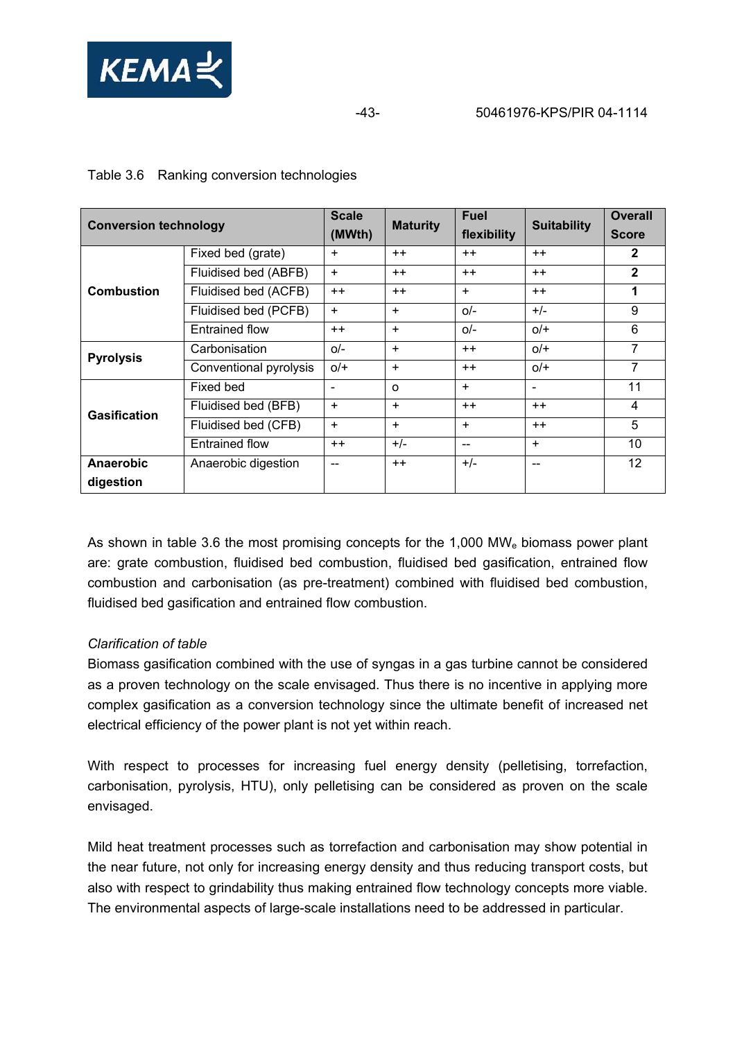Table 3.6 Ranking conversion technologies

| Conversion technology | | Scale (MWth) | Maturity | Fuel flexibility | Suitability | Overall Score |
|---|---|---|---|---|---|---|
| **Combustion** | Fixed bed (grate) | + | ++ | ++ | ++ | **2** |
| | Fluidised bed (ABFB) | + | ++ | ++ | ++ | **2** |
| | Fluidised bed (ACFB) | ++ | ++ | + | ++ | **1** |
| | Fluidised bed (PCFB) | + | + | o/- | +/- | 9 |
| | Entrained flow | ++ | + | o/- | o/+ | 6 |
| **Pyrolysis** | Carbonisation | o/- | + | ++ | o/+ | 7 |
| | Conventional pyrolysis | o/+ | + | ++ | o/+ | 7 |
| **Gasification** | Fixed bed | - | o | + | - | 11 |
| | Fluidised bed (BFB) | + | + | ++ | ++ | 4 |
| | Fluidised bed (CFB) | + | + | + | ++ | 5 |
| | Entrained flow | ++ | +/- | -- | + | 10 |
| **Anaerobic digestion** | Anaerobic digestion | -- | ++ | +/- | -- | 12 |

As shown in table 3.6 the most promising concepts for the 1,000 $MW_e$ biomass power plant are: grate combustion, fluidised bed combustion, fluidised bed gasification, entrained flow combustion and carbonisation (as pre-treatment) combined with fluidised bed combustion, fluidised bed gasification and entrained flow combustion.

*Clarification of table*

Biomass gasification combined with the use of syngas in a gas turbine cannot be considered as a proven technology on the scale envisaged. Thus there is no incentive in applying more complex gasification as a conversion technology since the ultimate benefit of increased net electrical efficiency of the power plant is not yet within reach.

With respect to processes for increasing fuel energy density (pelletising, torrefaction, carbonisation, pyrolysis, HTU), only pelletising can be considered as proven on the scale envisaged.

Mild heat treatment processes such as torrefaction and carbonisation may show potential in the near future, not only for increasing energy density and thus reducing transport costs, but also with respect to grindability thus making entrained flow technology concepts more viable. The environmental aspects of large-scale installations need to be addressed in particular.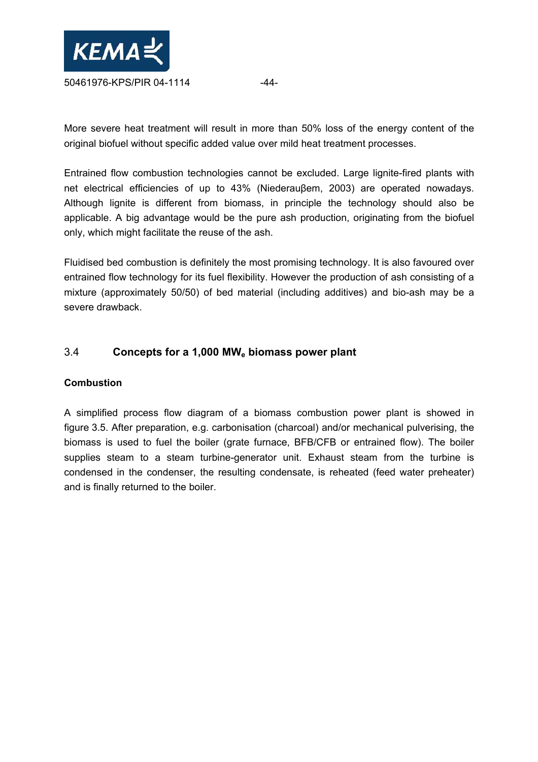More severe heat treatment will result in more than 50% loss of the energy content of the original biofuel without specific added value over mild heat treatment processes.

Entrained flow combustion technologies cannot be excluded. Large lignite-fired plants with net electrical efficiencies of up to 43% (Niederauβem, 2003) are operated nowadays. Although lignite is different from biomass, in principle the technology should also be applicable. A big advantage would be the pure ash production, originating from the biofuel only, which might facilitate the reuse of the ash.

Fluidised bed combustion is definitely the most promising technology. It is also favoured over entrained flow technology for its fuel flexibility. However the production of ash consisting of a mixture (approximately 50/50) of bed material (including additives) and bio-ash may be a severe drawback.

## 3.4 Concepts for a 1,000 $MW_e$ biomass power plant

**Combustion**

A simplified process flow diagram of a biomass combustion power plant is showed in figure 3.5. After preparation, e.g. carbonisation (charcoal) and/or mechanical pulverising, the biomass is used to fuel the boiler (grate furnace, BFB/CFB or entrained flow). The boiler supplies steam to a steam turbine-generator unit. Exhaust steam from the turbine is condensed in the condenser, the resulting condensate, is reheated (feed water preheater) and is finally returned to the boiler.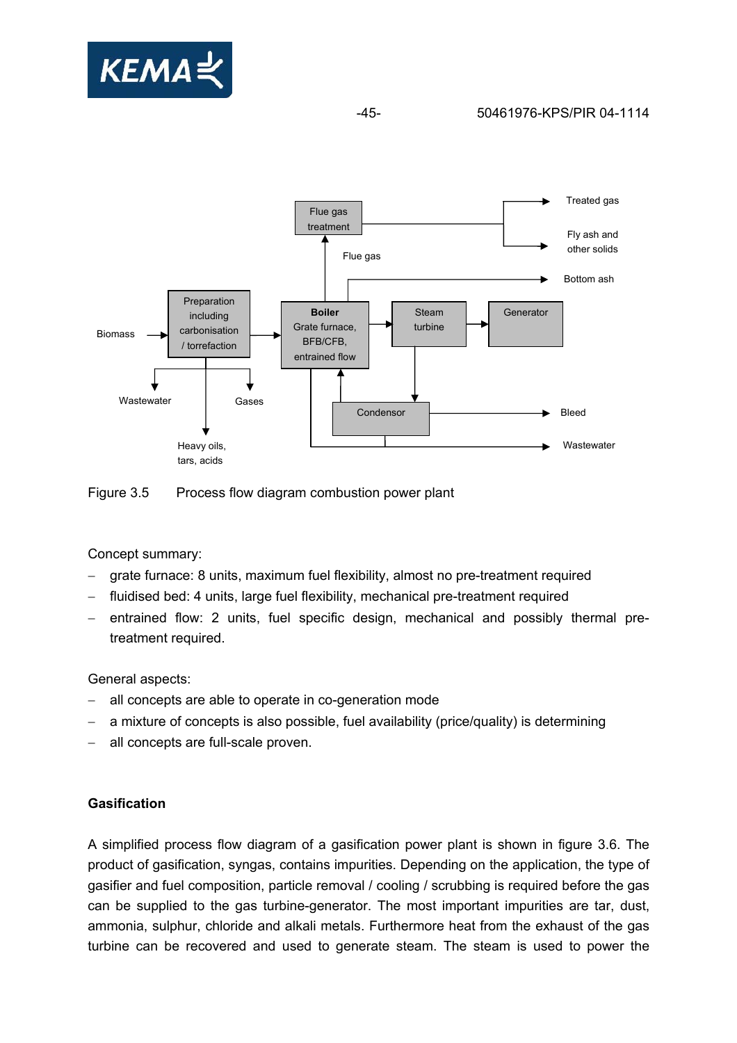Figure 3.5 Process flow diagram combustion power plant

Concept summary:

- grate furnace: 8 units, maximum fuel flexibility, almost no pre-treatment required
- fluidised bed: 4 units, large fuel flexibility, mechanical pre-treatment required
- entrained flow: 2 units, fuel specific design, mechanical and possibly thermal pre-treatment required.

General aspects:

- all concepts are able to operate in co-generation mode
- a mixture of concepts is also possible, fuel availability (price/quality) is determining
- all concepts are full-scale proven.

**Gasification**

A simplified process flow diagram of a gasification power plant is shown in figure 3.6. The product of gasification, syngas, contains impurities. Depending on the application, the type of gasifier and fuel composition, particle removal / cooling / scrubbing is required before the gas can be supplied to the gas turbine-generator. The most important impurities are tar, dust, ammonia, sulphur, chloride and alkali metals. Furthermore heat from the exhaust of the gas turbine can be recovered and used to generate steam. The steam is used to power the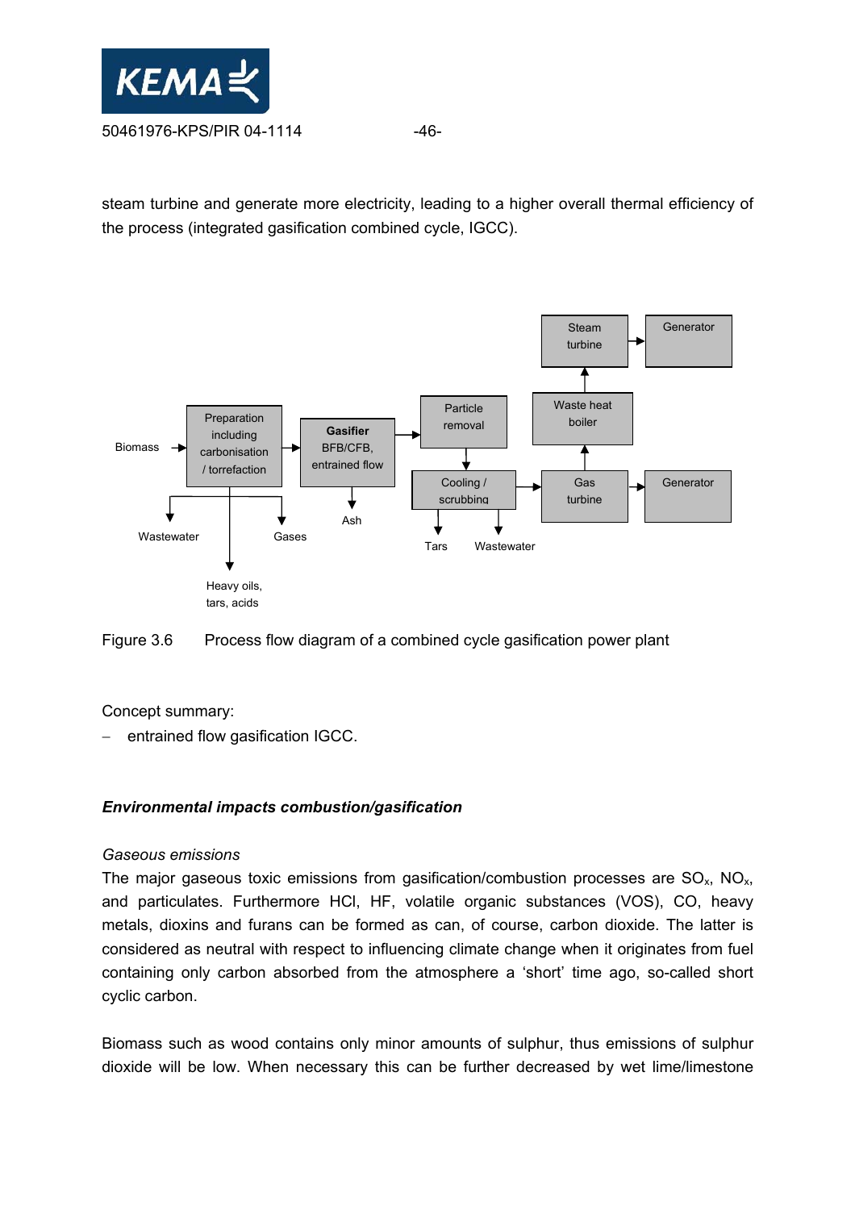steam turbine and generate more electricity, leading to a higher overall thermal efficiency of the process (integrated gasification combined cycle, IGCC).

Figure 3.6 Process flow diagram of a combined cycle gasification power plant

Concept summary:

- entrained flow gasification IGCC.

***Environmental impacts combustion/gasification***

*Gaseous emissions*

The major gaseous toxic emissions from gasification/combustion processes are $SO_x$, $NO_x$, and particulates. Furthermore HCl, HF, volatile organic substances (VOS), CO, heavy metals, dioxins and furans can be formed as can, of course, carbon dioxide. The latter is considered as neutral with respect to influencing climate change when it originates from fuel containing only carbon absorbed from the atmosphere a 'short' time ago, so-called short cyclic carbon.

Biomass such as wood contains only minor amounts of sulphur, thus emissions of sulphur dioxide will be low. When necessary this can be further decreased by wet lime/limestone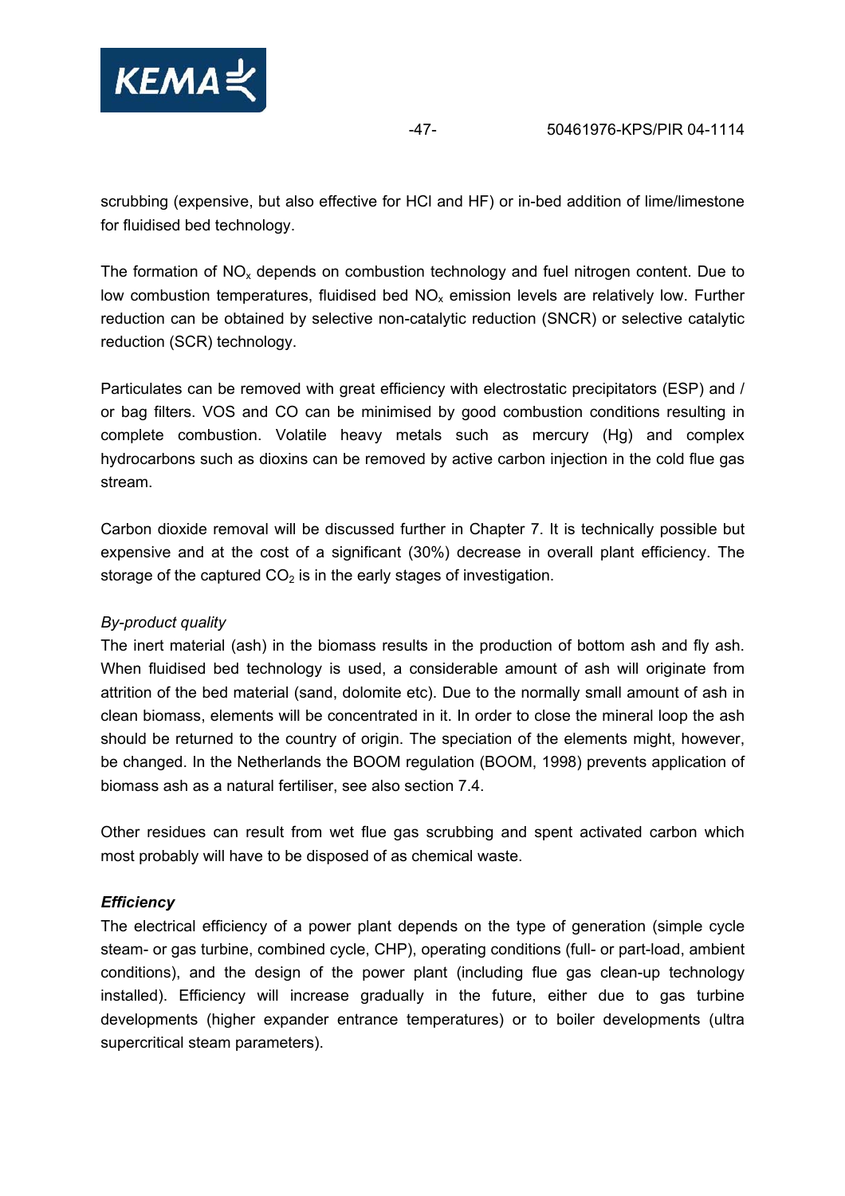scrubbing (expensive, but also effective for HCl and HF) or in-bed addition of lime/limestone for fluidised bed technology.

The formation of $NO_x$ depends on combustion technology and fuel nitrogen content. Due to low combustion temperatures, fluidised bed $NO_x$ emission levels are relatively low. Further reduction can be obtained by selective non-catalytic reduction (SNCR) or selective catalytic reduction (SCR) technology.

Particulates can be removed with great efficiency with electrostatic precipitators (ESP) and / or bag filters. VOS and CO can be minimised by good combustion conditions resulting in complete combustion. Volatile heavy metals such as mercury (Hg) and complex hydrocarbons such as dioxins can be removed by active carbon injection in the cold flue gas stream.

Carbon dioxide removal will be discussed further in Chapter 7. It is technically possible but expensive and at the cost of a significant (30%) decrease in overall plant efficiency. The storage of the captured $CO_2$ is in the early stages of investigation.

*By-product quality*

The inert material (ash) in the biomass results in the production of bottom ash and fly ash. When fluidised bed technology is used, a considerable amount of ash will originate from attrition of the bed material (sand, dolomite etc). Due to the normally small amount of ash in clean biomass, elements will be concentrated in it. In order to close the mineral loop the ash should be returned to the country of origin. The speciation of the elements might, however, be changed. In the Netherlands the BOOM regulation (BOOM, 1998) prevents application of biomass ash as a natural fertiliser, see also section 7.4.

Other residues can result from wet flue gas scrubbing and spent activated carbon which most probably will have to be disposed of as chemical waste.

***Efficiency***

The electrical efficiency of a power plant depends on the type of generation (simple cycle steam- or gas turbine, combined cycle, CHP), operating conditions (full- or part-load, ambient conditions), and the design of the power plant (including flue gas clean-up technology installed). Efficiency will increase gradually in the future, either due to gas turbine developments (higher expander entrance temperatures) or to boiler developments (ultra supercritical steam parameters).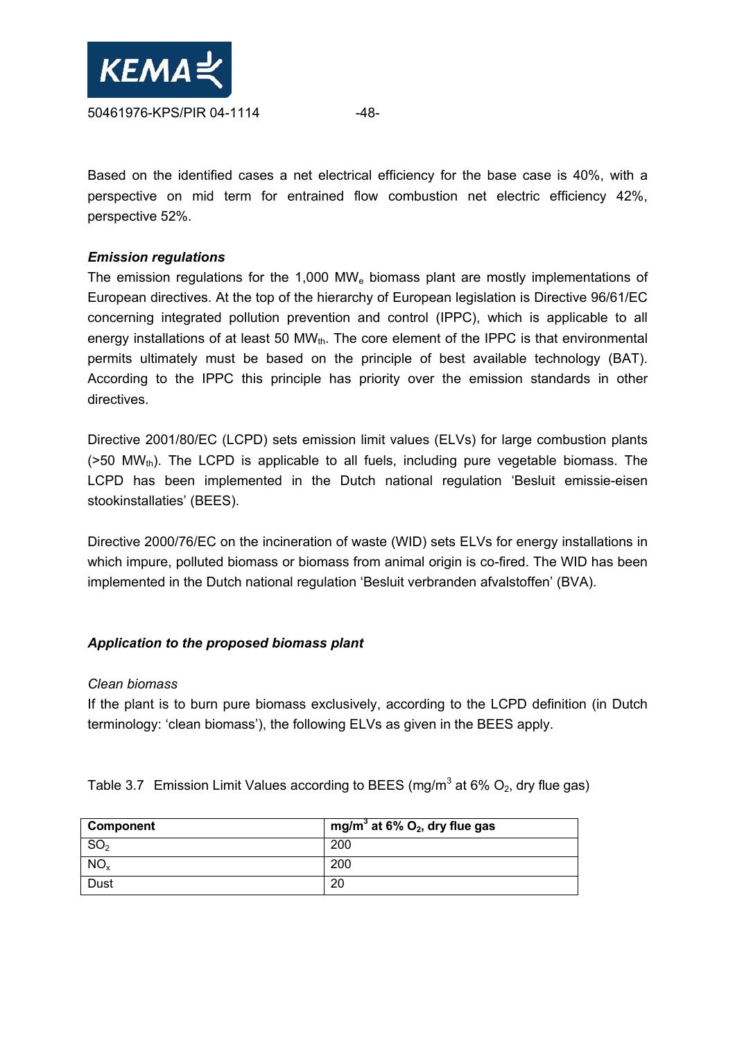Based on the identified cases a net electrical efficiency for the base case is 40%, with a perspective on mid term for entrained flow combustion net electric efficiency 42%, perspective 52%.

***Emission regulations***

The emission regulations for the 1,000 $MW_e$ biomass plant are mostly implementations of European directives. At the top of the hierarchy of European legislation is Directive 96/61/EC concerning integrated pollution prevention and control (IPPC), which is applicable to all energy installations of at least 50 $MW_{th}$. The core element of the IPPC is that environmental permits ultimately must be based on the principle of best available technology (BAT). According to the IPPC this principle has priority over the emission standards in other directives.

Directive 2001/80/EC (LCPD) sets emission limit values (ELVs) for large combustion plants (>50 $MW_{th}$). The LCPD is applicable to all fuels, including pure vegetable biomass. The LCPD has been implemented in the Dutch national regulation 'Besluit emissie-eisen stookinstallaties' (BEES).

Directive 2000/76/EC on the incineration of waste (WID) sets ELVs for energy installations in which impure, polluted biomass or biomass from animal origin is co-fired. The WID has been implemented in the Dutch national regulation 'Besluit verbranden afvalstoffen' (BVA).

***Application to the proposed biomass plant***

*Clean biomass*

If the plant is to burn pure biomass exclusively, according to the LCPD definition (in Dutch terminology: 'clean biomass'), the following ELVs as given in the BEES apply.

Table 3.7 Emission Limit Values according to BEES (mg/$m^3$ at 6% $O_2$, dry flue gas)

| **Component** | **mg/$m^3$ at 6% $O_2$, dry flue gas** |
|---|---|
| $SO_2$ | 200 |
| $NO_x$ | 200 |
| Dust | 20 |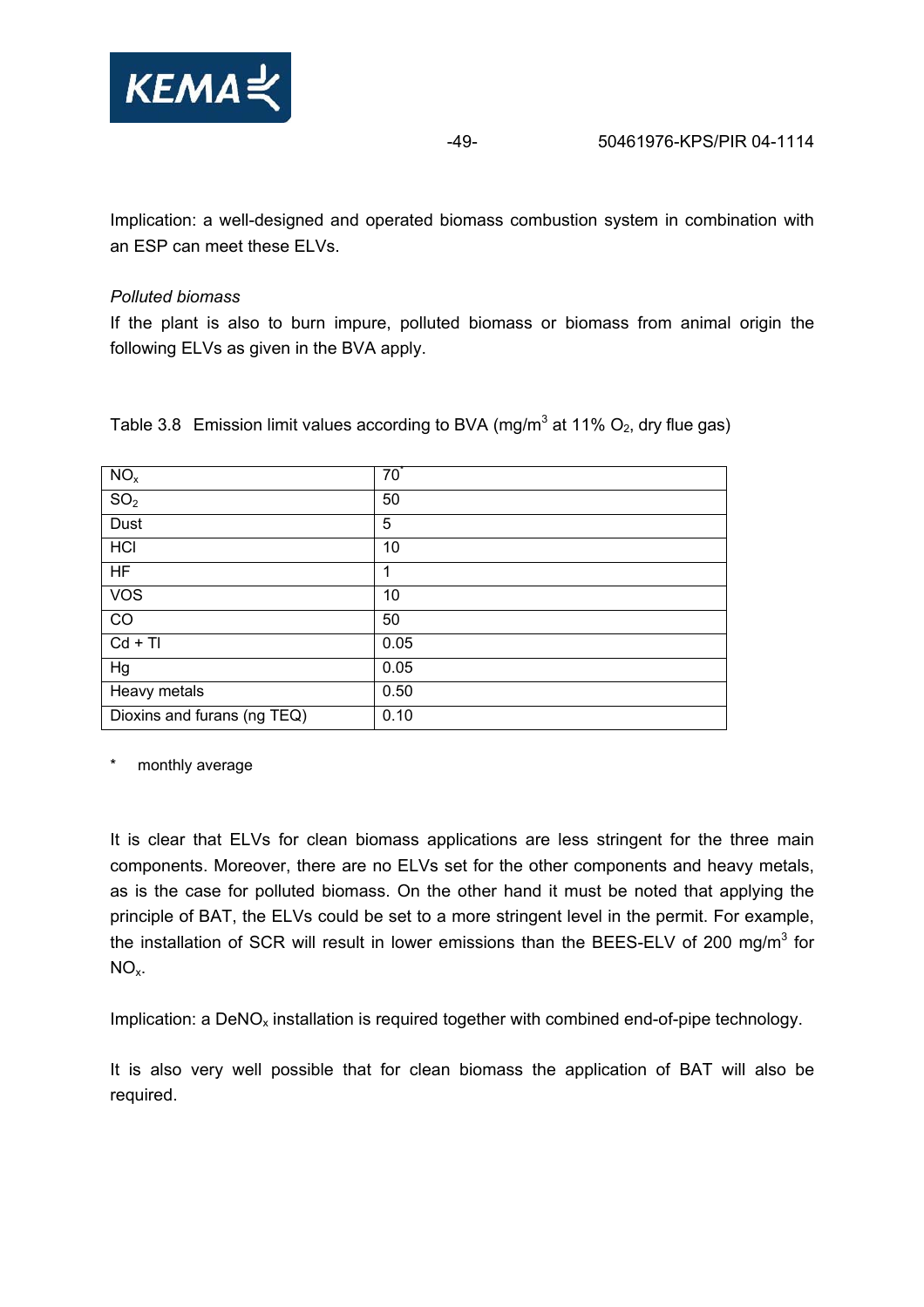Implication: a well-designed and operated biomass combustion system in combination with an ESP can meet these ELVs.

*Polluted biomass*

If the plant is also to burn impure, polluted biomass or biomass from animal origin the following ELVs as given in the BVA apply.

Table 3.8 Emission limit values according to BVA (mg/m$^3$ at 11% $O_2$, dry flue gas)

| | |
|---|---|
| $NO_x$ | 70* |
| $SO_2$ | 50 |
| Dust | 5 |
| HCl | 10 |
| HF | 1 |
| VOS | 10 |
| CO | 50 |
| Cd + Tl | 0.05 |
| Hg | 0.05 |
| Heavy metals | 0.50 |
| Dioxins and furans (ng TEQ) | 0.10 |

\* monthly average

It is clear that ELVs for clean biomass applications are less stringent for the three main components. Moreover, there are no ELVs set for the other components and heavy metals, as is the case for polluted biomass. On the other hand it must be noted that applying the principle of BAT, the ELVs could be set to a more stringent level in the permit. For example, the installation of SCR will result in lower emissions than the BEES-ELV of 200 mg/m$^3$ for $NO_x$.

Implication: a $DeNO_x$ installation is required together with combined end-of-pipe technology.

It is also very well possible that for clean biomass the application of BAT will also be required.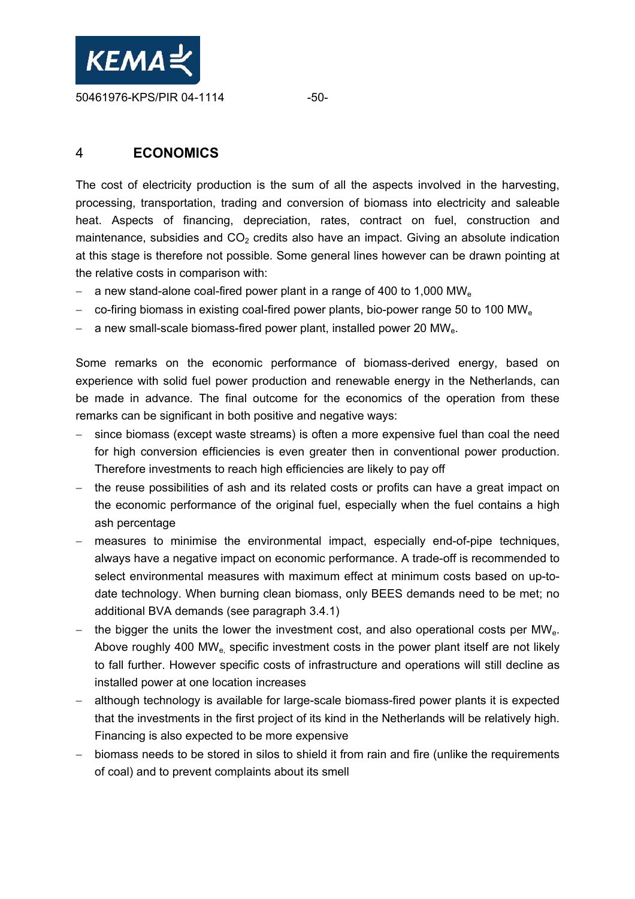# 4 ECONOMICS

The cost of electricity production is the sum of all the aspects involved in the harvesting, processing, transportation, trading and conversion of biomass into electricity and saleable heat. Aspects of financing, depreciation, rates, contract on fuel, construction and maintenance, subsidies and $CO_2$ credits also have an impact. Giving an absolute indication at this stage is therefore not possible. Some general lines however can be drawn pointing at the relative costs in comparison with:

- a new stand-alone coal-fired power plant in a range of 400 to 1,000 $MW_e$
- co-firing biomass in existing coal-fired power plants, bio-power range 50 to 100 $MW_e$
- a new small-scale biomass-fired power plant, installed power 20 $MW_e$.

Some remarks on the economic performance of biomass-derived energy, based on experience with solid fuel power production and renewable energy in the Netherlands, can be made in advance. The final outcome for the economics of the operation from these remarks can be significant in both positive and negative ways:

- since biomass (except waste streams) is often a more expensive fuel than coal the need for high conversion efficiencies is even greater then in conventional power production. Therefore investments to reach high efficiencies are likely to pay off
- the reuse possibilities of ash and its related costs or profits can have a great impact on the economic performance of the original fuel, especially when the fuel contains a high ash percentage
- measures to minimise the environmental impact, especially end-of-pipe techniques, always have a negative impact on economic performance. A trade-off is recommended to select environmental measures with maximum effect at minimum costs based on up-to-date technology. When burning clean biomass, only BEES demands need to be met; no additional BVA demands (see paragraph 3.4.1)
- the bigger the units the lower the investment cost, and also operational costs per $MW_e$. Above roughly 400 $MW_e$, specific investment costs in the power plant itself are not likely to fall further. However specific costs of infrastructure and operations will still decline as installed power at one location increases
- although technology is available for large-scale biomass-fired power plants it is expected that the investments in the first project of its kind in the Netherlands will be relatively high. Financing is also expected to be more expensive
- biomass needs to be stored in silos to shield it from rain and fire (unlike the requirements of coal) and to prevent complaints about its smell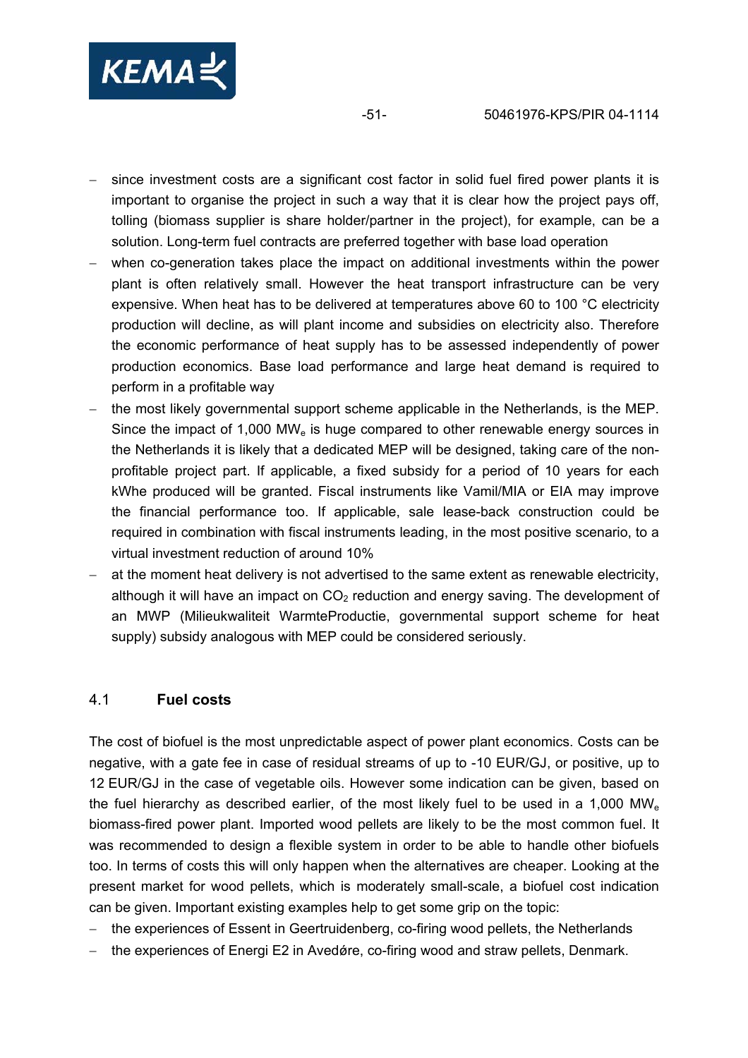- since investment costs are a significant cost factor in solid fuel fired power plants it is important to organise the project in such a way that it is clear how the project pays off, tolling (biomass supplier is share holder/partner in the project), for example, can be a solution. Long-term fuel contracts are preferred together with base load operation
- when co-generation takes place the impact on additional investments within the power plant is often relatively small. However the heat transport infrastructure can be very expensive. When heat has to be delivered at temperatures above 60 to 100 °C electricity production will decline, as will plant income and subsidies on electricity also. Therefore the economic performance of heat supply has to be assessed independently of power production economics. Base load performance and large heat demand is required to perform in a profitable way
- the most likely governmental support scheme applicable in the Netherlands, is the MEP. Since the impact of 1,000 $MW_e$ is huge compared to other renewable energy sources in the Netherlands it is likely that a dedicated MEP will be designed, taking care of the non-profitable project part. If applicable, a fixed subsidy for a period of 10 years for each kWhe produced will be granted. Fiscal instruments like Vamil/MIA or EIA may improve the financial performance too. If applicable, sale lease-back construction could be required in combination with fiscal instruments leading, in the most positive scenario, to a virtual investment reduction of around 10%
- at the moment heat delivery is not advertised to the same extent as renewable electricity, although it will have an impact on $CO_2$ reduction and energy saving. The development of an MWP (Milieukwaliteit WarmteProductie, governmental support scheme for heat supply) subsidy analogous with MEP could be considered seriously.

## 4.1 **Fuel costs**

The cost of biofuel is the most unpredictable aspect of power plant economics. Costs can be negative, with a gate fee in case of residual streams of up to -10 EUR/GJ, or positive, up to 12 EUR/GJ in the case of vegetable oils. However some indication can be given, based on the fuel hierarchy as described earlier, of the most likely fuel to be used in a 1,000 $MW_e$ biomass-fired power plant. Imported wood pellets are likely to be the most common fuel. It was recommended to design a flexible system in order to be able to handle other biofuels too. In terms of costs this will only happen when the alternatives are cheaper. Looking at the present market for wood pellets, which is moderately small-scale, a biofuel cost indication can be given. Important existing examples help to get some grip on the topic:

- the experiences of Essent in Geertruidenberg, co-firing wood pellets, the Netherlands
- the experiences of Energi E2 in Avedøre, co-firing wood and straw pellets, Denmark.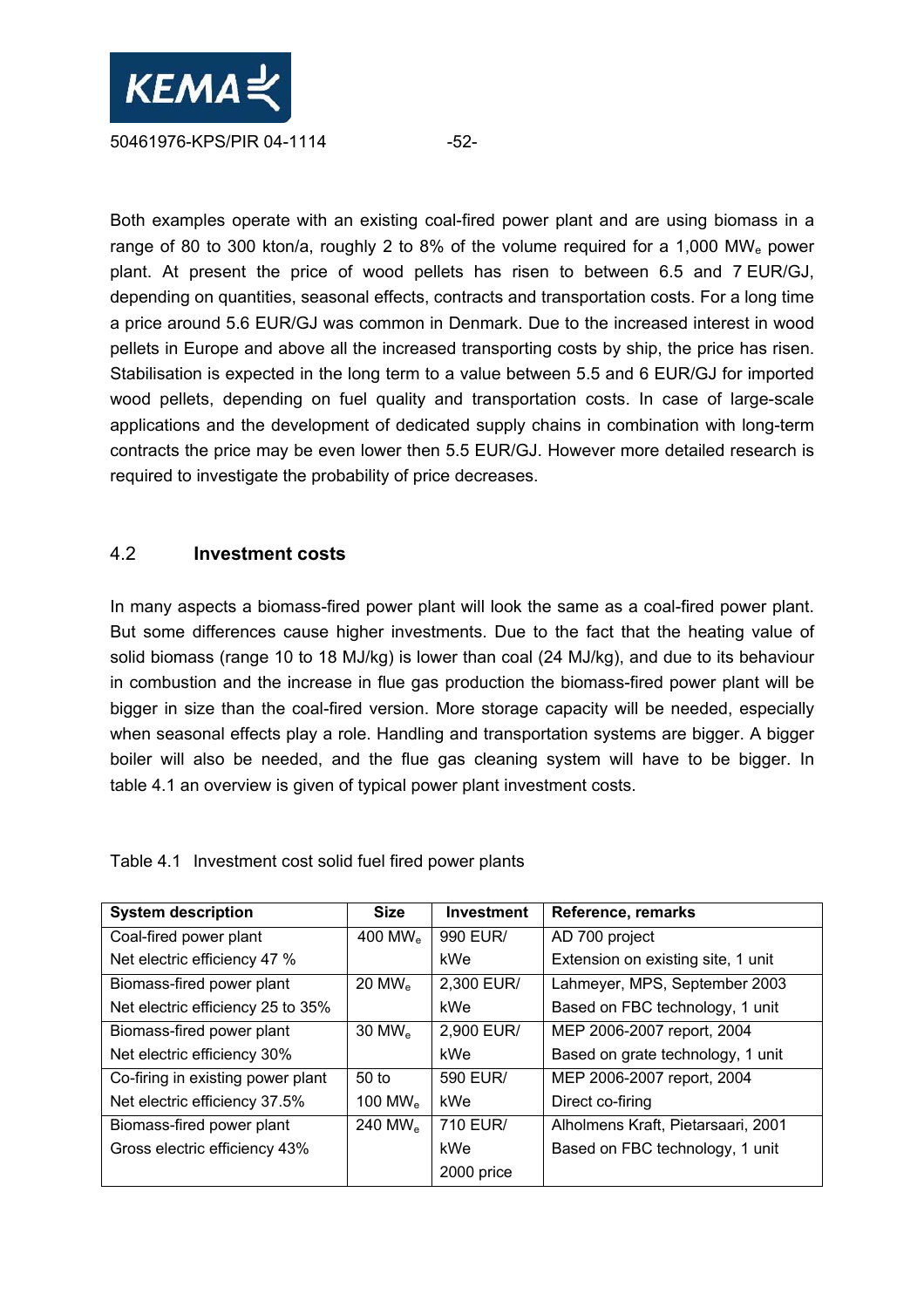Both examples operate with an existing coal-fired power plant and are using biomass in a range of 80 to 300 kton/a, roughly 2 to 8% of the volume required for a 1,000 $MW_e$ power plant. At present the price of wood pellets has risen to between 6.5 and 7 EUR/GJ, depending on quantities, seasonal effects, contracts and transportation costs. For a long time a price around 5.6 EUR/GJ was common in Denmark. Due to the increased interest in wood pellets in Europe and above all the increased transporting costs by ship, the price has risen. Stabilisation is expected in the long term to a value between 5.5 and 6 EUR/GJ for imported wood pellets, depending on fuel quality and transportation costs. In case of large-scale applications and the development of dedicated supply chains in combination with long-term contracts the price may be even lower then 5.5 EUR/GJ. However more detailed research is required to investigate the probability of price decreases.

## 4.2 Investment costs

In many aspects a biomass-fired power plant will look the same as a coal-fired power plant. But some differences cause higher investments. Due to the fact that the heating value of solid biomass (range 10 to 18 MJ/kg) is lower than coal (24 MJ/kg), and due to its behaviour in combustion and the increase in flue gas production the biomass-fired power plant will be bigger in size than the coal-fired version. More storage capacity will be needed, especially when seasonal effects play a role. Handling and transportation systems are bigger. A bigger boiler will also be needed, and the flue gas cleaning system will have to be bigger. In table 4.1 an overview is given of typical power plant investment costs.

Table 4.1 Investment cost solid fuel fired power plants

| System description | Size | Investment | Reference, remarks |
|---|---|---|---|
| Coal-fired power plant<br>Net electric efficiency 47 % | 400 $MW_e$ | 990 EUR/ kWe | AD 700 project<br>Extension on existing site, 1 unit |
| Biomass-fired power plant<br>Net electric efficiency 25 to 35% | 20 $MW_e$ | 2,300 EUR/ kWe | Lahmeyer, MPS, September 2003<br>Based on FBC technology, 1 unit |
| Biomass-fired power plant<br>Net electric efficiency 30% | 30 $MW_e$ | 2,900 EUR/ kWe | MEP 2006-2007 report, 2004<br>Based on grate technology, 1 unit |
| Co-firing in existing power plant<br>Net electric efficiency 37.5% | 50 to 100 $MW_e$ | 590 EUR/ kWe | MEP 2006-2007 report, 2004<br>Direct co-firing |
| Biomass-fired power plant<br>Gross electric efficiency 43% | 240 $MW_e$ | 710 EUR/ kWe<br>2000 price | Alholmens Kraft, Pietarsaari, 2001<br>Based on FBC technology, 1 unit |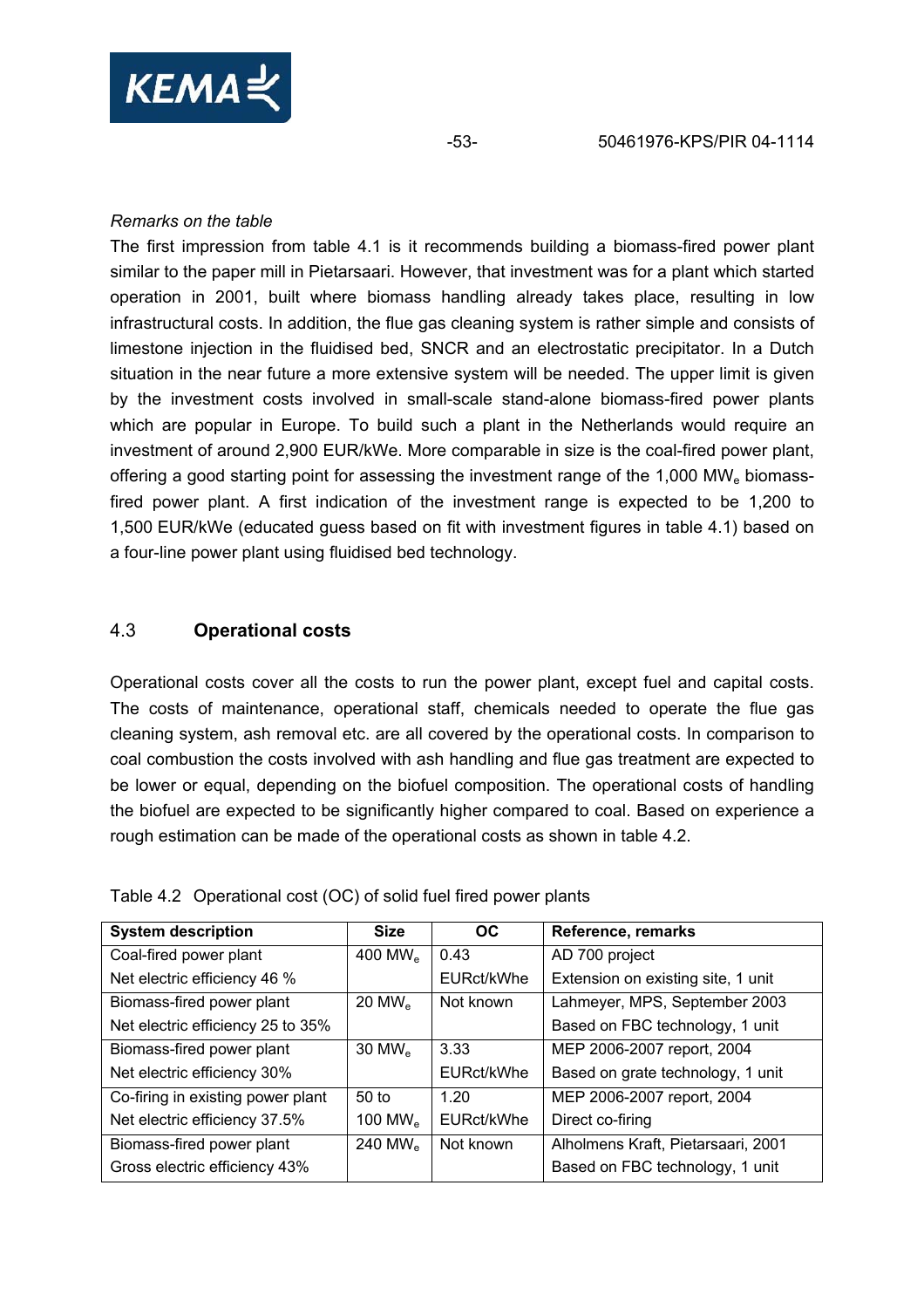*Remarks on the table*

The first impression from table 4.1 is it recommends building a biomass-fired power plant similar to the paper mill in Pietarsaari. However, that investment was for a plant which started operation in 2001, built where biomass handling already takes place, resulting in low infrastructural costs. In addition, the flue gas cleaning system is rather simple and consists of limestone injection in the fluidised bed, SNCR and an electrostatic precipitator. In a Dutch situation in the near future a more extensive system will be needed. The upper limit is given by the investment costs involved in small-scale stand-alone biomass-fired power plants which are popular in Europe. To build such a plant in the Netherlands would require an investment of around 2,900 EUR/kWe. More comparable in size is the coal-fired power plant, offering a good starting point for assessing the investment range of the 1,000 $MW_e$ biomass-fired power plant. A first indication of the investment range is expected to be 1,200 to 1,500 EUR/kWe (educated guess based on fit with investment figures in table 4.1) based on a four-line power plant using fluidised bed technology.

## 4.3 **Operational costs**

Operational costs cover all the costs to run the power plant, except fuel and capital costs. The costs of maintenance, operational staff, chemicals needed to operate the flue gas cleaning system, ash removal etc. are all covered by the operational costs. In comparison to coal combustion the costs involved with ash handling and flue gas treatment are expected to be lower or equal, depending on the biofuel composition. The operational costs of handling the biofuel are expected to be significantly higher compared to coal. Based on experience a rough estimation can be made of the operational costs as shown in table 4.2.

Table 4.2 Operational cost (OC) of solid fuel fired power plants

| System description | Size | OC | Reference, remarks |
|---|---|---|---|
| Coal-fired power plant<br>Net electric efficiency 46 % | 400 $MW_e$ | 0.43<br>EURct/kWhe | AD 700 project<br>Extension on existing site, 1 unit |
| Biomass-fired power plant<br>Net electric efficiency 25 to 35% | 20 $MW_e$ | Not known | Lahmeyer, MPS, September 2003<br>Based on FBC technology, 1 unit |
| Biomass-fired power plant<br>Net electric efficiency 30% | 30 $MW_e$ | 3.33<br>EURct/kWhe | MEP 2006-2007 report, 2004<br>Based on grate technology, 1 unit |
| Co-firing in existing power plant<br>Net electric efficiency 37.5% | 50 to<br>100 $MW_e$ | 1.20<br>EURct/kWhe | MEP 2006-2007 report, 2004<br>Direct co-firing |
| Biomass-fired power plant<br>Gross electric efficiency 43% | 240 $MW_e$ | Not known | Alholmens Kraft, Pietarsaari, 2001<br>Based on FBC technology, 1 unit |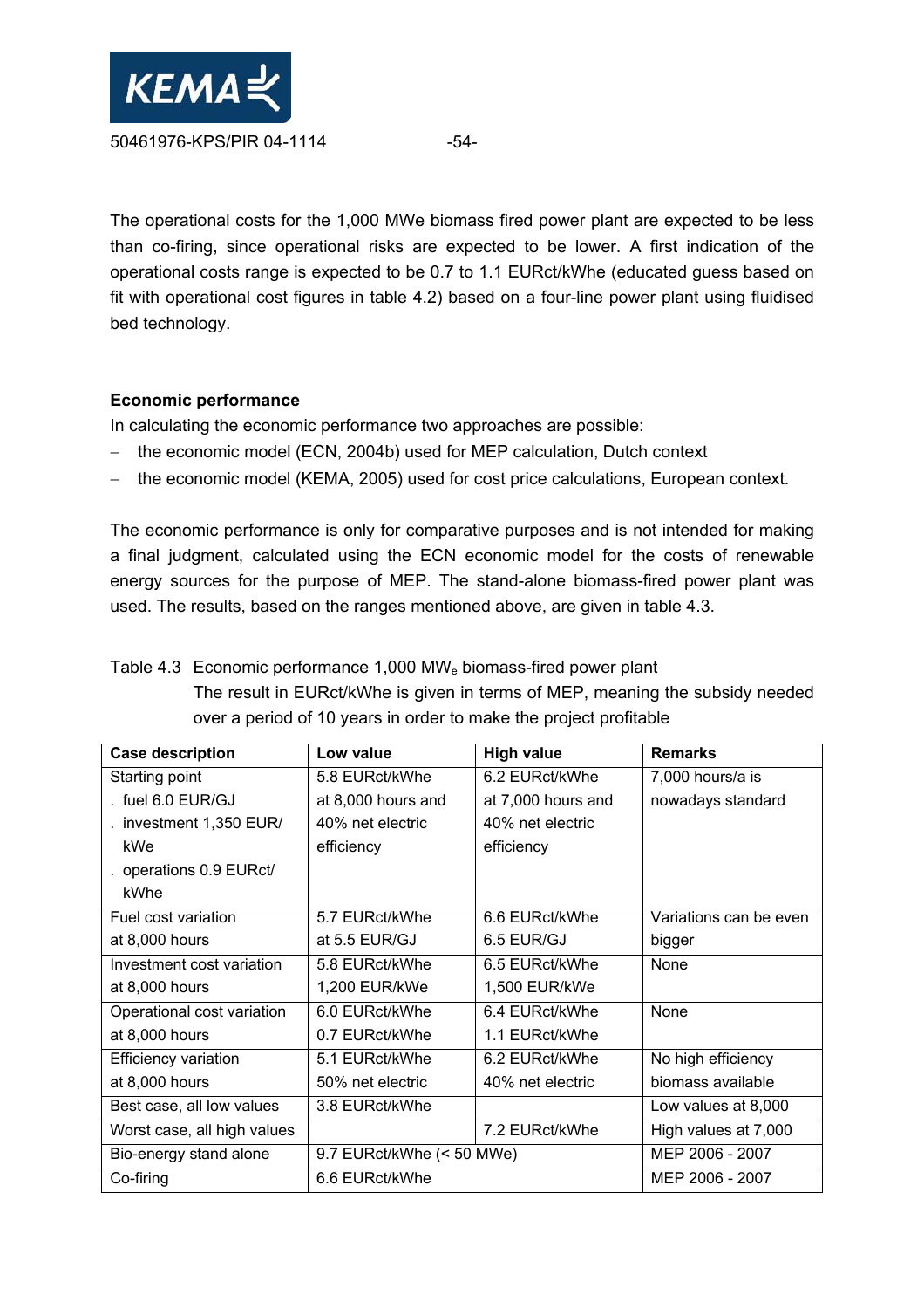The operational costs for the 1,000 MWe biomass fired power plant are expected to be less than co-firing, since operational risks are expected to be lower. A first indication of the operational costs range is expected to be 0.7 to 1.1 EURct/kWhe (educated guess based on fit with operational cost figures in table 4.2) based on a four-line power plant using fluidised bed technology.

**Economic performance**

In calculating the economic performance two approaches are possible:

- the economic model (ECN, 2004b) used for MEP calculation, Dutch context
- the economic model (KEMA, 2005) used for cost price calculations, European context.

The economic performance is only for comparative purposes and is not intended for making a final judgment, calculated using the ECN economic model for the costs of renewable energy sources for the purpose of MEP. The stand-alone biomass-fired power plant was used. The results, based on the ranges mentioned above, are given in table 4.3.

Table 4.3 Economic performance 1,000 $MW_e$ biomass-fired power plant
The result in EURct/kWhe is given in terms of MEP, meaning the subsidy needed over a period of 10 years in order to make the project profitable

| Case description | Low value | High value | Remarks |
|---|---|---|---|
| Starting point<br>. fuel 6.0 EUR/GJ<br>. investment 1,350 EUR/kWe<br>. operations 0.9 EURct/kWhe | 5.8 EURct/kWhe at 8,000 hours and 40% net electric efficiency | 6.2 EURct/kWhe at 7,000 hours and 40% net electric efficiency | 7,000 hours/a is nowadays standard |
| Fuel cost variation at 8,000 hours | 5.7 EURct/kWhe at 5.5 EUR/GJ | 6.6 EURct/kWhe 6.5 EUR/GJ | Variations can be even bigger |
| Investment cost variation at 8,000 hours | 5.8 EURct/kWhe 1,200 EUR/kWe | 6.5 EURct/kWhe 1,500 EUR/kWe | None |
| Operational cost variation at 8,000 hours | 6.0 EURct/kWhe 0.7 EURct/kWhe | 6.4 EURct/kWhe 1.1 EURct/kWhe | None |
| Efficiency variation at 8,000 hours | 5.1 EURct/kWhe 50% net electric | 6.2 EURct/kWhe 40% net electric | No high efficiency biomass available |
| Best case, all low values | 3.8 EURct/kWhe | | Low values at 8,000 |
| Worst case, all high values | | 7.2 EURct/kWhe | High values at 7,000 |
| Bio-energy stand alone | 9.7 EURct/kWhe (< 50 MWe) | | MEP 2006 - 2007 |
| Co-firing | 6.6 EURct/kWhe | | MEP 2006 - 2007 |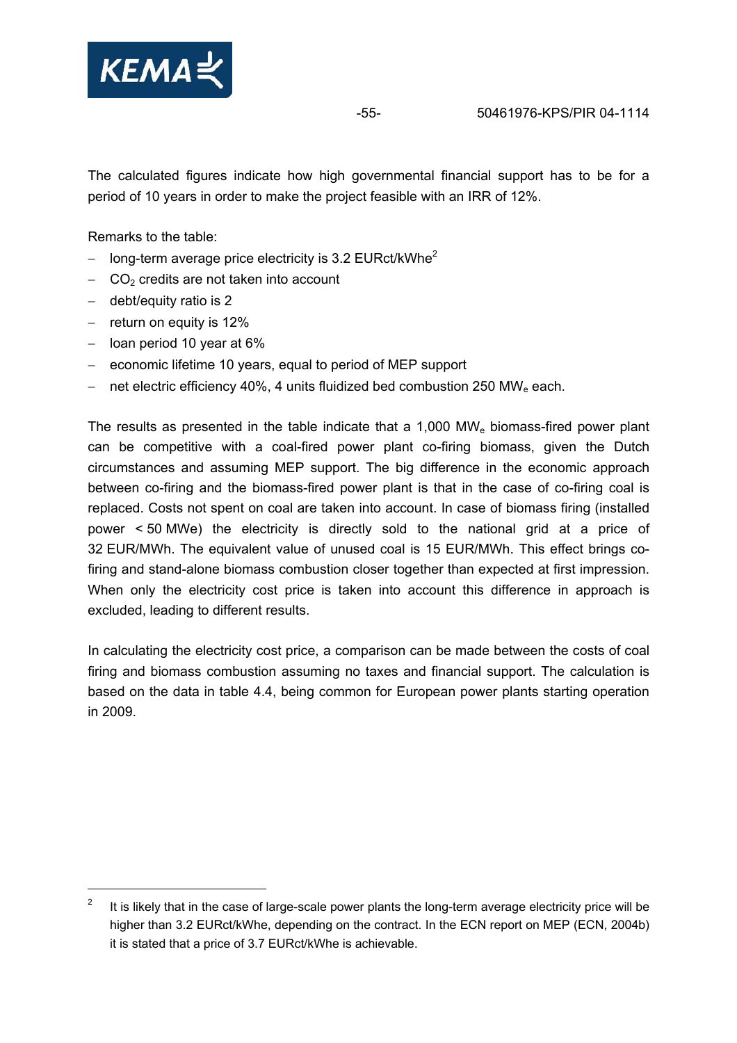The calculated figures indicate how high governmental financial support has to be for a period of 10 years in order to make the project feasible with an IRR of 12%.

Remarks to the table:

- long-term average price electricity is 3.2 EURct/kWhe[2]
- $CO_2$ credits are not taken into account
- debt/equity ratio is 2
- return on equity is 12%
- loan period 10 year at 6%
- economic lifetime 10 years, equal to period of MEP support
- net electric efficiency 40%, 4 units fluidized bed combustion 250 $MW_e$ each.

The results as presented in the table indicate that a 1,000 $MW_e$ biomass-fired power plant can be competitive with a coal-fired power plant co-firing biomass, given the Dutch circumstances and assuming MEP support. The big difference in the economic approach between co-firing and the biomass-fired power plant is that in the case of co-firing coal is replaced. Costs not spent on coal are taken into account. In case of biomass firing (installed power < 50 MWe) the electricity is directly sold to the national grid at a price of 32 EUR/MWh. The equivalent value of unused coal is 15 EUR/MWh. This effect brings co-firing and stand-alone biomass combustion closer together than expected at first impression. When only the electricity cost price is taken into account this difference in approach is excluded, leading to different results.

In calculating the electricity cost price, a comparison can be made between the costs of coal firing and biomass combustion assuming no taxes and financial support. The calculation is based on the data in table 4.4, being common for European power plants starting operation in 2009.

---

[2] It is likely that in the case of large-scale power plants the long-term average electricity price will be higher than 3.2 EURct/kWhe, depending on the contract. In the ECN report on MEP (ECN, 2004b) it is stated that a price of 3.7 EURct/kWhe is achievable.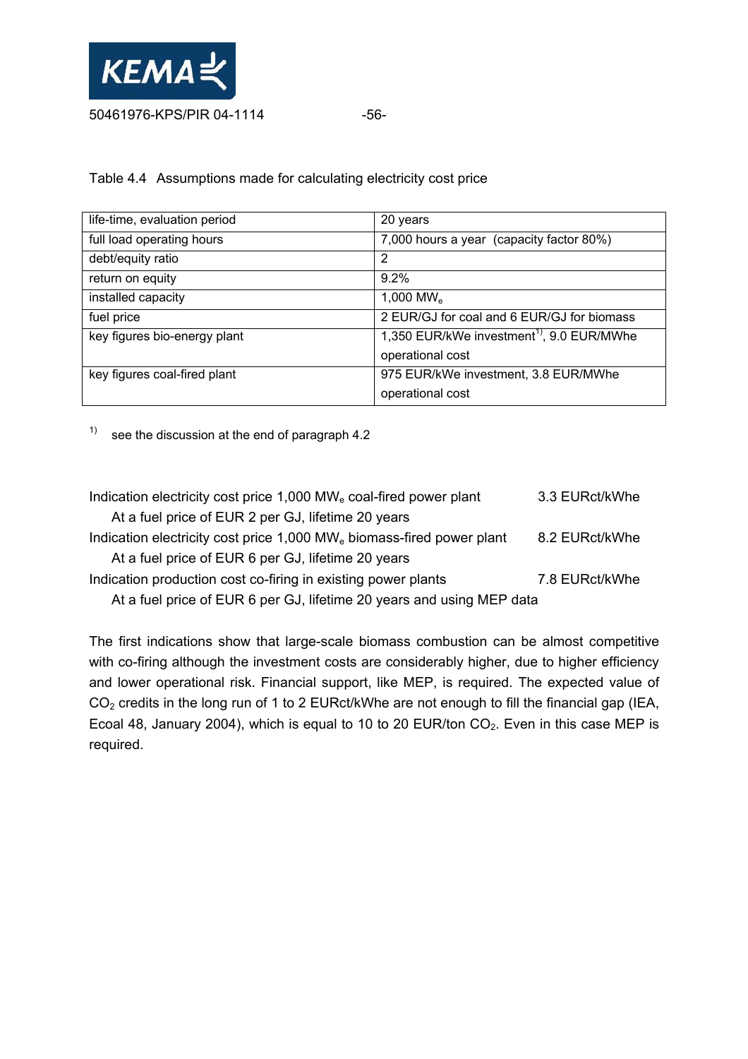Table 4.4 Assumptions made for calculating electricity cost price

| life-time, evaluation period | 20 years |
|---|---|
| full load operating hours | 7,000 hours a year (capacity factor 80%) |
| debt/equity ratio | 2 |
| return on equity | 9.2% |
| installed capacity | 1,000 $MW_e$ |
| fuel price | 2 EUR/GJ for coal and 6 EUR/GJ for biomass |
| key figures bio-energy plant | 1,350 EUR/kWe investment[1], 9.0 EUR/MWhe operational cost |
| key figures coal-fired plant | 975 EUR/kWe investment, 3.8 EUR/MWhe operational cost |

[1] see the discussion at the end of paragraph 4.2

Indication electricity cost price 1,000 $MW_e$ coal-fired power plant — 3.3 EURct/kWhe
At a fuel price of EUR 2 per GJ, lifetime 20 years

Indication electricity cost price 1,000 $MW_e$ biomass-fired power plant — 8.2 EURct/kWhe
At a fuel price of EUR 6 per GJ, lifetime 20 years

Indication production cost co-firing in existing power plants — 7.8 EURct/kWhe
At a fuel price of EUR 6 per GJ, lifetime 20 years and using MEP data

The first indications show that large-scale biomass combustion can be almost competitive with co-firing although the investment costs are considerably higher, due to higher efficiency and lower operational risk. Financial support, like MEP, is required. The expected value of $CO_2$ credits in the long run of 1 to 2 EURct/kWhe are not enough to fill the financial gap (IEA, Ecoal 48, January 2004), which is equal to 10 to 20 EUR/ton $CO_2$. Even in this case MEP is required.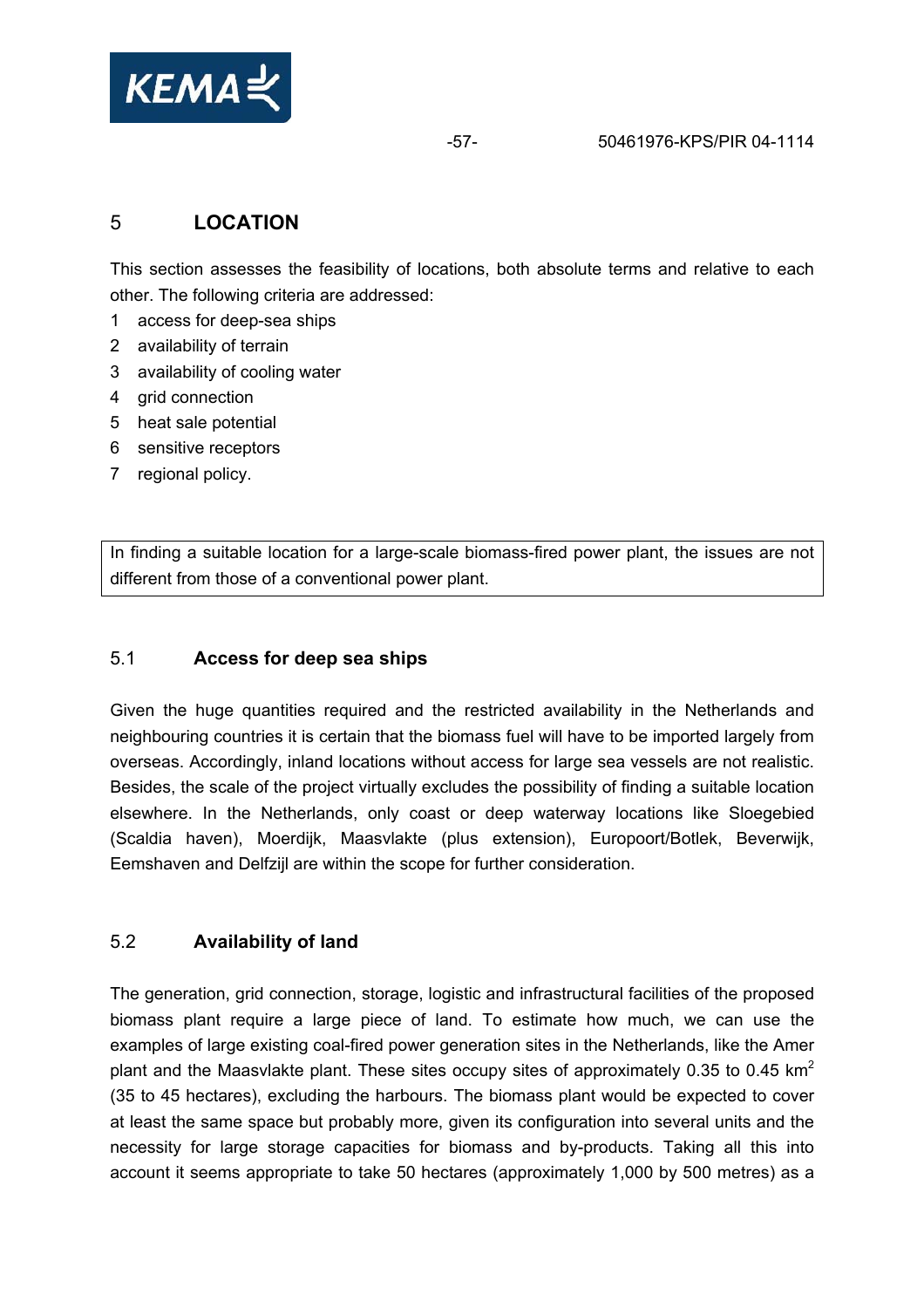# 5 LOCATION

This section assesses the feasibility of locations, both absolute terms and relative to each other. The following criteria are addressed:

1. access for deep-sea ships
2. availability of terrain
3. availability of cooling water
4. grid connection
5. heat sale potential
6. sensitive receptors
7. regional policy.

In finding a suitable location for a large-scale biomass-fired power plant, the issues are not different from those of a conventional power plant.

## 5.1 Access for deep sea ships

Given the huge quantities required and the restricted availability in the Netherlands and neighbouring countries it is certain that the biomass fuel will have to be imported largely from overseas. Accordingly, inland locations without access for large sea vessels are not realistic. Besides, the scale of the project virtually excludes the possibility of finding a suitable location elsewhere. In the Netherlands, only coast or deep waterway locations like Sloegebied (Scaldia haven), Moerdijk, Maasvlakte (plus extension), Europoort/Botlek, Beverwijk, Eemshaven and Delfzijl are within the scope for further consideration.

## 5.2 Availability of land

The generation, grid connection, storage, logistic and infrastructural facilities of the proposed biomass plant require a large piece of land. To estimate how much, we can use the examples of large existing coal-fired power generation sites in the Netherlands, like the Amer plant and the Maasvlakte plant. These sites occupy sites of approximately 0.35 to 0.45 $km^2$ (35 to 45 hectares), excluding the harbours. The biomass plant would be expected to cover at least the same space but probably more, given its configuration into several units and the necessity for large storage capacities for biomass and by-products. Taking all this into account it seems appropriate to take 50 hectares (approximately 1,000 by 500 metres) as a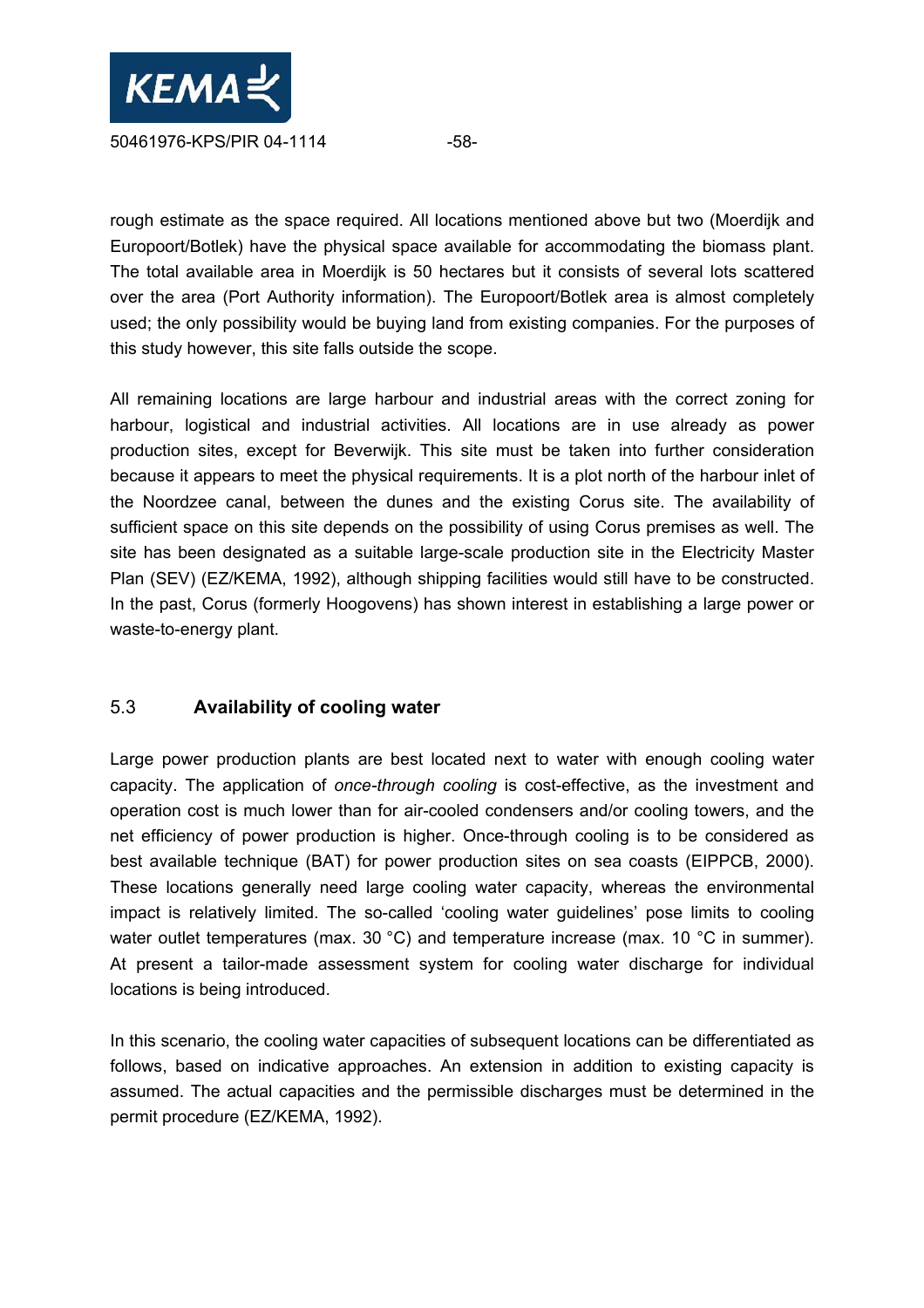rough estimate as the space required. All locations mentioned above but two (Moerdijk and Europoort/Botlek) have the physical space available for accommodating the biomass plant. The total available area in Moerdijk is 50 hectares but it consists of several lots scattered over the area (Port Authority information). The Europoort/Botlek area is almost completely used; the only possibility would be buying land from existing companies. For the purposes of this study however, this site falls outside the scope.

All remaining locations are large harbour and industrial areas with the correct zoning for harbour, logistical and industrial activities. All locations are in use already as power production sites, except for Beverwijk. This site must be taken into further consideration because it appears to meet the physical requirements. It is a plot north of the harbour inlet of the Noordzee canal, between the dunes and the existing Corus site. The availability of sufficient space on this site depends on the possibility of using Corus premises as well. The site has been designated as a suitable large-scale production site in the Electricity Master Plan (SEV) (EZ/KEMA, 1992), although shipping facilities would still have to be constructed. In the past, Corus (formerly Hoogovens) has shown interest in establishing a large power or waste-to-energy plant.

## 5.3 Availability of cooling water

Large power production plants are best located next to water with enough cooling water capacity. The application of *once-through cooling* is cost-effective, as the investment and operation cost is much lower than for air-cooled condensers and/or cooling towers, and the net efficiency of power production is higher. Once-through cooling is to be considered as best available technique (BAT) for power production sites on sea coasts (EIPPCB, 2000). These locations generally need large cooling water capacity, whereas the environmental impact is relatively limited. The so-called 'cooling water guidelines' pose limits to cooling water outlet temperatures (max. 30 °C) and temperature increase (max. 10 °C in summer). At present a tailor-made assessment system for cooling water discharge for individual locations is being introduced.

In this scenario, the cooling water capacities of subsequent locations can be differentiated as follows, based on indicative approaches. An extension in addition to existing capacity is assumed. The actual capacities and the permissible discharges must be determined in the permit procedure (EZ/KEMA, 1992).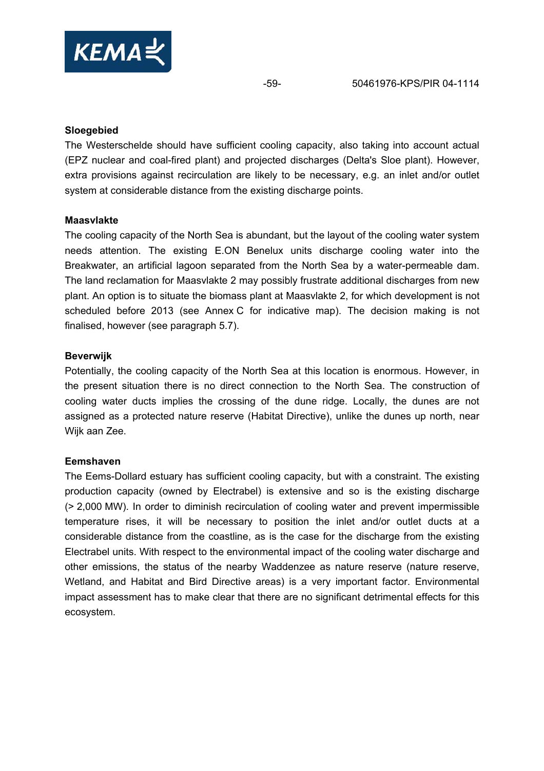**Sloegebied**

The Westerschelde should have sufficient cooling capacity, also taking into account actual (EPZ nuclear and coal-fired plant) and projected discharges (Delta's Sloe plant). However, extra provisions against recirculation are likely to be necessary, e.g. an inlet and/or outlet system at considerable distance from the existing discharge points.

**Maasvlakte**

The cooling capacity of the North Sea is abundant, but the layout of the cooling water system needs attention. The existing E.ON Benelux units discharge cooling water into the Breakwater, an artificial lagoon separated from the North Sea by a water-permeable dam. The land reclamation for Maasvlakte 2 may possibly frustrate additional discharges from new plant. An option is to situate the biomass plant at Maasvlakte 2, for which development is not scheduled before 2013 (see Annex C for indicative map). The decision making is not finalised, however (see paragraph 5.7).

**Beverwijk**

Potentially, the cooling capacity of the North Sea at this location is enormous. However, in the present situation there is no direct connection to the North Sea. The construction of cooling water ducts implies the crossing of the dune ridge. Locally, the dunes are not assigned as a protected nature reserve (Habitat Directive), unlike the dunes up north, near Wijk aan Zee.

**Eemshaven**

The Eems-Dollard estuary has sufficient cooling capacity, but with a constraint. The existing production capacity (owned by Electrabel) is extensive and so is the existing discharge (> 2,000 MW). In order to diminish recirculation of cooling water and prevent impermissible temperature rises, it will be necessary to position the inlet and/or outlet ducts at a considerable distance from the coastline, as is the case for the discharge from the existing Electrabel units. With respect to the environmental impact of the cooling water discharge and other emissions, the status of the nearby Waddenzee as nature reserve (nature reserve, Wetland, and Habitat and Bird Directive areas) is a very important factor. Environmental impact assessment has to make clear that there are no significant detrimental effects for this ecosystem.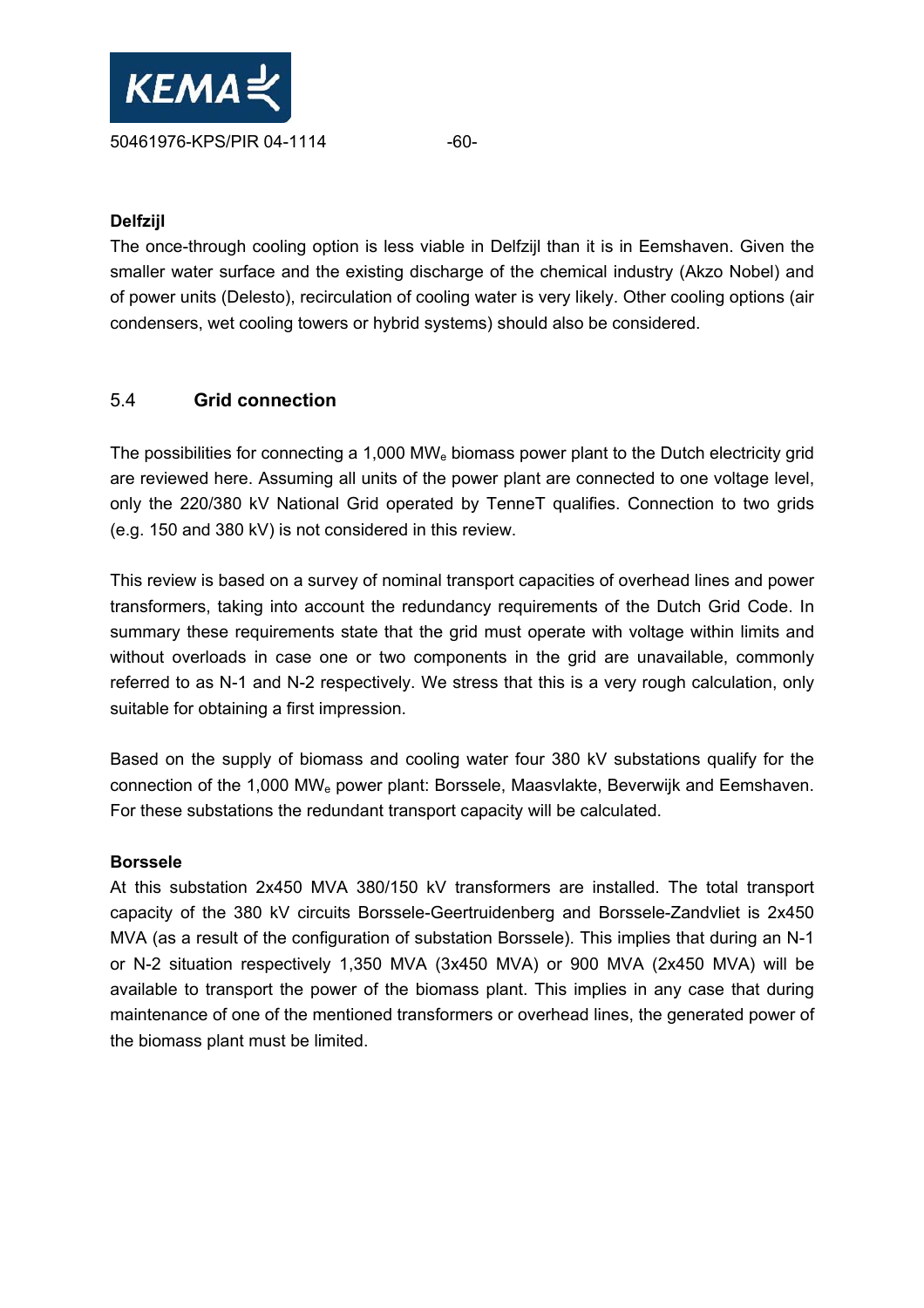**Delfzijl**

The once-through cooling option is less viable in Delfzijl than it is in Eemshaven. Given the smaller water surface and the existing discharge of the chemical industry (Akzo Nobel) and of power units (Delesto), recirculation of cooling water is very likely. Other cooling options (air condensers, wet cooling towers or hybrid systems) should also be considered.

## 5.4 Grid connection

The possibilities for connecting a 1,000 $MW_e$ biomass power plant to the Dutch electricity grid are reviewed here. Assuming all units of the power plant are connected to one voltage level, only the 220/380 kV National Grid operated by TenneT qualifies. Connection to two grids (e.g. 150 and 380 kV) is not considered in this review.

This review is based on a survey of nominal transport capacities of overhead lines and power transformers, taking into account the redundancy requirements of the Dutch Grid Code. In summary these requirements state that the grid must operate with voltage within limits and without overloads in case one or two components in the grid are unavailable, commonly referred to as N-1 and N-2 respectively. We stress that this is a very rough calculation, only suitable for obtaining a first impression.

Based on the supply of biomass and cooling water four 380 kV substations qualify for the connection of the 1,000 $MW_e$ power plant: Borssele, Maasvlakte, Beverwijk and Eemshaven. For these substations the redundant transport capacity will be calculated.

**Borssele**

At this substation 2x450 MVA 380/150 kV transformers are installed. The total transport capacity of the 380 kV circuits Borssele-Geertruidenberg and Borssele-Zandvliet is 2x450 MVA (as a result of the configuration of substation Borssele). This implies that during an N-1 or N-2 situation respectively 1,350 MVA (3x450 MVA) or 900 MVA (2x450 MVA) will be available to transport the power of the biomass plant. This implies in any case that during maintenance of one of the mentioned transformers or overhead lines, the generated power of the biomass plant must be limited.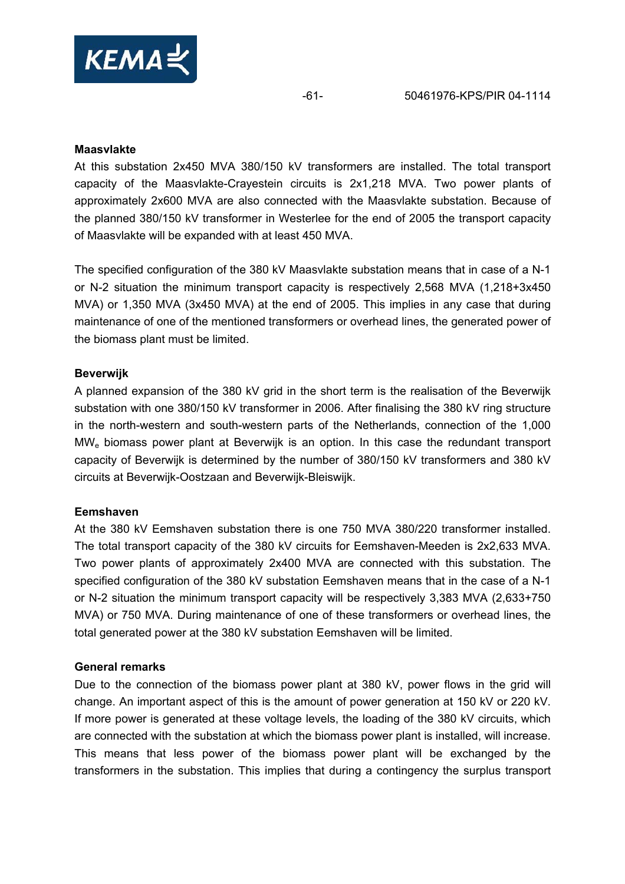**Maasvlakte**

At this substation 2x450 MVA 380/150 kV transformers are installed. The total transport capacity of the Maasvlakte-Crayestein circuits is 2x1,218 MVA. Two power plants of approximately 2x600 MVA are also connected with the Maasvlakte substation. Because of the planned 380/150 kV transformer in Westerlee for the end of 2005 the transport capacity of Maasvlakte will be expanded with at least 450 MVA.

The specified configuration of the 380 kV Maasvlakte substation means that in case of a N-1 or N-2 situation the minimum transport capacity is respectively 2,568 MVA (1,218+3x450 MVA) or 1,350 MVA (3x450 MVA) at the end of 2005. This implies in any case that during maintenance of one of the mentioned transformers or overhead lines, the generated power of the biomass plant must be limited.

**Beverwijk**

A planned expansion of the 380 kV grid in the short term is the realisation of the Beverwijk substation with one 380/150 kV transformer in 2006. After finalising the 380 kV ring structure in the north-western and south-western parts of the Netherlands, connection of the 1,000 $MW_e$ biomass power plant at Beverwijk is an option. In this case the redundant transport capacity of Beverwijk is determined by the number of 380/150 kV transformers and 380 kV circuits at Beverwijk-Oostzaan and Beverwijk-Bleiswijk.

**Eemshaven**

At the 380 kV Eemshaven substation there is one 750 MVA 380/220 transformer installed. The total transport capacity of the 380 kV circuits for Eemshaven-Meeden is 2x2,633 MVA. Two power plants of approximately 2x400 MVA are connected with this substation. The specified configuration of the 380 kV substation Eemshaven means that in the case of a N-1 or N-2 situation the minimum transport capacity will be respectively 3,383 MVA (2,633+750 MVA) or 750 MVA. During maintenance of one of these transformers or overhead lines, the total generated power at the 380 kV substation Eemshaven will be limited.

**General remarks**

Due to the connection of the biomass power plant at 380 kV, power flows in the grid will change. An important aspect of this is the amount of power generation at 150 kV or 220 kV. If more power is generated at these voltage levels, the loading of the 380 kV circuits, which are connected with the substation at which the biomass power plant is installed, will increase. This means that less power of the biomass power plant will be exchanged by the transformers in the substation. This implies that during a contingency the surplus transport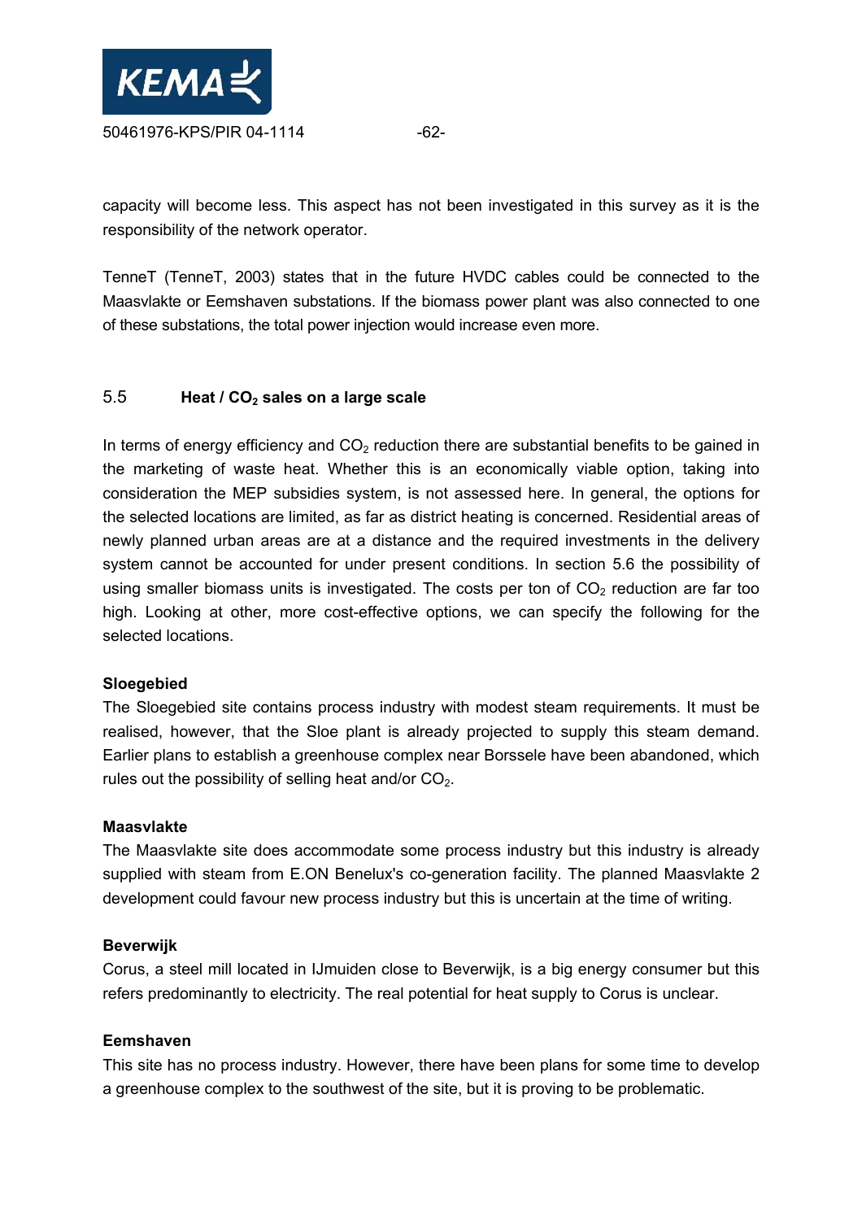capacity will become less. This aspect has not been investigated in this survey as it is the responsibility of the network operator.

TenneT (TenneT, 2003) states that in the future HVDC cables could be connected to the Maasvlakte or Eemshaven substations. If the biomass power plant was also connected to one of these substations, the total power injection would increase even more.

## 5.5 Heat / $CO_2$ sales on a large scale

In terms of energy efficiency and $CO_2$ reduction there are substantial benefits to be gained in the marketing of waste heat. Whether this is an economically viable option, taking into consideration the MEP subsidies system, is not assessed here. In general, the options for the selected locations are limited, as far as district heating is concerned. Residential areas of newly planned urban areas are at a distance and the required investments in the delivery system cannot be accounted for under present conditions. In section 5.6 the possibility of using smaller biomass units is investigated. The costs per ton of $CO_2$ reduction are far too high. Looking at other, more cost-effective options, we can specify the following for the selected locations.

**Sloegebied**
The Sloegebied site contains process industry with modest steam requirements. It must be realised, however, that the Sloe plant is already projected to supply this steam demand. Earlier plans to establish a greenhouse complex near Borssele have been abandoned, which rules out the possibility of selling heat and/or $CO_2$.

**Maasvlakte**
The Maasvlakte site does accommodate some process industry but this industry is already supplied with steam from E.ON Benelux's co-generation facility. The planned Maasvlakte 2 development could favour new process industry but this is uncertain at the time of writing.

**Beverwijk**
Corus, a steel mill located in IJmuiden close to Beverwijk, is a big energy consumer but this refers predominantly to electricity. The real potential for heat supply to Corus is unclear.

**Eemshaven**
This site has no process industry. However, there have been plans for some time to develop a greenhouse complex to the southwest of the site, but it is proving to be problematic.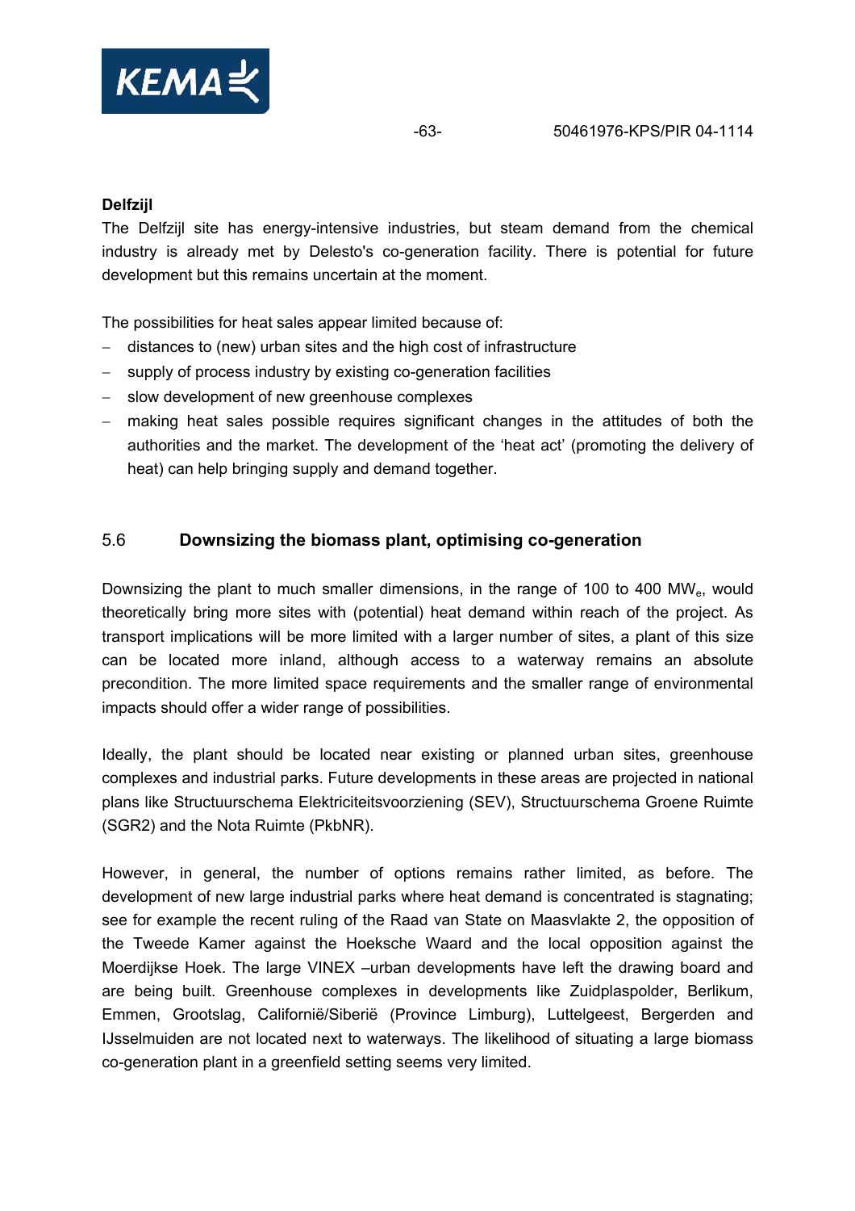**Delfzijl**

The Delfzijl site has energy-intensive industries, but steam demand from the chemical industry is already met by Delesto's co-generation facility. There is potential for future development but this remains uncertain at the moment.

The possibilities for heat sales appear limited because of:

- distances to (new) urban sites and the high cost of infrastructure
- supply of process industry by existing co-generation facilities
- slow development of new greenhouse complexes
- making heat sales possible requires significant changes in the attitudes of both the authorities and the market. The development of the 'heat act' (promoting the delivery of heat) can help bringing supply and demand together.

## 5.6 Downsizing the biomass plant, optimising co-generation

Downsizing the plant to much smaller dimensions, in the range of 100 to 400 $MW_e$, would theoretically bring more sites with (potential) heat demand within reach of the project. As transport implications will be more limited with a larger number of sites, a plant of this size can be located more inland, although access to a waterway remains an absolute precondition. The more limited space requirements and the smaller range of environmental impacts should offer a wider range of possibilities.

Ideally, the plant should be located near existing or planned urban sites, greenhouse complexes and industrial parks. Future developments in these areas are projected in national plans like Structuurschema Elektriciteitsvoorziening (SEV), Structuurschema Groene Ruimte (SGR2) and the Nota Ruimte (PkbNR).

However, in general, the number of options remains rather limited, as before. The development of new large industrial parks where heat demand is concentrated is stagnating; see for example the recent ruling of the Raad van State on Maasvlakte 2, the opposition of the Tweede Kamer against the Hoeksche Waard and the local opposition against the Moerdijkse Hoek. The large VINEX –urban developments have left the drawing board and are being built. Greenhouse complexes in developments like Zuidplaspolder, Berlikum, Emmen, Grootslag, Californië/Siberië (Province Limburg), Luttelgeest, Bergerden and IJsselmuiden are not located next to waterways. The likelihood of situating a large biomass co-generation plant in a greenfield setting seems very limited.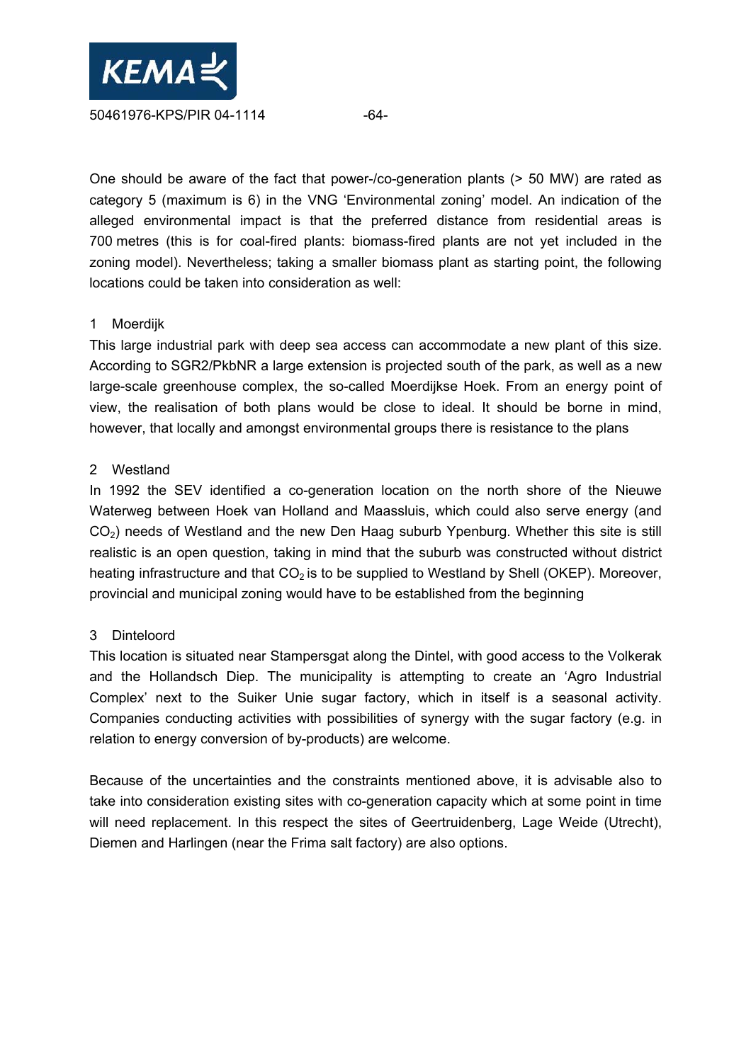One should be aware of the fact that power-/co-generation plants (> 50 MW) are rated as category 5 (maximum is 6) in the VNG 'Environmental zoning' model. An indication of the alleged environmental impact is that the preferred distance from residential areas is 700 metres (this is for coal-fired plants: biomass-fired plants are not yet included in the zoning model). Nevertheless; taking a smaller biomass plant as starting point, the following locations could be taken into consideration as well:

1 Moerdijk

This large industrial park with deep sea access can accommodate a new plant of this size. According to SGR2/PkbNR a large extension is projected south of the park, as well as a new large-scale greenhouse complex, the so-called Moerdijkse Hoek. From an energy point of view, the realisation of both plans would be close to ideal. It should be borne in mind, however, that locally and amongst environmental groups there is resistance to the plans

2 Westland

In 1992 the SEV identified a co-generation location on the north shore of the Nieuwe Waterweg between Hoek van Holland and Maassluis, which could also serve energy (and $CO_2$) needs of Westland and the new Den Haag suburb Ypenburg. Whether this site is still realistic is an open question, taking in mind that the suburb was constructed without district heating infrastructure and that $CO_2$ is to be supplied to Westland by Shell (OKEP). Moreover, provincial and municipal zoning would have to be established from the beginning

3 Dinteloord

This location is situated near Stampersgat along the Dintel, with good access to the Volkerak and the Hollandsch Diep. The municipality is attempting to create an 'Agro Industrial Complex' next to the Suiker Unie sugar factory, which in itself is a seasonal activity. Companies conducting activities with possibilities of synergy with the sugar factory (e.g. in relation to energy conversion of by-products) are welcome.

Because of the uncertainties and the constraints mentioned above, it is advisable also to take into consideration existing sites with co-generation capacity which at some point in time will need replacement. In this respect the sites of Geertruidenberg, Lage Weide (Utrecht), Diemen and Harlingen (near the Frima salt factory) are also options.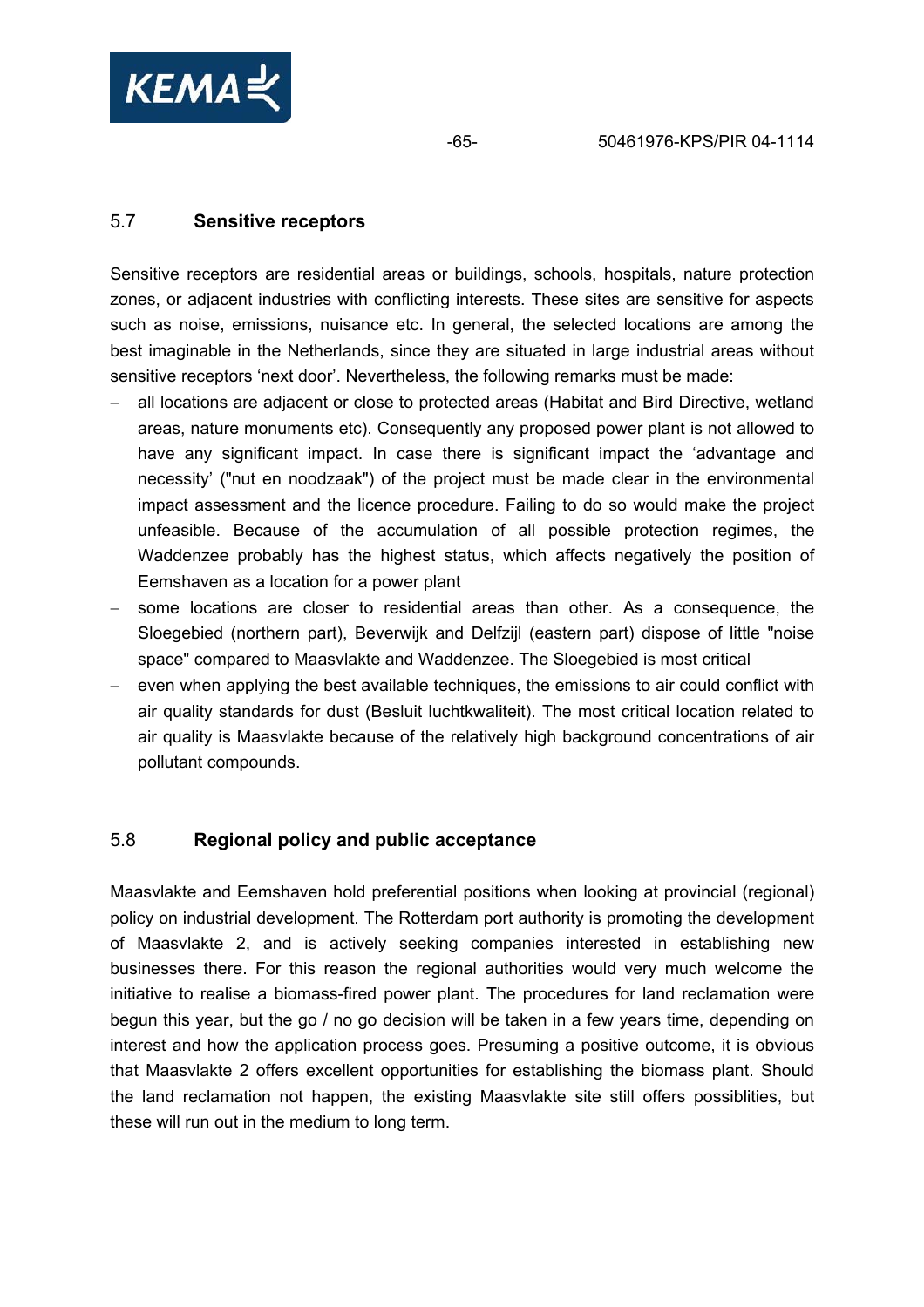## 5.7 Sensitive receptors

Sensitive receptors are residential areas or buildings, schools, hospitals, nature protection zones, or adjacent industries with conflicting interests. These sites are sensitive for aspects such as noise, emissions, nuisance etc. In general, the selected locations are among the best imaginable in the Netherlands, since they are situated in large industrial areas without sensitive receptors 'next door'. Nevertheless, the following remarks must be made:

- all locations are adjacent or close to protected areas (Habitat and Bird Directive, wetland areas, nature monuments etc). Consequently any proposed power plant is not allowed to have any significant impact. In case there is significant impact the 'advantage and necessity' ("nut en noodzaak") of the project must be made clear in the environmental impact assessment and the licence procedure. Failing to do so would make the project unfeasible. Because of the accumulation of all possible protection regimes, the Waddenzee probably has the highest status, which affects negatively the position of Eemshaven as a location for a power plant
- some locations are closer to residential areas than other. As a consequence, the Sloegebied (northern part), Beverwijk and Delfzijl (eastern part) dispose of little "noise space" compared to Maasvlakte and Waddenzee. The Sloegebied is most critical
- even when applying the best available techniques, the emissions to air could conflict with air quality standards for dust (Besluit luchtkwaliteit). The most critical location related to air quality is Maasvlakte because of the relatively high background concentrations of air pollutant compounds.

## 5.8 Regional policy and public acceptance

Maasvlakte and Eemshaven hold preferential positions when looking at provincial (regional) policy on industrial development. The Rotterdam port authority is promoting the development of Maasvlakte 2, and is actively seeking companies interested in establishing new businesses there. For this reason the regional authorities would very much welcome the initiative to realise a biomass-fired power plant. The procedures for land reclamation were begun this year, but the go / no go decision will be taken in a few years time, depending on interest and how the application process goes. Presuming a positive outcome, it is obvious that Maasvlakte 2 offers excellent opportunities for establishing the biomass plant. Should the land reclamation not happen, the existing Maasvlakte site still offers possiblities, but these will run out in the medium to long term.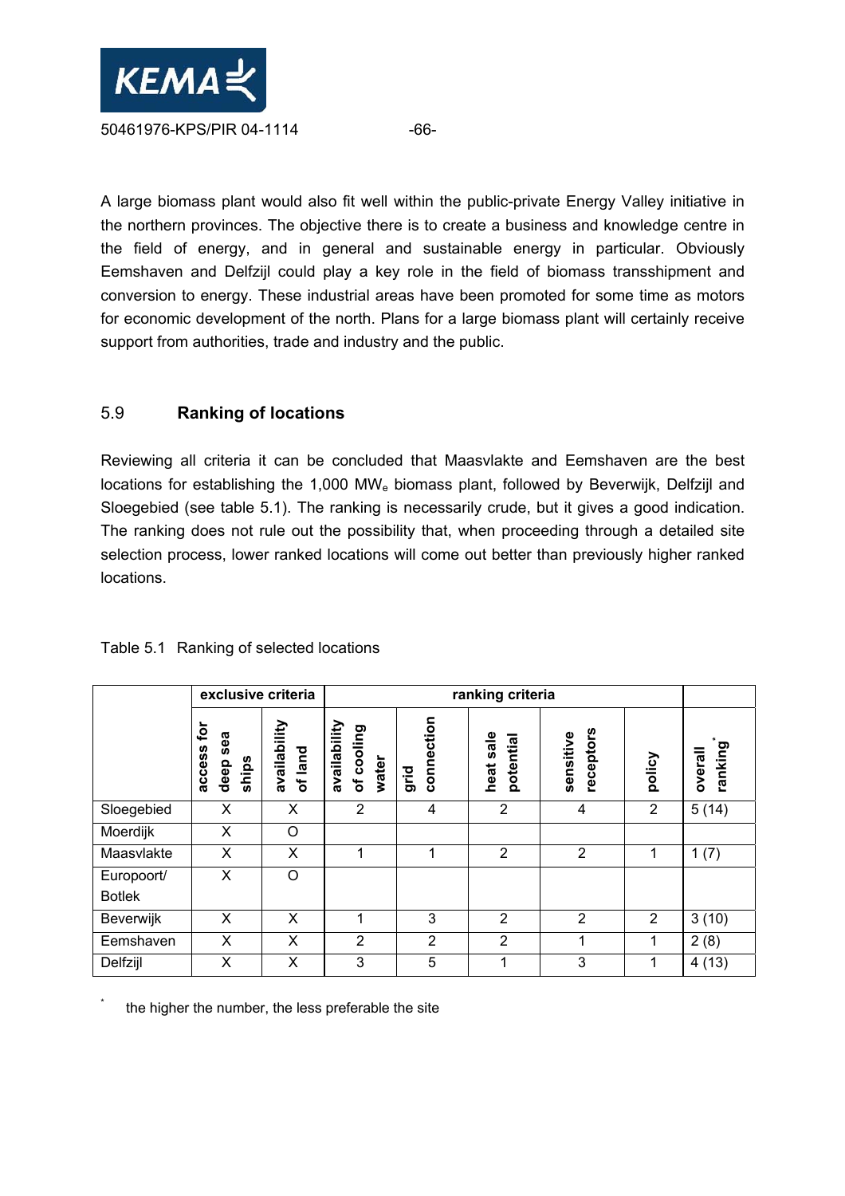A large biomass plant would also fit well within the public-private Energy Valley initiative in the northern provinces. The objective there is to create a business and knowledge centre in the field of energy, and in general and sustainable energy in particular. Obviously Eemshaven and Delfzijl could play a key role in the field of biomass transshipment and conversion to energy. These industrial areas have been promoted for some time as motors for economic development of the north. Plans for a large biomass plant will certainly receive support from authorities, trade and industry and the public.

## 5.9 Ranking of locations

Reviewing all criteria it can be concluded that Maasvlakte and Eemshaven are the best locations for establishing the 1,000 $MW_e$ biomass plant, followed by Beverwijk, Delfzijl and Sloegebied (see table 5.1). The ranking is necessarily crude, but it gives a good indication. The ranking does not rule out the possibility that, when proceeding through a detailed site selection process, lower ranked locations will come out better than previously higher ranked locations.

Table 5.1 Ranking of selected locations

| | **exclusive criteria** | | **ranking criteria** | | | | | |
|---|---|---|---|---|---|---|---|---|
| | **access for deep sea ships** | **availability of land** | **availability of cooling water** | **grid connection** | **heat sale potential** | **sensitive receptors** | **policy** | **overall ranking*** |
| Sloegebied | X | X | 2 | 4 | 2 | 4 | 2 | 5 (14) |
| Moerdijk | X | O | | | | | | |
| Maasvlakte | X | X | 1 | 1 | 2 | 2 | 1 | 1 (7) |
| Europoort/ Botlek | X | O | | | | | | |
| Beverwijk | X | X | 1 | 3 | 2 | 2 | 2 | 3 (10) |
| Eemshaven | X | X | 2 | 2 | 2 | 1 | 1 | 2 (8) |
| Delfzijl | X | X | 3 | 5 | 1 | 3 | 1 | 4 (13) |

* the higher the number, the less preferable the site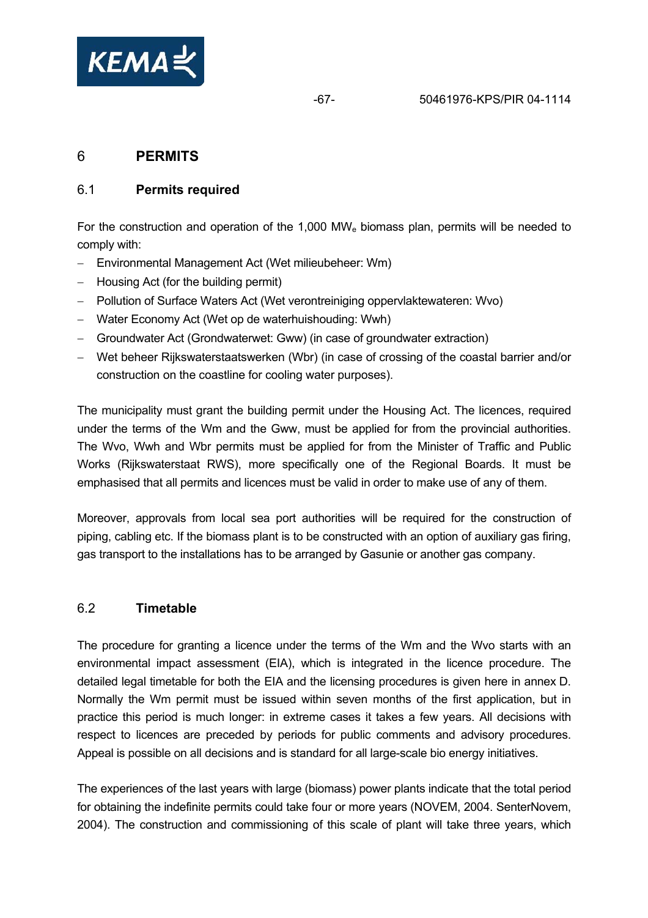# 6 PERMITS

## 6.1 Permits required

For the construction and operation of the 1,000 $MW_e$ biomass plan, permits will be needed to comply with:

- Environmental Management Act (Wet milieubeheer: Wm)
- Housing Act (for the building permit)
- Pollution of Surface Waters Act (Wet verontreiniging oppervlaktewateren: Wvo)
- Water Economy Act (Wet op de waterhuishouding: Wwh)
- Groundwater Act (Grondwaterwet: Gww) (in case of groundwater extraction)
- Wet beheer Rijkswaterstaatswerken (Wbr) (in case of crossing of the coastal barrier and/or construction on the coastline for cooling water purposes).

The municipality must grant the building permit under the Housing Act. The licences, required under the terms of the Wm and the Gww, must be applied for from the provincial authorities. The Wvo, Wwh and Wbr permits must be applied for from the Minister of Traffic and Public Works (Rijkswaterstaat RWS), more specifically one of the Regional Boards. It must be emphasised that all permits and licences must be valid in order to make use of any of them.

Moreover, approvals from local sea port authorities will be required for the construction of piping, cabling etc. If the biomass plant is to be constructed with an option of auxiliary gas firing, gas transport to the installations has to be arranged by Gasunie or another gas company.

## 6.2 Timetable

The procedure for granting a licence under the terms of the Wm and the Wvo starts with an environmental impact assessment (EIA), which is integrated in the licence procedure. The detailed legal timetable for both the EIA and the licensing procedures is given here in annex D. Normally the Wm permit must be issued within seven months of the first application, but in practice this period is much longer: in extreme cases it takes a few years. All decisions with respect to licences are preceded by periods for public comments and advisory procedures. Appeal is possible on all decisions and is standard for all large-scale bio energy initiatives.

The experiences of the last years with large (biomass) power plants indicate that the total period for obtaining the indefinite permits could take four or more years (NOVEM, 2004. SenterNovem, 2004). The construction and commissioning of this scale of plant will take three years, which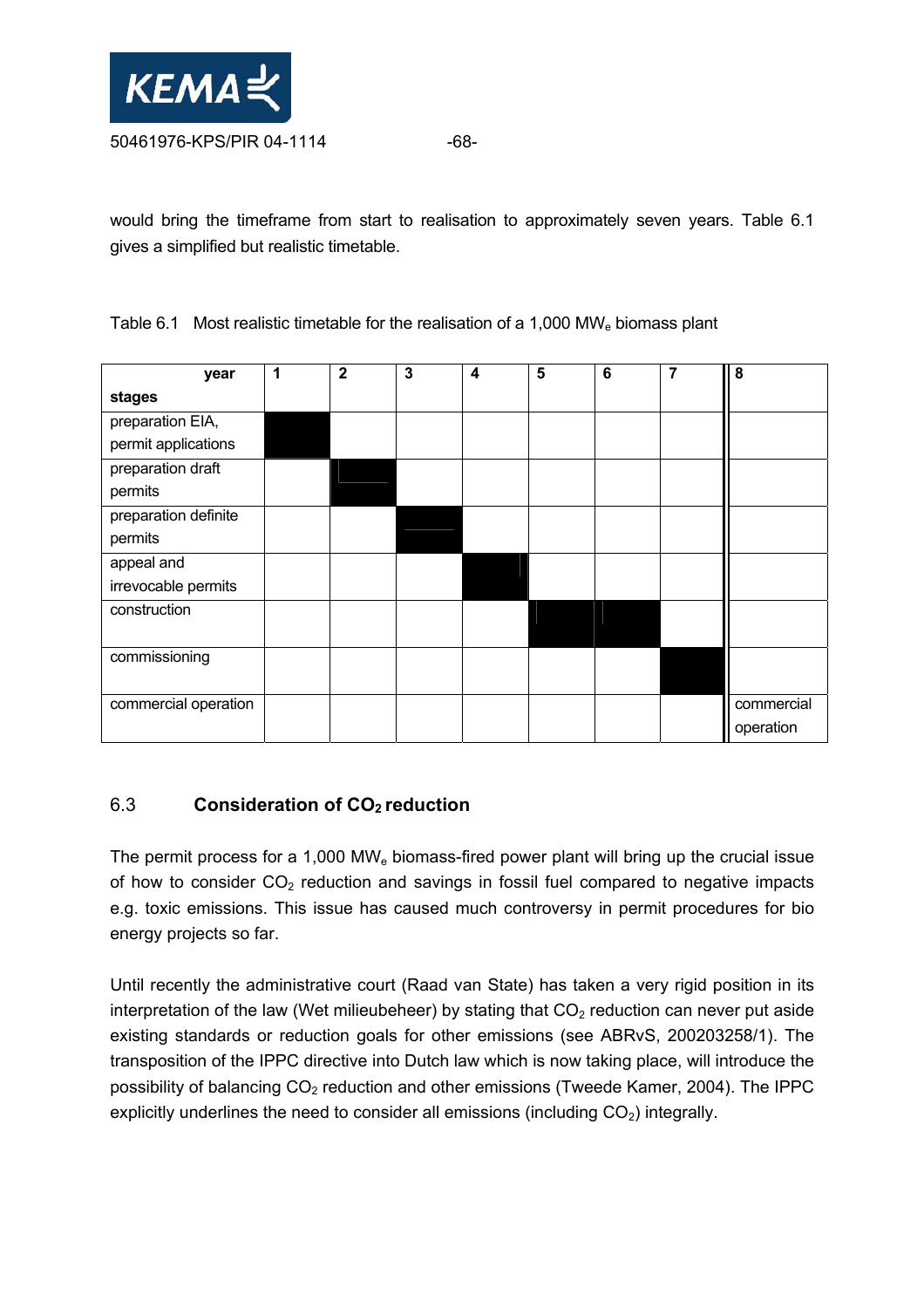would bring the timeframe from start to realisation to approximately seven years. Table 6.1 gives a simplified but realistic timetable.

Table 6.1 Most realistic timetable for the realisation of a 1,000 $MW_e$ biomass plant

| year<br>stages | 1 | 2 | 3 | 4 | 5 | 6 | 7 | 8 |
|---|---|---|---|---|---|---|---|---|
| preparation EIA, permit applications | ■ | | | | | | | |
| preparation draft permits | | ■ | | | | | | |
| preparation definite permits | | | ■ | | | | | |
| appeal and irrevocable permits | | | | ■ | | | | |
| construction | | | | | ■ | ■ | | |
| commissioning | | | | | | | ■ | |
| commercial operation | | | | | | | | commercial operation |

## 6.3 Consideration of $CO_2$ reduction

The permit process for a 1,000 $MW_e$ biomass-fired power plant will bring up the crucial issue of how to consider $CO_2$ reduction and savings in fossil fuel compared to negative impacts e.g. toxic emissions. This issue has caused much controversy in permit procedures for bio energy projects so far.

Until recently the administrative court (Raad van State) has taken a very rigid position in its interpretation of the law (Wet milieubeheer) by stating that $CO_2$ reduction can never put aside existing standards or reduction goals for other emissions (see ABRvS, 200203258/1). The transposition of the IPPC directive into Dutch law which is now taking place, will introduce the possibility of balancing $CO_2$ reduction and other emissions (Tweede Kamer, 2004). The IPPC explicitly underlines the need to consider all emissions (including $CO_2$) integrally.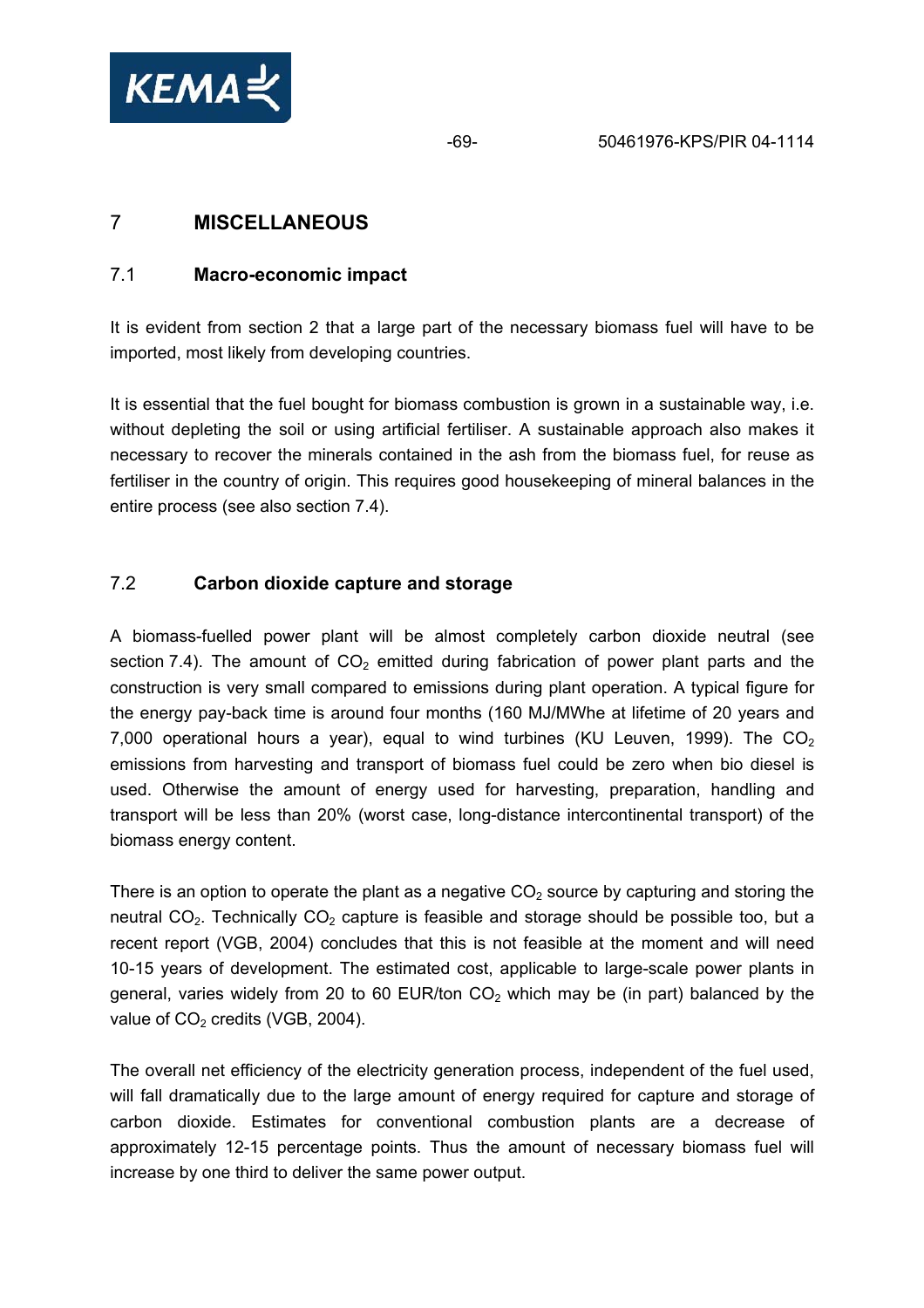# 7 MISCELLANEOUS

## 7.1 Macro-economic impact

It is evident from section 2 that a large part of the necessary biomass fuel will have to be imported, most likely from developing countries.

It is essential that the fuel bought for biomass combustion is grown in a sustainable way, i.e. without depleting the soil or using artificial fertiliser. A sustainable approach also makes it necessary to recover the minerals contained in the ash from the biomass fuel, for reuse as fertiliser in the country of origin. This requires good housekeeping of mineral balances in the entire process (see also section 7.4).

## 7.2 Carbon dioxide capture and storage

A biomass-fuelled power plant will be almost completely carbon dioxide neutral (see section 7.4). The amount of $CO_2$ emitted during fabrication of power plant parts and the construction is very small compared to emissions during plant operation. A typical figure for the energy pay-back time is around four months (160 MJ/MWhe at lifetime of 20 years and 7,000 operational hours a year), equal to wind turbines (KU Leuven, 1999). The $CO_2$ emissions from harvesting and transport of biomass fuel could be zero when bio diesel is used. Otherwise the amount of energy used for harvesting, preparation, handling and transport will be less than 20% (worst case, long-distance intercontinental transport) of the biomass energy content.

There is an option to operate the plant as a negative $CO_2$ source by capturing and storing the neutral $CO_2$. Technically $CO_2$ capture is feasible and storage should be possible too, but a recent report (VGB, 2004) concludes that this is not feasible at the moment and will need 10-15 years of development. The estimated cost, applicable to large-scale power plants in general, varies widely from 20 to 60 EUR/ton $CO_2$ which may be (in part) balanced by the value of $CO_2$ credits (VGB, 2004).

The overall net efficiency of the electricity generation process, independent of the fuel used, will fall dramatically due to the large amount of energy required for capture and storage of carbon dioxide. Estimates for conventional combustion plants are a decrease of approximately 12-15 percentage points. Thus the amount of necessary biomass fuel will increase by one third to deliver the same power output.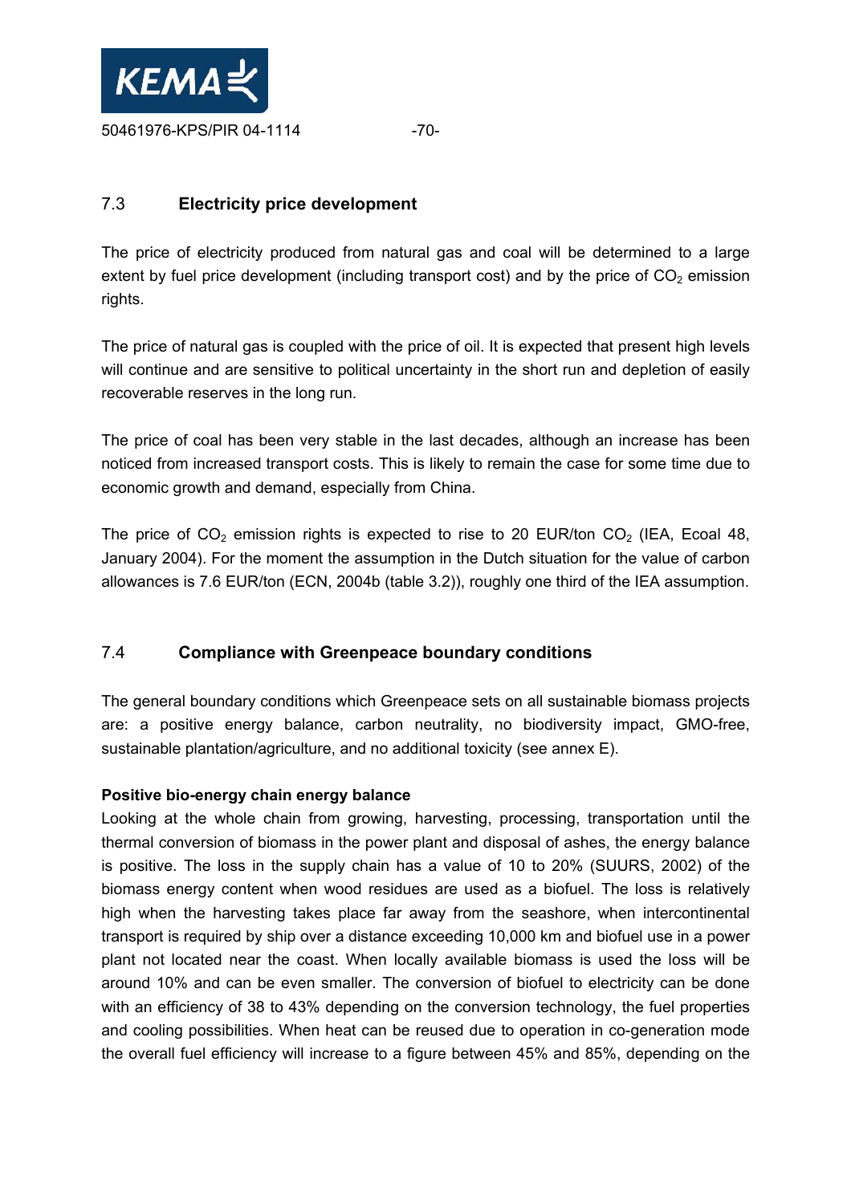## 7.3 Electricity price development

The price of electricity produced from natural gas and coal will be determined to a large extent by fuel price development (including transport cost) and by the price of $CO_2$ emission rights.

The price of natural gas is coupled with the price of oil. It is expected that present high levels will continue and are sensitive to political uncertainty in the short run and depletion of easily recoverable reserves in the long run.

The price of coal has been very stable in the last decades, although an increase has been noticed from increased transport costs. This is likely to remain the case for some time due to economic growth and demand, especially from China.

The price of $CO_2$ emission rights is expected to rise to 20 EUR/ton $CO_2$ (IEA, Ecoal 48, January 2004). For the moment the assumption in the Dutch situation for the value of carbon allowances is 7.6 EUR/ton (ECN, 2004b (table 3.2)), roughly one third of the IEA assumption.

## 7.4 Compliance with Greenpeace boundary conditions

The general boundary conditions which Greenpeace sets on all sustainable biomass projects are: a positive energy balance, carbon neutrality, no biodiversity impact, GMO-free, sustainable plantation/agriculture, and no additional toxicity (see annex E).

**Positive bio-energy chain energy balance**

Looking at the whole chain from growing, harvesting, processing, transportation until the thermal conversion of biomass in the power plant and disposal of ashes, the energy balance is positive. The loss in the supply chain has a value of 10 to 20% (SUURS, 2002) of the biomass energy content when wood residues are used as a biofuel. The loss is relatively high when the harvesting takes place far away from the seashore, when intercontinental transport is required by ship over a distance exceeding 10,000 km and biofuel use in a power plant not located near the coast. When locally available biomass is used the loss will be around 10% and can be even smaller. The conversion of biofuel to electricity can be done with an efficiency of 38 to 43% depending on the conversion technology, the fuel properties and cooling possibilities. When heat can be reused due to operation in co-generation mode the overall fuel efficiency will increase to a figure between 45% and 85%, depending on the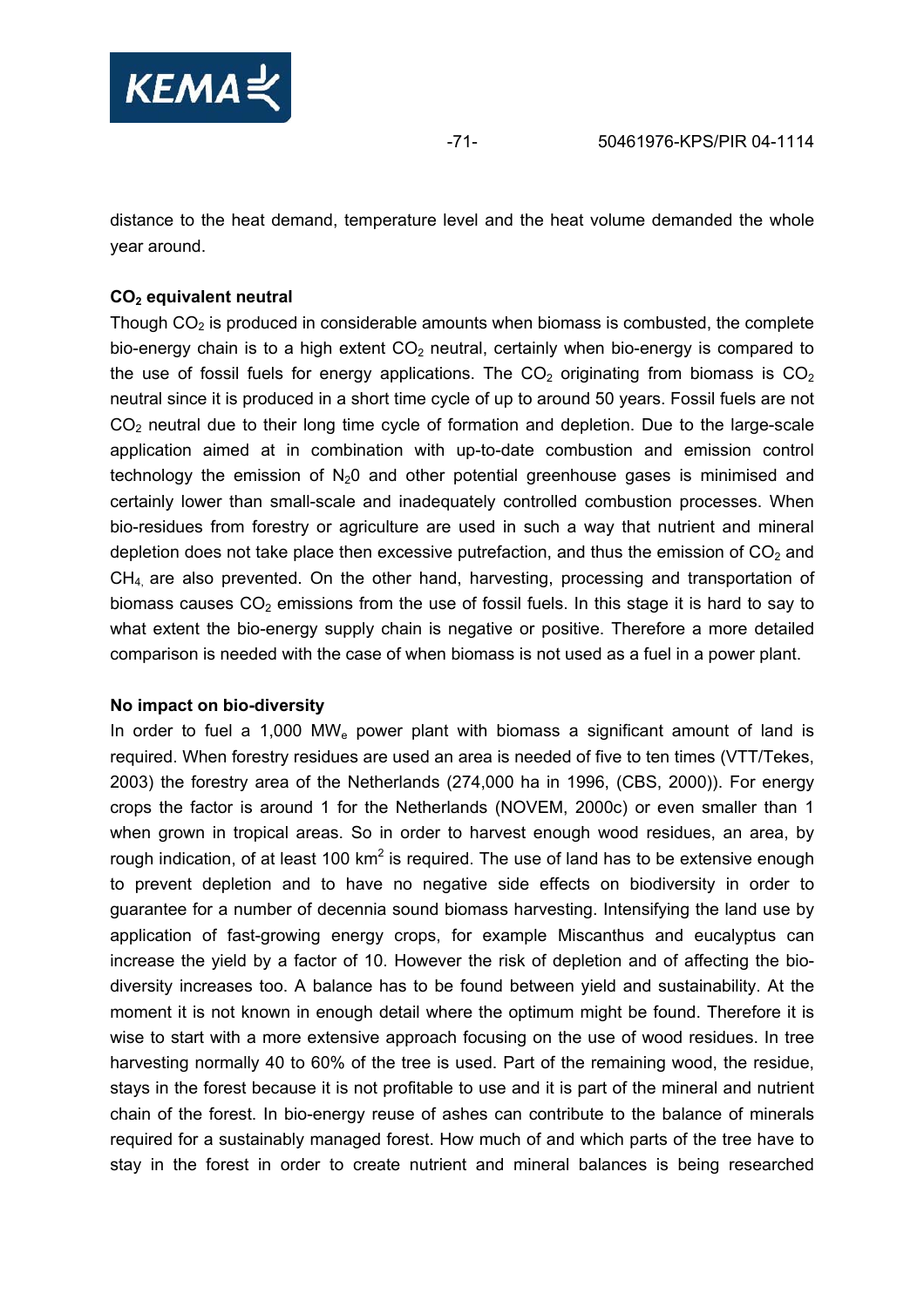distance to the heat demand, temperature level and the heat volume demanded the whole year around.

**$CO_2$ equivalent neutral**

Though $CO_2$ is produced in considerable amounts when biomass is combusted, the complete bio-energy chain is to a high extent $CO_2$ neutral, certainly when bio-energy is compared to the use of fossil fuels for energy applications. The $CO_2$ originating from biomass is $CO_2$ neutral since it is produced in a short time cycle of up to around 50 years. Fossil fuels are not $CO_2$ neutral due to their long time cycle of formation and depletion. Due to the large-scale application aimed at in combination with up-to-date combustion and emission control technology the emission of $N_20$ and other potential greenhouse gases is minimised and certainly lower than small-scale and inadequately controlled combustion processes. When bio-residues from forestry or agriculture are used in such a way that nutrient and mineral depletion does not take place then excessive putrefaction, and thus the emission of $CO_2$ and $CH_4$, are also prevented. On the other hand, harvesting, processing and transportation of biomass causes $CO_2$ emissions from the use of fossil fuels. In this stage it is hard to say to what extent the bio-energy supply chain is negative or positive. Therefore a more detailed comparison is needed with the case of when biomass is not used as a fuel in a power plant.

**No impact on bio-diversity**

In order to fuel a 1,000 $MW_e$ power plant with biomass a significant amount of land is required. When forestry residues are used an area is needed of five to ten times (VTT/Tekes, 2003) the forestry area of the Netherlands (274,000 ha in 1996, (CBS, 2000)). For energy crops the factor is around 1 for the Netherlands (NOVEM, 2000c) or even smaller than 1 when grown in tropical areas. So in order to harvest enough wood residues, an area, by rough indication, of at least 100 $km^2$ is required. The use of land has to be extensive enough to prevent depletion and to have no negative side effects on biodiversity in order to guarantee for a number of decennia sound biomass harvesting. Intensifying the land use by application of fast-growing energy crops, for example Miscanthus and eucalyptus can increase the yield by a factor of 10. However the risk of depletion and of affecting the bio-diversity increases too. A balance has to be found between yield and sustainability. At the moment it is not known in enough detail where the optimum might be found. Therefore it is wise to start with a more extensive approach focusing on the use of wood residues. In tree harvesting normally 40 to 60% of the tree is used. Part of the remaining wood, the residue, stays in the forest because it is not profitable to use and it is part of the mineral and nutrient chain of the forest. In bio-energy reuse of ashes can contribute to the balance of minerals required for a sustainably managed forest. How much of and which parts of the tree have to stay in the forest in order to create nutrient and mineral balances is being researched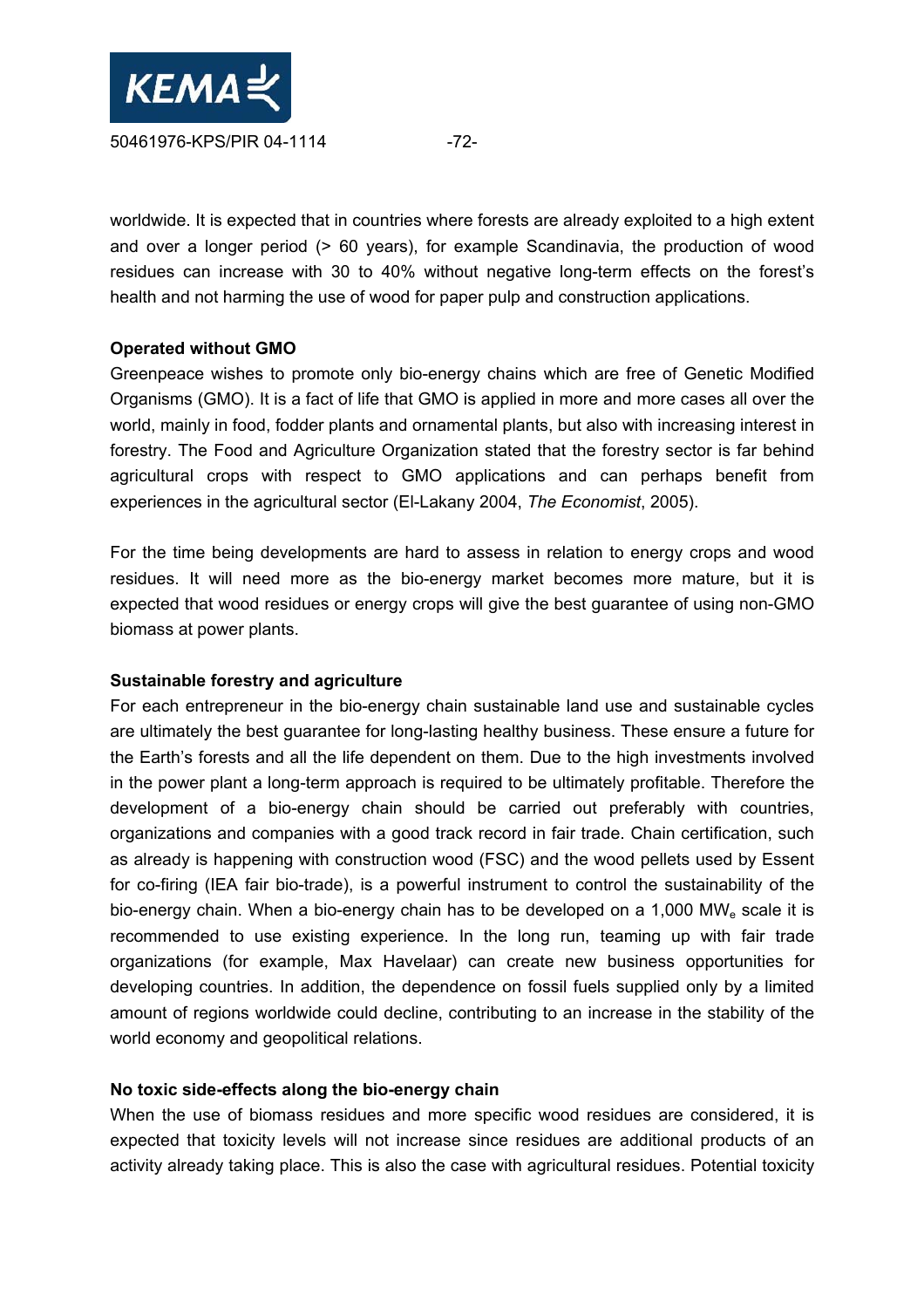worldwide. It is expected that in countries where forests are already exploited to a high extent and over a longer period (> 60 years), for example Scandinavia, the production of wood residues can increase with 30 to 40% without negative long-term effects on the forest's health and not harming the use of wood for paper pulp and construction applications.

**Operated without GMO**

Greenpeace wishes to promote only bio-energy chains which are free of Genetic Modified Organisms (GMO). It is a fact of life that GMO is applied in more and more cases all over the world, mainly in food, fodder plants and ornamental plants, but also with increasing interest in forestry. The Food and Agriculture Organization stated that the forestry sector is far behind agricultural crops with respect to GMO applications and can perhaps benefit from experiences in the agricultural sector (El-Lakany 2004, *The Economist*, 2005).

For the time being developments are hard to assess in relation to energy crops and wood residues. It will need more as the bio-energy market becomes more mature, but it is expected that wood residues or energy crops will give the best guarantee of using non-GMO biomass at power plants.

**Sustainable forestry and agriculture**

For each entrepreneur in the bio-energy chain sustainable land use and sustainable cycles are ultimately the best guarantee for long-lasting healthy business. These ensure a future for the Earth's forests and all the life dependent on them. Due to the high investments involved in the power plant a long-term approach is required to be ultimately profitable. Therefore the development of a bio-energy chain should be carried out preferably with countries, organizations and companies with a good track record in fair trade. Chain certification, such as already is happening with construction wood (FSC) and the wood pellets used by Essent for co-firing (IEA fair bio-trade), is a powerful instrument to control the sustainability of the bio-energy chain. When a bio-energy chain has to be developed on a 1,000 $MW_e$ scale it is recommended to use existing experience. In the long run, teaming up with fair trade organizations (for example, Max Havelaar) can create new business opportunities for developing countries. In addition, the dependence on fossil fuels supplied only by a limited amount of regions worldwide could decline, contributing to an increase in the stability of the world economy and geopolitical relations.

**No toxic side-effects along the bio-energy chain**

When the use of biomass residues and more specific wood residues are considered, it is expected that toxicity levels will not increase since residues are additional products of an activity already taking place. This is also the case with agricultural residues. Potential toxicity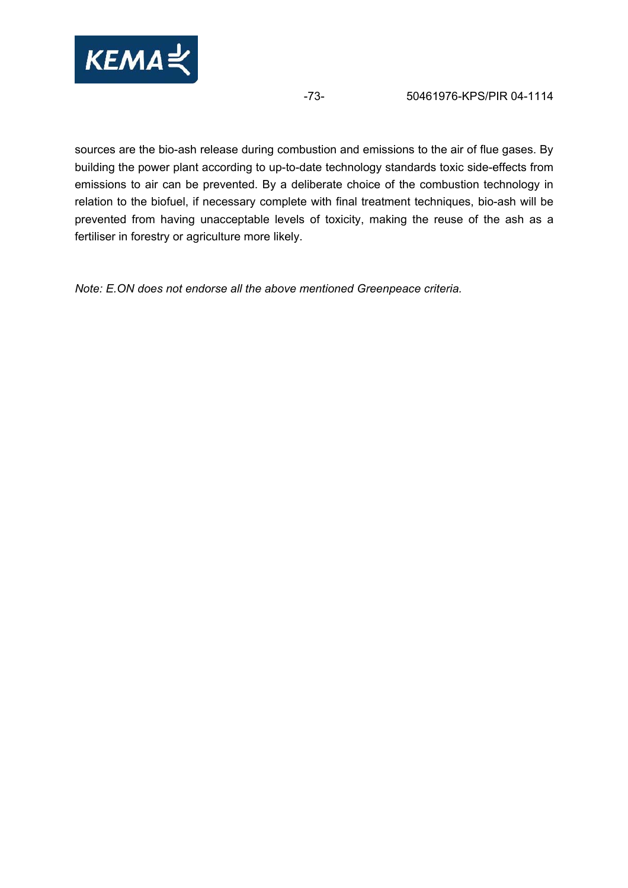sources are the bio-ash release during combustion and emissions to the air of flue gases. By building the power plant according to up-to-date technology standards toxic side-effects from emissions to air can be prevented. By a deliberate choice of the combustion technology in relation to the biofuel, if necessary complete with final treatment techniques, bio-ash will be prevented from having unacceptable levels of toxicity, making the reuse of the ash as a fertiliser in forestry or agriculture more likely.

*Note: E.ON does not endorse all the above mentioned Greenpeace criteria.*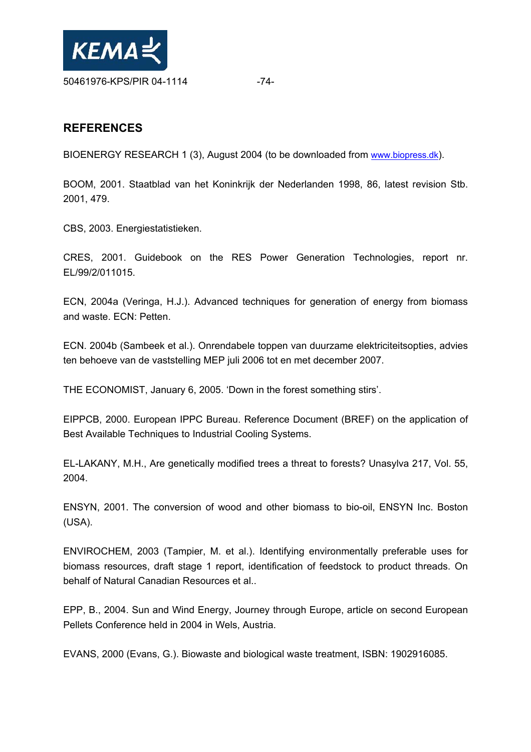## REFERENCES

BIOENERGY RESEARCH 1 (3), August 2004 (to be downloaded from www.biopress.dk).

BOOM, 2001. Staatblad van het Koninkrijk der Nederlanden 1998, 86, latest revision Stb. 2001, 479.

CBS, 2003. Energiestatistieken.

CRES, 2001. Guidebook on the RES Power Generation Technologies, report nr. EL/99/2/011015.

ECN, 2004a (Veringa, H.J.). Advanced techniques for generation of energy from biomass and waste. ECN: Petten.

ECN. 2004b (Sambeek et al.). Onrendabele toppen van duurzame elektriciteitsopties, advies ten behoeve van de vaststelling MEP juli 2006 tot en met december 2007.

THE ECONOMIST, January 6, 2005. 'Down in the forest something stirs'.

EIPPCB, 2000. European IPPC Bureau. Reference Document (BREF) on the application of Best Available Techniques to Industrial Cooling Systems.

EL-LAKANY, M.H., Are genetically modified trees a threat to forests? Unasylva 217, Vol. 55, 2004.

ENSYN, 2001. The conversion of wood and other biomass to bio-oil, ENSYN Inc. Boston (USA).

ENVIROCHEM, 2003 (Tampier, M. et al.). Identifying environmentally preferable uses for biomass resources, draft stage 1 report, identification of feedstock to product threads. On behalf of Natural Canadian Resources et al..

EPP, B., 2004. Sun and Wind Energy, Journey through Europe, article on second European Pellets Conference held in 2004 in Wels, Austria.

EVANS, 2000 (Evans, G.). Biowaste and biological waste treatment, ISBN: 1902916085.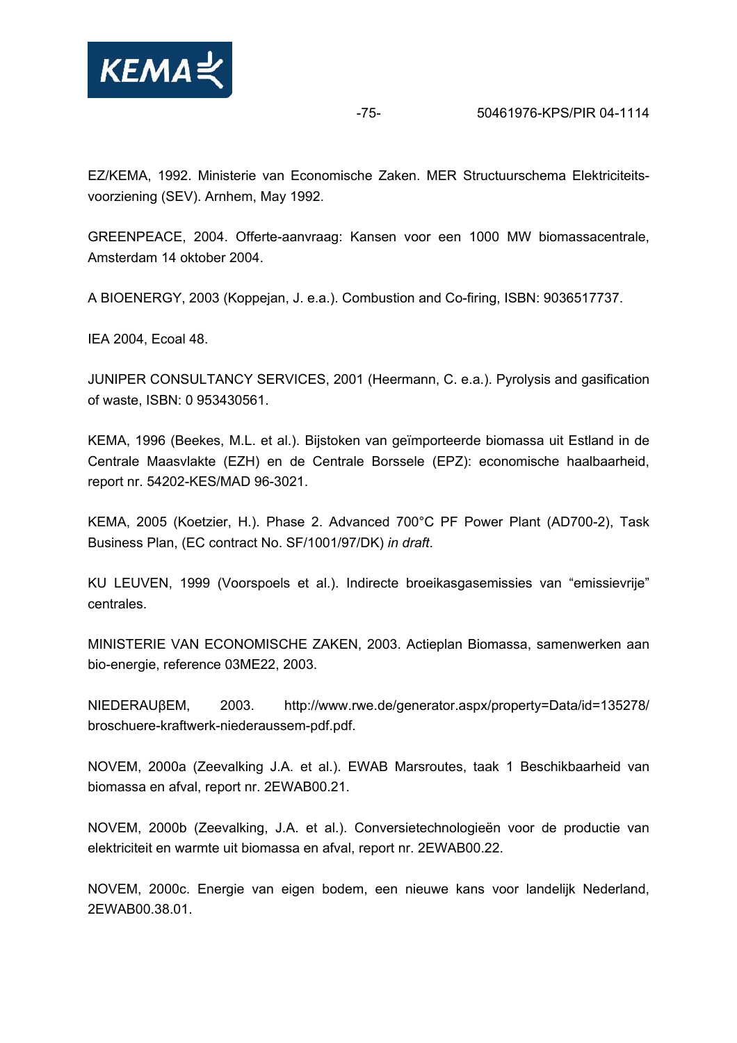EZ/KEMA, 1992. Ministerie van Economische Zaken. MER Structuurschema Elektriciteits-voorziening (SEV). Arnhem, May 1992.

GREENPEACE, 2004. Offerte-aanvraag: Kansen voor een 1000 MW biomassacentrale, Amsterdam 14 oktober 2004.

A BIOENERGY, 2003 (Koppejan, J. e.a.). Combustion and Co-firing, ISBN: 9036517737.

IEA 2004, Ecoal 48.

JUNIPER CONSULTANCY SERVICES, 2001 (Heermann, C. e.a.). Pyrolysis and gasification of waste, ISBN: 0 953430561.

KEMA, 1996 (Beekes, M.L. et al.). Bijstoken van geïmporteerde biomassa uit Estland in de Centrale Maasvlakte (EZH) en de Centrale Borssele (EPZ): economische haalbaarheid, report nr. 54202-KES/MAD 96-3021.

KEMA, 2005 (Koetzier, H.). Phase 2. Advanced 700°C PF Power Plant (AD700-2), Task Business Plan, (EC contract No. SF/1001/97/DK) *in draft*.

KU LEUVEN, 1999 (Voorspoels et al.). Indirecte broeikasgasemissies van "emissievrije" centrales.

MINISTERIE VAN ECONOMISCHE ZAKEN, 2003. Actieplan Biomassa, samenwerken aan bio-energie, reference 03ME22, 2003.

NIEDERAUβEM, 2003. http://www.rwe.de/generator.aspx/property=Data/id=135278/broschuere-kraftwerk-niederaussem-pdf.pdf.

NOVEM, 2000a (Zeevalking J.A. et al.). EWAB Marsroutes, taak 1 Beschikbaarheid van biomassa en afval, report nr. 2EWAB00.21.

NOVEM, 2000b (Zeevalking, J.A. et al.). Conversietechnologieën voor de productie van elektriciteit en warmte uit biomassa en afval, report nr. 2EWAB00.22.

NOVEM, 2000c. Energie van eigen bodem, een nieuwe kans voor landelijk Nederland, 2EWAB00.38.01.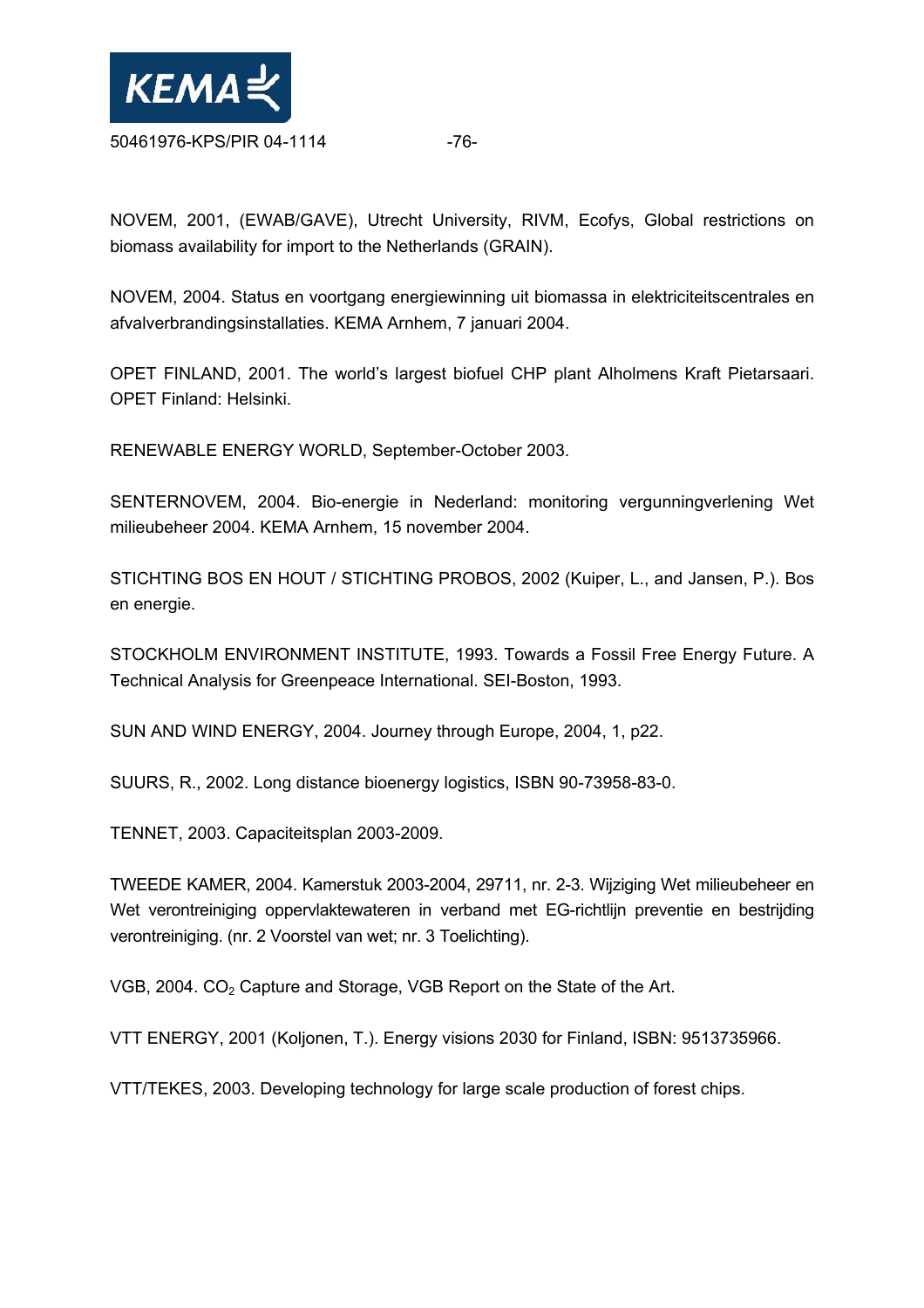NOVEM, 2001, (EWAB/GAVE), Utrecht University, RIVM, Ecofys, Global restrictions on biomass availability for import to the Netherlands (GRAIN).

NOVEM, 2004. Status en voortgang energiewinning uit biomassa in elektriciteitscentrales en afvalverbrandingsinstallaties. KEMA Arnhem, 7 januari 2004.

OPET FINLAND, 2001. The world's largest biofuel CHP plant Alholmens Kraft Pietarsaari. OPET Finland: Helsinki.

RENEWABLE ENERGY WORLD, September-October 2003.

SENTERNOVEM, 2004. Bio-energie in Nederland: monitoring vergunningverlening Wet milieubeheer 2004. KEMA Arnhem, 15 november 2004.

STICHTING BOS EN HOUT / STICHTING PROBOS, 2002 (Kuiper, L., and Jansen, P.). Bos en energie.

STOCKHOLM ENVIRONMENT INSTITUTE, 1993. Towards a Fossil Free Energy Future. A Technical Analysis for Greenpeace International. SEI-Boston, 1993.

SUN AND WIND ENERGY, 2004. Journey through Europe, 2004, 1, p22.

SUURS, R., 2002. Long distance bioenergy logistics, ISBN 90-73958-83-0.

TENNET, 2003. Capaciteitsplan 2003-2009.

TWEEDE KAMER, 2004. Kamerstuk 2003-2004, 29711, nr. 2-3. Wijziging Wet milieubeheer en Wet verontreiniging oppervlaktewateren in verband met EG-richtlijn preventie en bestrijding verontreiniging. (nr. 2 Voorstel van wet; nr. 3 Toelichting).

VGB, 2004. $CO_2$ Capture and Storage, VGB Report on the State of the Art.

VTT ENERGY, 2001 (Koljonen, T.). Energy visions 2030 for Finland, ISBN: 9513735966.

VTT/TEKES, 2003. Developing technology for large scale production of forest chips.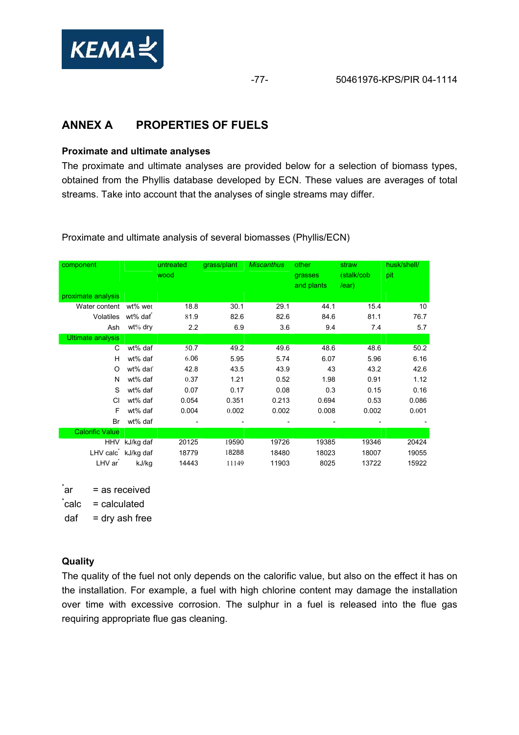## ANNEX A PROPERTIES OF FUELS

### Proximate and ultimate analyses

The proximate and ultimate analyses are provided below for a selection of biomass types, obtained from the Phyllis database developed by ECN. These values are averages of total streams. Take into account that the analyses of single streams may differ.

Proximate and ultimate analysis of several biomasses (Phyllis/ECN)

| component | | untreated wood | grass/plant | *Miscanthus* | other grasses and plants | straw (stalk/cob /ear) | husk/shell/ pit |
|---|---|---|---|---|---|---|---|
| proximate analysis | | | | | | | |
| Water content | wt% wet | 18.8 | 30.1 | 29.1 | 44.1 | 15.4 | 10 |
| Volatiles | wt% daf* | 81.9 | 82.6 | 82.6 | 84.6 | 81.1 | 76.7 |
| Ash | wt% dry | 2.2 | 6.9 | 3.6 | 9.4 | 7.4 | 5.7 |
| Ultimate analysis | | | | | | | |
| C | wt% daf | 50.7 | 49.2 | 49.6 | 48.6 | 48.6 | 50.2 |
| H | wt% daf | 6.06 | 5.95 | 5.74 | 6.07 | 5.96 | 6.16 |
| O | wt% daf | 42.8 | 43.5 | 43.9 | 43 | 43.2 | 42.6 |
| N | wt% daf | 0.37 | 1.21 | 0.52 | 1.98 | 0.91 | 1.12 |
| S | wt% daf | 0.07 | 0.17 | 0.08 | 0.3 | 0.15 | 0.16 |
| Cl | wt% daf | 0.054 | 0.351 | 0.213 | 0.694 | 0.53 | 0.086 |
| F | wt% daf | 0.004 | 0.002 | 0.002 | 0.008 | 0.002 | 0.001 |
| Br | wt% daf | - | - | - | - | - | - |
| Calorific Value | | | | | | | |
| HHV | kJ/kg daf | 20125 | 19590 | 19726 | 19385 | 19346 | 20424 |
| LHV calc* | kJ/kg daf | 18779 | 18288 | 18480 | 18023 | 18007 | 19055 |
| LHV ar* | kJ/kg | 14443 | 11149 | 11903 | 8025 | 13722 | 15922 |

*ar = as received
*calc = calculated
daf = dry ash free

### Quality

The quality of the fuel not only depends on the calorific value, but also on the effect it has on the installation. For example, a fuel with high chlorine content may damage the installation over time with excessive corrosion. The sulphur in a fuel is released into the flue gas requiring appropriate flue gas cleaning.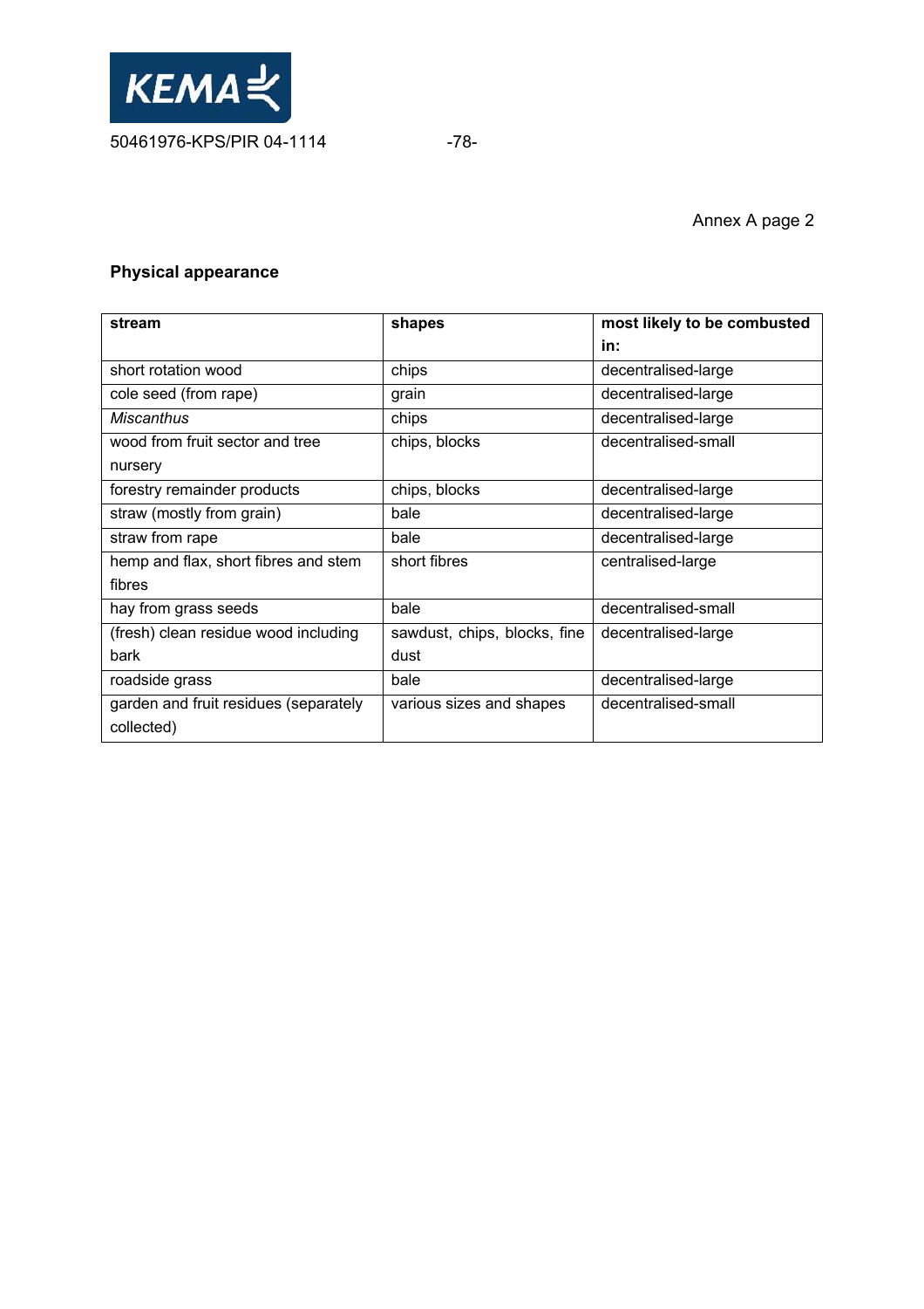Annex A page 2

## Physical appearance

| stream | shapes | most likely to be combusted in: |
|---|---|---|
| short rotation wood | chips | decentralised-large |
| cole seed (from rape) | grain | decentralised-large |
| *Miscanthus* | chips | decentralised-large |
| wood from fruit sector and tree nursery | chips, blocks | decentralised-small |
| forestry remainder products | chips, blocks | decentralised-large |
| straw (mostly from grain) | bale | decentralised-large |
| straw from rape | bale | decentralised-large |
| hemp and flax, short fibres and stem fibres | short fibres | centralised-large |
| hay from grass seeds | bale | decentralised-small |
| (fresh) clean residue wood including bark | sawdust, chips, blocks, fine dust | decentralised-large |
| roadside grass | bale | decentralised-large |
| garden and fruit residues (separately collected) | various sizes and shapes | decentralised-small |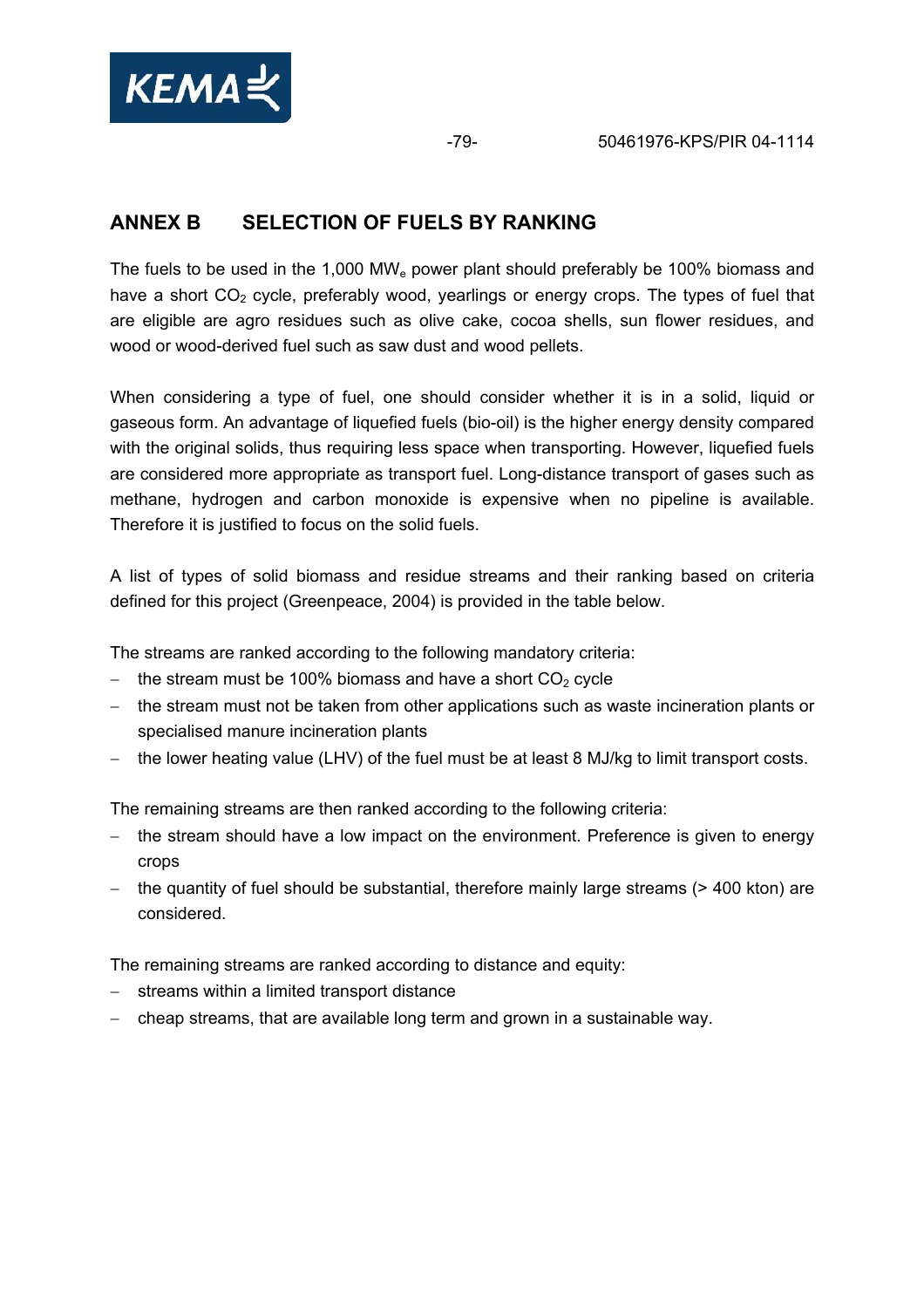# ANNEX B SELECTION OF FUELS BY RANKING

The fuels to be used in the 1,000 $MW_e$ power plant should preferably be 100% biomass and have a short $CO_2$ cycle, preferably wood, yearlings or energy crops. The types of fuel that are eligible are agro residues such as olive cake, cocoa shells, sun flower residues, and wood or wood-derived fuel such as saw dust and wood pellets.

When considering a type of fuel, one should consider whether it is in a solid, liquid or gaseous form. An advantage of liquefied fuels (bio-oil) is the higher energy density compared with the original solids, thus requiring less space when transporting. However, liquefied fuels are considered more appropriate as transport fuel. Long-distance transport of gases such as methane, hydrogen and carbon monoxide is expensive when no pipeline is available. Therefore it is justified to focus on the solid fuels.

A list of types of solid biomass and residue streams and their ranking based on criteria defined for this project (Greenpeace, 2004) is provided in the table below.

The streams are ranked according to the following mandatory criteria:

- the stream must be 100% biomass and have a short $CO_2$ cycle
- the stream must not be taken from other applications such as waste incineration plants or specialised manure incineration plants
- the lower heating value (LHV) of the fuel must be at least 8 MJ/kg to limit transport costs.

The remaining streams are then ranked according to the following criteria:

- the stream should have a low impact on the environment. Preference is given to energy crops
- the quantity of fuel should be substantial, therefore mainly large streams (> 400 kton) are considered.

The remaining streams are ranked according to distance and equity:

- streams within a limited transport distance
- cheap streams, that are available long term and grown in a sustainable way.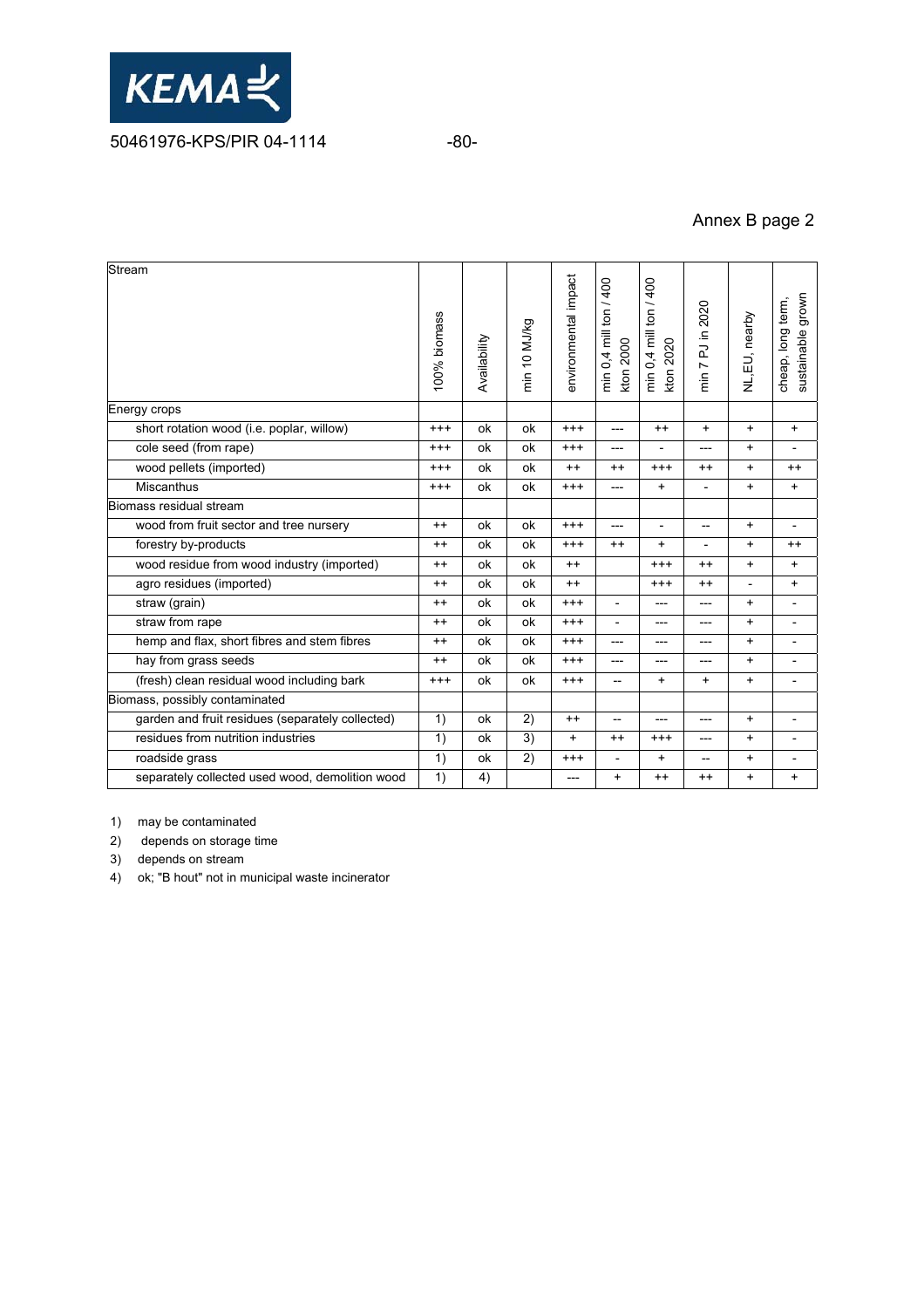Annex B page 2

| Stream | 100% biomass | Availability | min 10 MJ/kg | environmental impact | min 0,4 mill ton / 400 kton 2000 | min 0,4 mill ton / 400 kton 2020 | min 7 PJ in 2020 | NL,EU, nearby | cheap, long tem, sustainable grown |
|---|---|---|---|---|---|---|---|---|---|
| Energy crops | | | | | | | | | |
| short rotation wood (i.e. poplar, willow) | +++ | ok | ok | +++ | --- | ++ | + | + | + |
| cole seed (from rape) | +++ | ok | ok | +++ | --- | - | --- | + | - |
| wood pellets (imported) | +++ | ok | ok | ++ | ++ | +++ | ++ | + | ++ |
| Miscanthus | +++ | ok | ok | +++ | --- | + | - | + | + |
| Biomass residual stream | | | | | | | | | |
| wood from fruit sector and tree nursery | ++ | ok | ok | +++ | --- | - | -- | + | - |
| forestry by-products | ++ | ok | ok | +++ | ++ | + | - | + | ++ |
| wood residue from wood industry (imported) | ++ | ok | ok | ++ | | +++ | ++ | + | + |
| agro residues (imported) | ++ | ok | ok | ++ | | +++ | ++ | - | + |
| straw (grain) | ++ | ok | ok | +++ | - | --- | --- | + | - |
| straw from rape | ++ | ok | ok | +++ | - | --- | --- | + | - |
| hemp and flax, short fibres and stem fibres | ++ | ok | ok | +++ | --- | --- | --- | + | - |
| hay from grass seeds | ++ | ok | ok | +++ | --- | --- | --- | + | - |
| (fresh) clean residual wood including bark | +++ | ok | ok | +++ | -- | + | + | + | - |
| Biomass, possibly contaminated | | | | | | | | | |
| garden and fruit residues (separately collected) | 1) | ok | 2) | ++ | -- | --- | --- | + | - |
| residues from nutrition industries | 1) | ok | 3) | + | ++ | +++ | --- | + | - |
| roadside grass | 1) | ok | 2) | +++ | - | + | -- | + | - |
| separately collected used wood, demolition wood | 1) | 4) | | --- | + | ++ | ++ | + | + |

1) may be contaminated
2) depends on storage time
3) depends on stream
4) ok; "B hout" not in municipal waste incinerator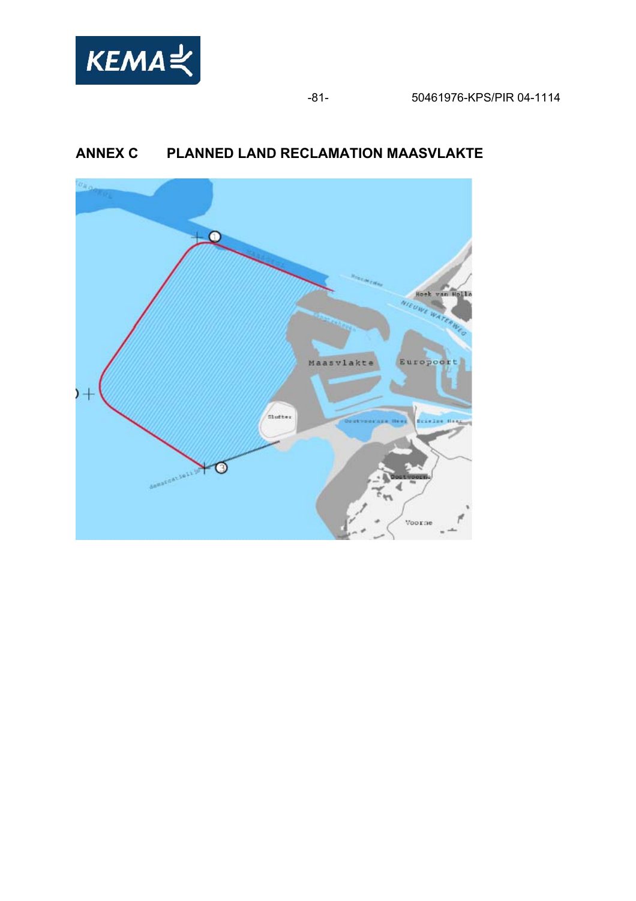# ANNEX C PLANNED LAND RECLAMATION MAASVLAKTE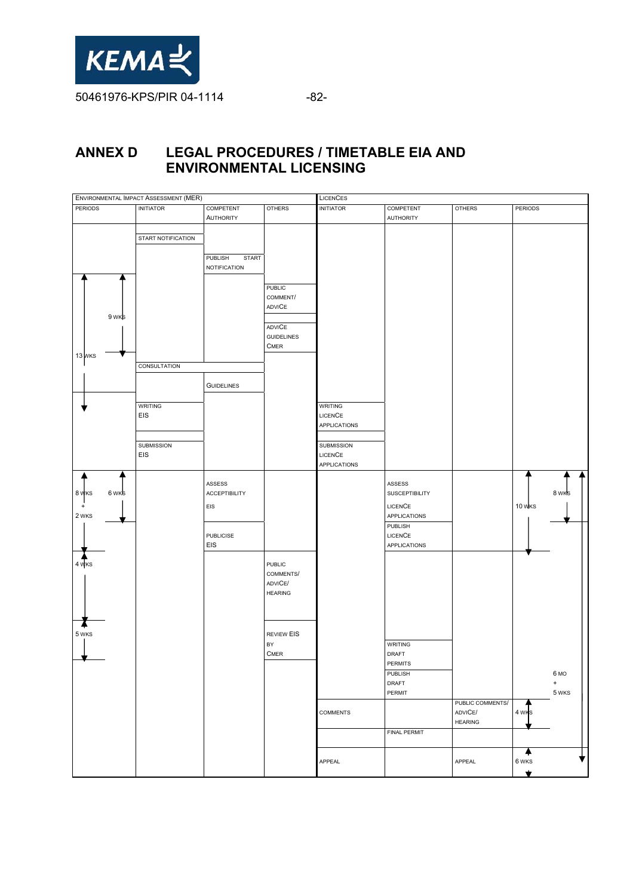# ANNEX D LEGAL PROCEDURES / TIMETABLE EIA AND ENVIRONMENTAL LICENSING

| ENVIRONMENTAL IMPACT ASSESSMENT (MER) | | | | LICENCES | | | |
|---|---|---|---|---|---|---|---|
| PERIODS | INITIATOR | COMPETENT AUTHORITY | OTHERS | INITIATOR | COMPETENT AUTHORITY | OTHERS | PERIODS |
| | START NOTIFICATION | | | | | | |
| | | PUBLISH START NOTIFICATION | | | | | |
| 13 WKS; 9 WKS | | | PUBLIC COMMENT/ ADVICE | | | | |
| | | | ADVICE GUIDELINES CMER | | | | |
| | CONSULTATION | | | | | | |
| | | GUIDELINES | | | | | |
| | WRITING EIS | | | WRITING LICENCE APPLICATIONS | | | |
| | SUBMISSION EIS | | | SUBMISSION LICENCE APPLICATIONS | | | |
| 8 WKS + 2 WKS; 6 WKS | | ASSESS ACCEPTIBILITY EIS | | | ASSESS SUSCEPTIBILITY LICENCE APPLICATIONS | | 10 WKS; 8 WKS |
| | | PUBLICISE EIS | | | PUBLISH LICENCE APPLICATIONS | | |
| 4 WKS | | | PUBLIC COMMENTS/ ADVICE/ HEARING | | | | |
| 5 WKS | | | REVIEW EIS BY CMER | | WRITING DRAFT PERMITS | | |
| | | | | | PUBLISH DRAFT PERMIT | | 6 MO + 5 WKS |
| | | | | COMMENTS | | PUBLIC COMMENTS/ ADVICE/ HEARING | 4 WKS |
| | | | | | FINAL PERMIT | | |
| | | | | APPEAL | | APPEAL | 6 WKS |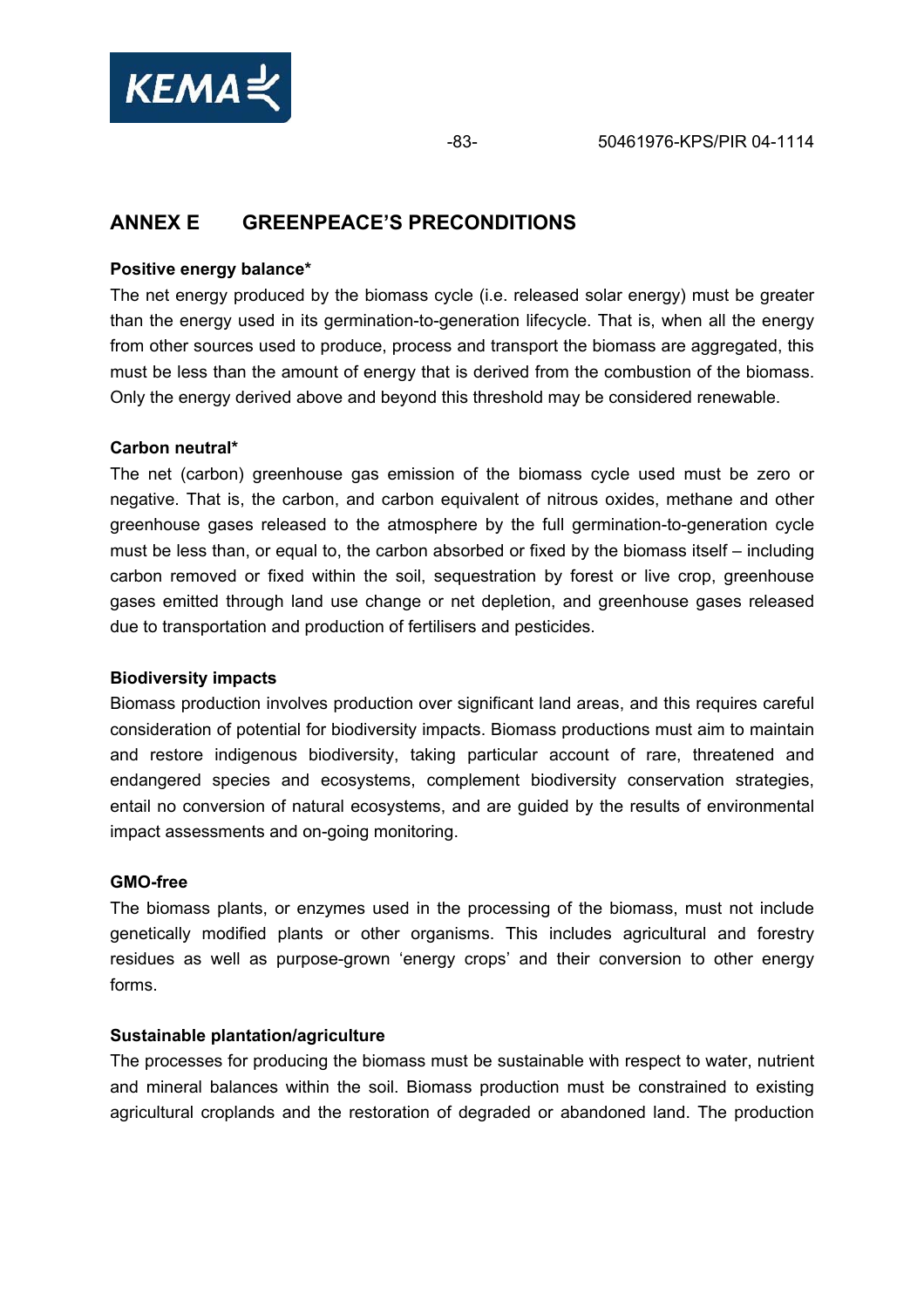## ANNEX E GREENPEACE'S PRECONDITIONS

**Positive energy balance***

The net energy produced by the biomass cycle (i.e. released solar energy) must be greater than the energy used in its germination-to-generation lifecycle. That is, when all the energy from other sources used to produce, process and transport the biomass are aggregated, this must be less than the amount of energy that is derived from the combustion of the biomass. Only the energy derived above and beyond this threshold may be considered renewable.

**Carbon neutral***

The net (carbon) greenhouse gas emission of the biomass cycle used must be zero or negative. That is, the carbon, and carbon equivalent of nitrous oxides, methane and other greenhouse gases released to the atmosphere by the full germination-to-generation cycle must be less than, or equal to, the carbon absorbed or fixed by the biomass itself – including carbon removed or fixed within the soil, sequestration by forest or live crop, greenhouse gases emitted through land use change or net depletion, and greenhouse gases released due to transportation and production of fertilisers and pesticides.

**Biodiversity impacts**

Biomass production involves production over significant land areas, and this requires careful consideration of potential for biodiversity impacts. Biomass productions must aim to maintain and restore indigenous biodiversity, taking particular account of rare, threatened and endangered species and ecosystems, complement biodiversity conservation strategies, entail no conversion of natural ecosystems, and are guided by the results of environmental impact assessments and on-going monitoring.

**GMO-free**

The biomass plants, or enzymes used in the processing of the biomass, must not include genetically modified plants or other organisms. This includes agricultural and forestry residues as well as purpose-grown 'energy crops' and their conversion to other energy forms.

**Sustainable plantation/agriculture**

The processes for producing the biomass must be sustainable with respect to water, nutrient and mineral balances within the soil. Biomass production must be constrained to existing agricultural croplands and the restoration of degraded or abandoned land. The production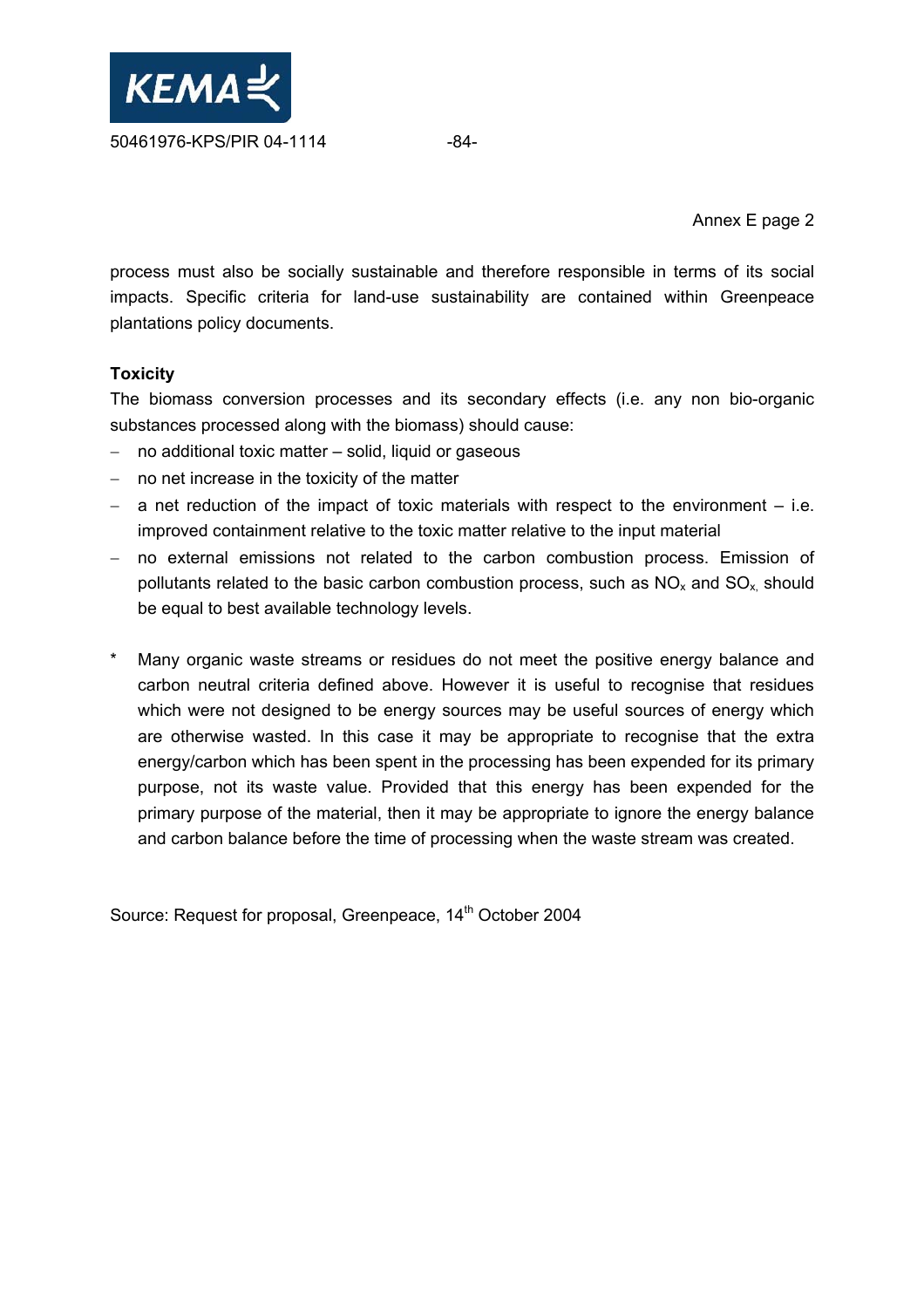Annex E page 2

process must also be socially sustainable and therefore responsible in terms of its social impacts. Specific criteria for land-use sustainability are contained within Greenpeace plantations policy documents.

**Toxicity**

The biomass conversion processes and its secondary effects (i.e. any non bio-organic substances processed along with the biomass) should cause:

- no additional toxic matter – solid, liquid or gaseous
- no net increase in the toxicity of the matter
- a net reduction of the impact of toxic materials with respect to the environment – i.e. improved containment relative to the toxic matter relative to the input material
- no external emissions not related to the carbon combustion process. Emission of pollutants related to the basic carbon combustion process, such as $NO_x$ and $SO_x$, should be equal to best available technology levels.

\* Many organic waste streams or residues do not meet the positive energy balance and carbon neutral criteria defined above. However it is useful to recognise that residues which were not designed to be energy sources may be useful sources of energy which are otherwise wasted. In this case it may be appropriate to recognise that the extra energy/carbon which has been spent in the processing has been expended for its primary purpose, not its waste value. Provided that this energy has been expended for the primary purpose of the material, then it may be appropriate to ignore the energy balance and carbon balance before the time of processing when the waste stream was created.

Source: Request for proposal, Greenpeace, 14th October 2004